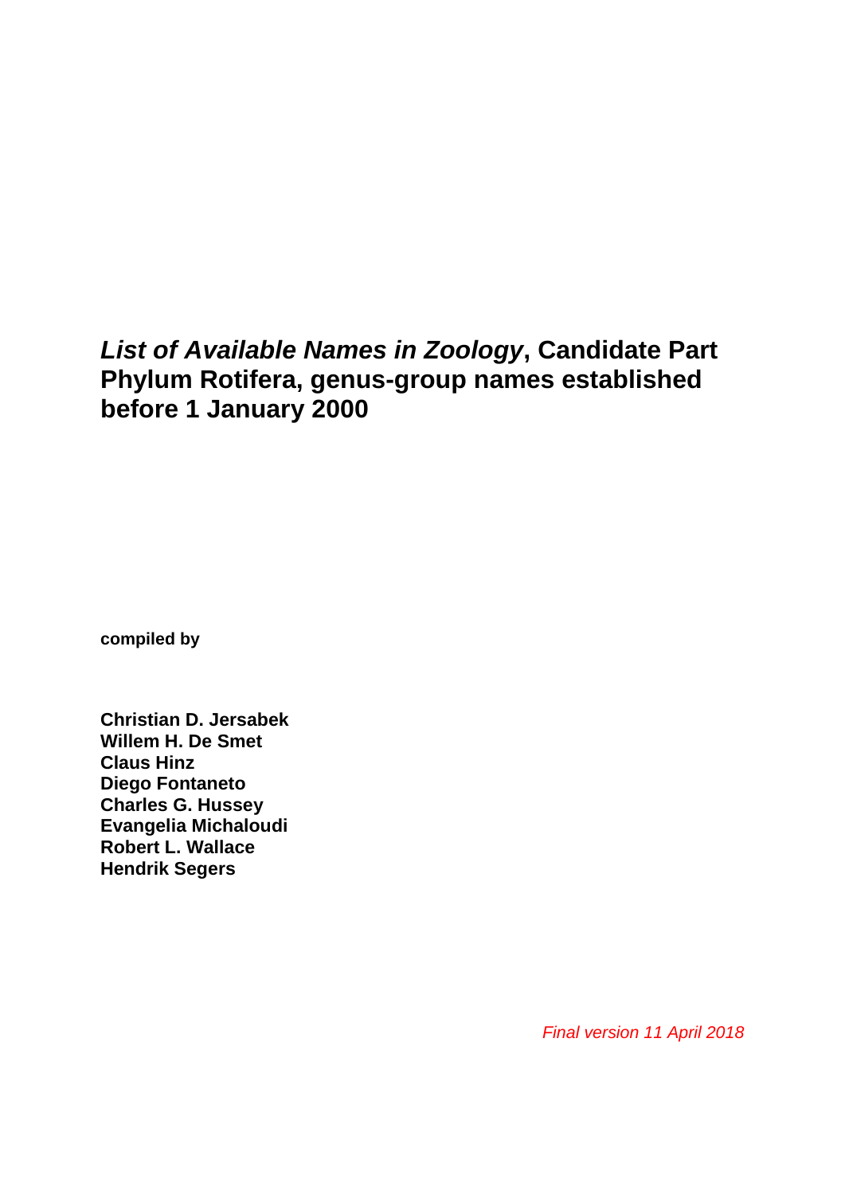# *List of Available Names in Zoology*, Candidate Part Phylum Rotifera, genus-group names established before 1 January 2000

**compiled by**

**Christian D. Jersabek**
**Willem H. De Smet**
**Claus Hinz**
**Diego Fontaneto**
**Charles G. Hussey**
**Evangelia Michaloudi**
**Robert L. Wallace**
**Hendrik Segers**

*Final version 11 April 2018*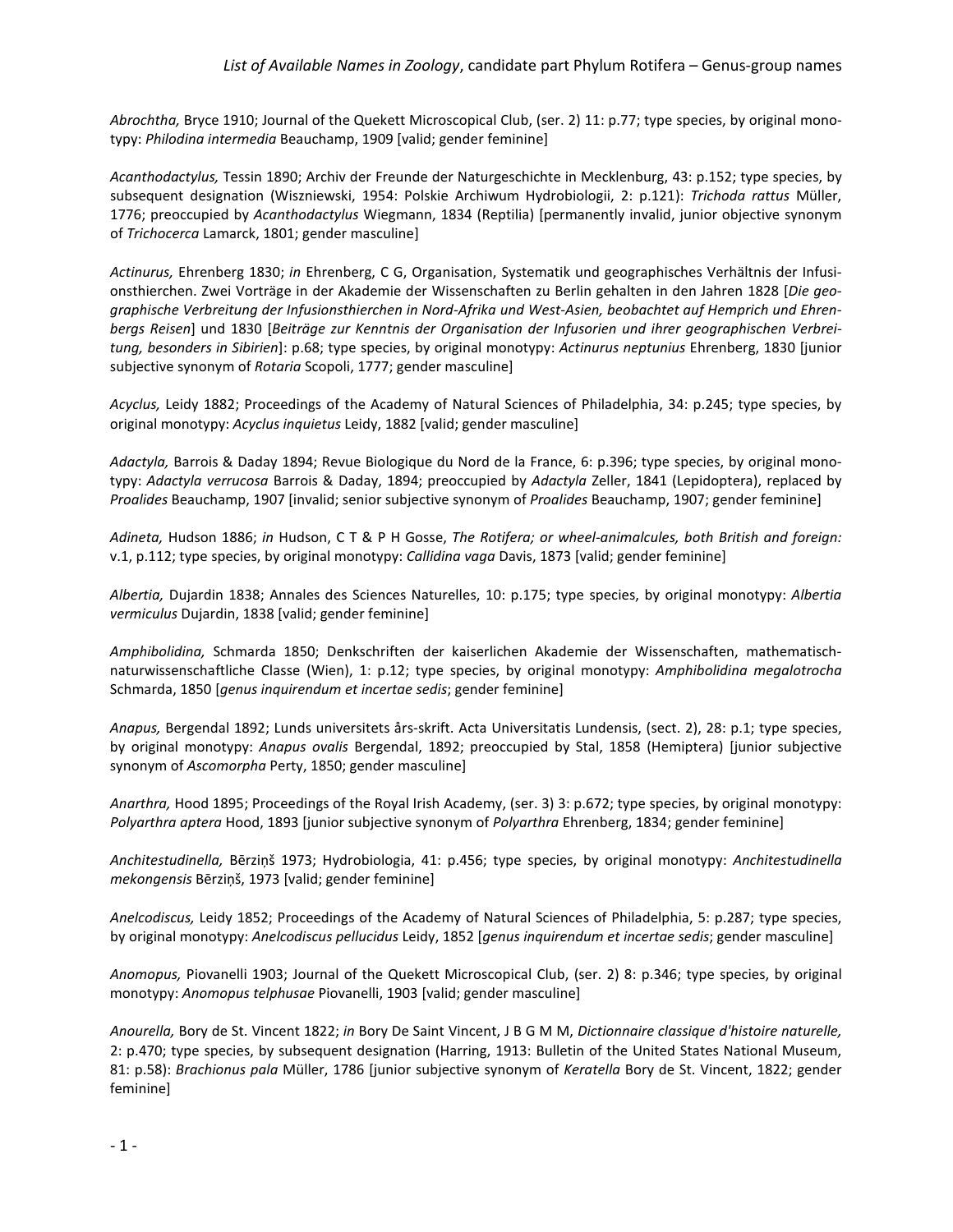*Abrochtha,* Bryce 1910; Journal of the Quekett Microscopical Club, (ser. 2) 11: p.77; type species, by original monotypy: *Philodina intermedia* Beauchamp, 1909 [valid; gender feminine]

*Acanthodactylus,* Tessin 1890; Archiv der Freunde der Naturgeschichte in Mecklenburg, 43: p.152; type species, by subsequent designation (Wiszniewski, 1954: Polskie Archiwum Hydrobiologii, 2: p.121): *Trichoda rattus* Müller, 1776; preoccupied by *Acanthodactylus* Wiegmann, 1834 (Reptilia) [permanently invalid, junior objective synonym of *Trichocerca* Lamarck, 1801; gender masculine]

*Actinurus,* Ehrenberg 1830; *in* Ehrenberg, C G, Organisation, Systematik und geographisches Verhältnis der Infusionsthierchen. Zwei Vorträge in der Akademie der Wissenschaften zu Berlin gehalten in den Jahren 1828 [*Die geographische Verbreitung der Infusionsthierchen in Nord-Afrika und West-Asien, beobachtet auf Hemprich und Ehrenbergs Reisen*] und 1830 [*Beiträge zur Kenntnis der Organisation der Infusorien und ihrer geographischen Verbreitung, besonders in Sibirien*]: p.68; type species, by original monotypy: *Actinurus neptunius* Ehrenberg, 1830 [junior subjective synonym of *Rotaria* Scopoli, 1777; gender masculine]

*Acyclus,* Leidy 1882; Proceedings of the Academy of Natural Sciences of Philadelphia, 34: p.245; type species, by original monotypy: *Acyclus inquietus* Leidy, 1882 [valid; gender masculine]

*Adactyla,* Barrois & Daday 1894; Revue Biologique du Nord de la France, 6: p.396; type species, by original monotypy: *Adactyla verrucosa* Barrois & Daday, 1894; preoccupied by *Adactyla* Zeller, 1841 (Lepidoptera), replaced by *Proalides* Beauchamp, 1907 [invalid; senior subjective synonym of *Proalides* Beauchamp, 1907; gender feminine]

*Adineta,* Hudson 1886; *in* Hudson, C T & P H Gosse, *The Rotifera; or wheel-animalcules, both British and foreign:* v.1, p.112; type species, by original monotypy: *Callidina vaga* Davis, 1873 [valid; gender feminine]

*Albertia,* Dujardin 1838; Annales des Sciences Naturelles, 10: p.175; type species, by original monotypy: *Albertia vermiculus* Dujardin, 1838 [valid; gender feminine]

*Amphibolidina,* Schmarda 1850; Denkschriften der kaiserlichen Akademie der Wissenschaften, mathematisch-naturwissenschaftliche Classe (Wien), 1: p.12; type species, by original monotypy: *Amphibolidina megalotrocha* Schmarda, 1850 [*genus inquirendum et incertae sedis*; gender feminine]

*Anapus,* Bergendal 1892; Lunds universitets års-skrift. Acta Universitatis Lundensis, (sect. 2), 28: p.1; type species, by original monotypy: *Anapus ovalis* Bergendal, 1892; preoccupied by Stal, 1858 (Hemiptera) [junior subjective synonym of *Ascomorpha* Perty, 1850; gender masculine]

*Anarthra,* Hood 1895; Proceedings of the Royal Irish Academy, (ser. 3) 3: p.672; type species, by original monotypy: *Polyarthra aptera* Hood, 1893 [junior subjective synonym of *Polyarthra* Ehrenberg, 1834; gender feminine]

*Architestudinella,* Bērziņš 1973; Hydrobiologia, 41: p.456; type species, by original monotypy: *Architestudinella mekongensis* Bērziņš, 1973 [valid; gender feminine]

*Anelcodiscus,* Leidy 1852; Proceedings of the Academy of Natural Sciences of Philadelphia, 5: p.287; type species, by original monotypy: *Anelcodiscus pellucidus* Leidy, 1852 [*genus inquirendum et incertae sedis*; gender masculine]

*Anomopus,* Piovanelli 1903; Journal of the Quekett Microscopical Club, (ser. 2) 8: p.346; type species, by original monotypy: *Anomopus telphusae* Piovanelli, 1903 [valid; gender masculine]

*Anourella,* Bory de St. Vincent 1822; *in* Bory De Saint Vincent, J B G M M, *Dictionnaire classique d'histoire naturelle,* 2: p.470; type species, by subsequent designation (Harring, 1913: Bulletin of the United States National Museum, 81: p.58): *Brachionus pala* Müller, 1786 [junior subjective synonym of *Keratella* Bory de St. Vincent, 1822; gender feminine]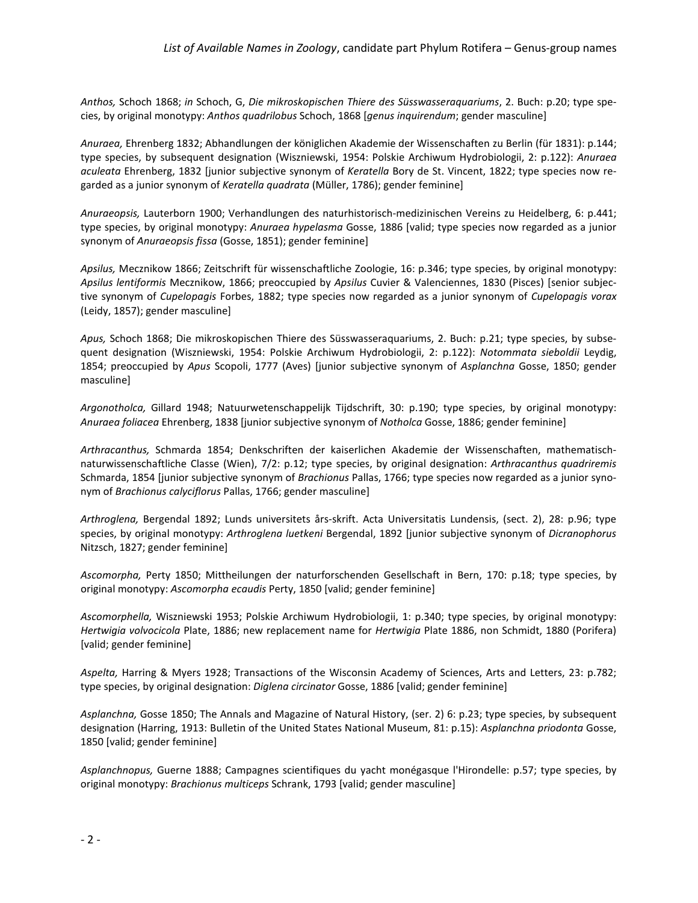*Anthos,* Schoch 1868; *in* Schoch, G, *Die mikroskopischen Thiere des Süsswasseraquariums*, 2. Buch: p.20; type species, by original monotypy: *Anthos quadrilobus* Schoch, 1868 [*genus inquirendum*; gender masculine]

*Anuraea,* Ehrenberg 1832; Abhandlungen der königlichen Akademie der Wissenschaften zu Berlin (für 1831): p.144; type species, by subsequent designation (Wiszniewski, 1954: Polskie Archiwum Hydrobiologii, 2: p.122): *Anuraea aculeata* Ehrenberg, 1832 [junior subjective synonym of *Keratella* Bory de St. Vincent, 1822; type species now regarded as a junior synonym of *Keratella quadrata* (Müller, 1786); gender feminine]

*Anuraeopsis,* Lauterborn 1900; Verhandlungen des naturhistorisch-medizinischen Vereins zu Heidelberg, 6: p.441; type species, by original monotypy: *Anuraea hypelasma* Gosse, 1886 [valid; type species now regarded as a junior synonym of *Anuraeopsis fissa* (Gosse, 1851); gender feminine]

*Apsilus,* Mecznikow 1866; Zeitschrift für wissenschaftliche Zoologie, 16: p.346; type species, by original monotypy: *Apsilus lentiformis* Mecznikow, 1866; preoccupied by *Apsilus* Cuvier & Valenciennes, 1830 (Pisces) [senior subjective synonym of *Cupelopagis* Forbes, 1882; type species now regarded as a junior synonym of *Cupelopagis vorax* (Leidy, 1857); gender masculine]

*Apus,* Schoch 1868; Die mikroskopischen Thiere des Süsswasseraquariums, 2. Buch: p.21; type species, by subsequent designation (Wiszniewski, 1954: Polskie Archiwum Hydrobiologii, 2: p.122): *Notommata sieboldii* Leydig, 1854; preoccupied by *Apus* Scopoli, 1777 (Aves) [junior subjective synonym of *Asplanchna* Gosse, 1850; gender masculine]

*Argonotholca,* Gillard 1948; Natuurwetenschappelijk Tijdschrift, 30: p.190; type species, by original monotypy: *Anuraea foliacea* Ehrenberg, 1838 [junior subjective synonym of *Notholca* Gosse, 1886; gender feminine]

*Arthracanthus,* Schmarda 1854; Denkschriften der kaiserlichen Akademie der Wissenschaften, mathematisch-naturwissenschaftliche Classe (Wien), 7/2: p.12; type species, by original designation: *Arthracanthus quadriremis* Schmarda, 1854 [junior subjective synonym of *Brachionus* Pallas, 1766; type species now regarded as a junior synonym of *Brachionus calyciflorus* Pallas, 1766; gender masculine]

*Arthroglena,* Bergendal 1892; Lunds universitets års-skrift. Acta Universitatis Lundensis, (sect. 2), 28: p.96; type species, by original monotypy: *Arthroglena luetkeni* Bergendal, 1892 [junior subjective synonym of *Dicranophorus* Nitzsch, 1827; gender feminine]

*Ascomorpha,* Perty 1850; Mittheilungen der naturforschenden Gesellschaft in Bern, 170: p.18; type species, by original monotypy: *Ascomorpha ecaudis* Perty, 1850 [valid; gender feminine]

*Ascomorphella,* Wiszniewski 1953; Polskie Archiwum Hydrobiologii, 1: p.340; type species, by original monotypy: *Hertwigia volvocicola* Plate, 1886; new replacement name for *Hertwigia* Plate 1886, non Schmidt, 1880 (Porifera) [valid; gender feminine]

*Aspelta,* Harring & Myers 1928; Transactions of the Wisconsin Academy of Sciences, Arts and Letters, 23: p.782; type species, by original designation: *Diglena circinator* Gosse, 1886 [valid; gender feminine]

*Asplanchna,* Gosse 1850; The Annals and Magazine of Natural History, (ser. 2) 6: p.23; type species, by subsequent designation (Harring, 1913: Bulletin of the United States National Museum, 81: p.15): *Asplanchna priodonta* Gosse, 1850 [valid; gender feminine]

*Asplanchnopus,* Guerne 1888; Campagnes scientifiques du yacht monégasque l'Hirondelle: p.57; type species, by original monotypy: *Brachionus multiceps* Schrank, 1793 [valid; gender masculine]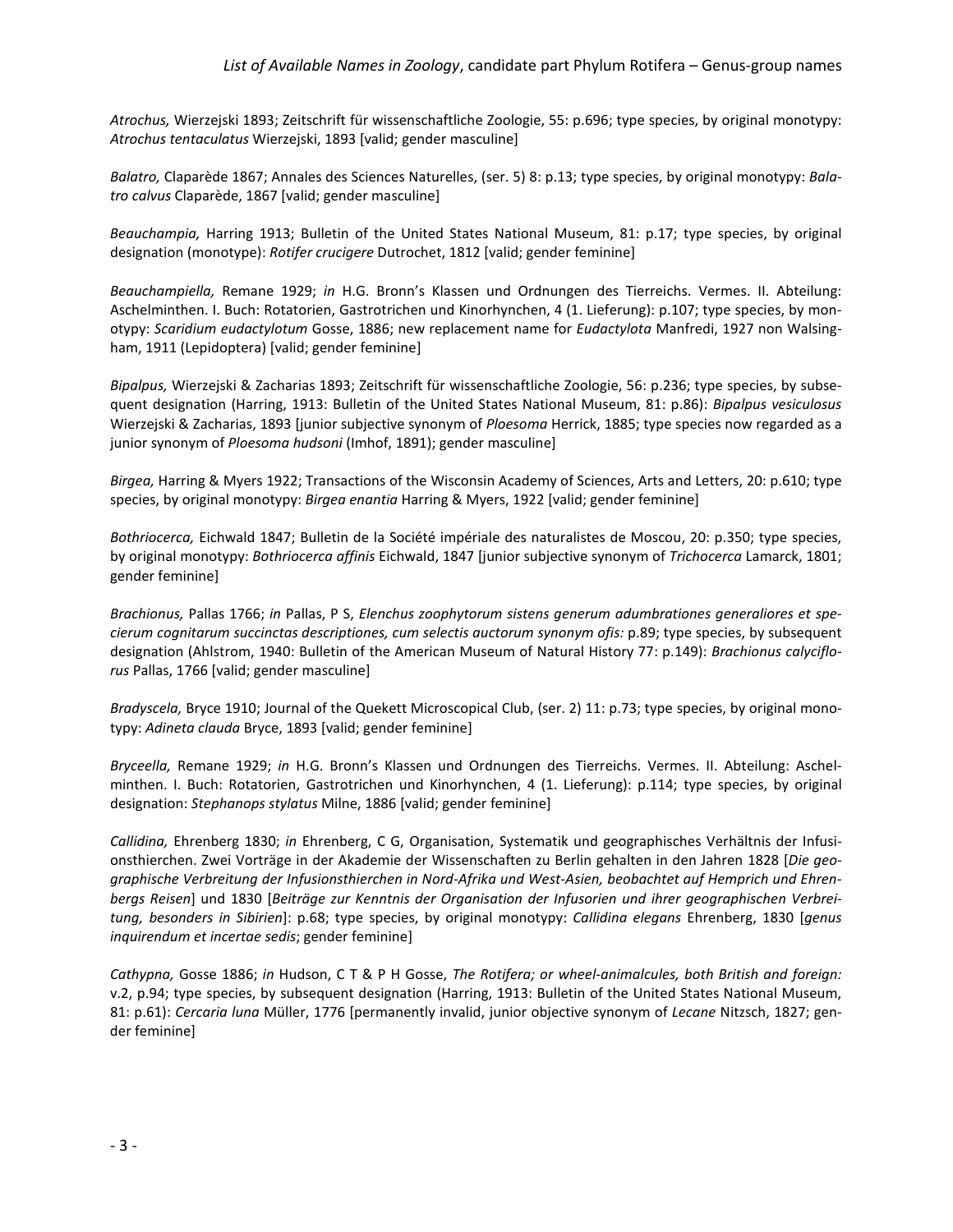*Atrochus,* Wierzejski 1893; Zeitschrift für wissenschaftliche Zoologie, 55: p.696; type species, by original monotypy: *Atrochus tentaculatus* Wierzejski, 1893 [valid; gender masculine]

*Balatro,* Claparède 1867; Annales des Sciences Naturelles, (ser. 5) 8: p.13; type species, by original monotypy: *Balatro calvus* Claparède, 1867 [valid; gender masculine]

*Beauchampia,* Harring 1913; Bulletin of the United States National Museum, 81: p.17; type species, by original designation (monotype): *Rotifer crucigere* Dutrochet, 1812 [valid; gender feminine]

*Beauchampiella,* Remane 1929; *in* H.G. Bronn's Klassen und Ordnungen des Tierreichs. Vermes. II. Abteilung: Aschelminthen. I. Buch: Rotatorien, Gastrotrichen und Kinorhynchen, 4 (1. Lieferung): p.107; type species, by monotypy: *Scaridium eudactylotum* Gosse, 1886; new replacement name for *Eudactylota* Manfredi, 1927 non Walsingham, 1911 (Lepidoptera) [valid; gender feminine]

*Bipalpus,* Wierzejski & Zacharias 1893; Zeitschrift für wissenschaftliche Zoologie, 56: p.236; type species, by subsequent designation (Harring, 1913: Bulletin of the United States National Museum, 81: p.86): *Bipalpus vesiculosus* Wierzejski & Zacharias, 1893 [junior subjective synonym of *Ploesoma* Herrick, 1885; type species now regarded as a junior synonym of *Ploesoma hudsoni* (Imhof, 1891); gender masculine]

*Birgea,* Harring & Myers 1922; Transactions of the Wisconsin Academy of Sciences, Arts and Letters, 20: p.610; type species, by original monotypy: *Birgea enantia* Harring & Myers, 1922 [valid; gender feminine]

*Bothriocerca,* Eichwald 1847; Bulletin de la Société impériale des naturalistes de Moscou, 20: p.350; type species, by original monotypy: *Bothriocerca affinis* Eichwald, 1847 [junior subjective synonym of *Trichocerca* Lamarck, 1801; gender feminine]

*Brachionus,* Pallas 1766; *in* Pallas, P S, *Elenchus zoophytorum sistens generum adumbrationes generaliores et specierum cognitarum succinctas descriptiones, cum selectis auctorum synonym ofis:* p.89; type species, by subsequent designation (Ahlstrom, 1940: Bulletin of the American Museum of Natural History 77: p.149): *Brachionus calyciflorus* Pallas, 1766 [valid; gender masculine]

*Bradyscela,* Bryce 1910; Journal of the Quekett Microscopical Club, (ser. 2) 11: p.73; type species, by original monotypy: *Adineta clauda* Bryce, 1893 [valid; gender feminine]

*Bryceella,* Remane 1929; *in* H.G. Bronn's Klassen und Ordnungen des Tierreichs. Vermes. II. Abteilung: Aschelminthen. I. Buch: Rotatorien, Gastrotrichen und Kinorhynchen, 4 (1. Lieferung): p.114; type species, by original designation: *Stephanops stylatus* Milne, 1886 [valid; gender feminine]

*Callidina,* Ehrenberg 1830; *in* Ehrenberg, C G, Organisation, Systematik und geographisches Verhältnis der Infusionsthierchen. Zwei Vorträge in der Akademie der Wissenschaften zu Berlin gehalten in den Jahren 1828 [*Die geographische Verbreitung der Infusionsthierchen in Nord-Afrika und West-Asien, beobachtet auf Hemprich und Ehrenbergs Reisen*] und 1830 [*Beiträge zur Kenntnis der Organisation der Infusorien und ihrer geographischen Verbreitung, besonders in Sibirien*]: p.68; type species, by original monotypy: *Callidina elegans* Ehrenberg, 1830 [*genus inquirendum et incertae sedis*; gender feminine]

*Cathypna,* Gosse 1886; *in* Hudson, C T & P H Gosse, *The Rotifera; or wheel-animalcules, both British and foreign:* v.2, p.94; type species, by subsequent designation (Harring, 1913: Bulletin of the United States National Museum, 81: p.61): *Cercaria luna* Müller, 1776 [permanently invalid, junior objective synonym of *Lecane* Nitzsch, 1827; gender feminine]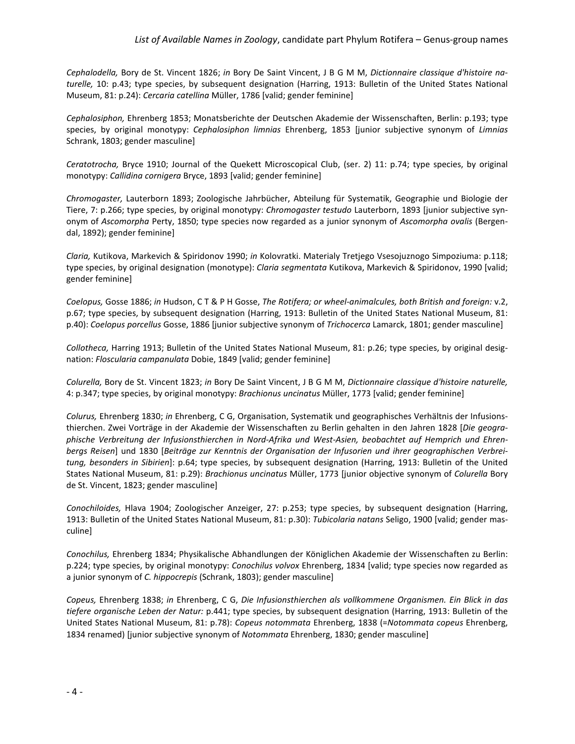*Cephalodella,* Bory de St. Vincent 1826; *in* Bory De Saint Vincent, J B G M M, *Dictionnaire classique d'histoire naturelle,* 10: p.43; type species, by subsequent designation (Harring, 1913: Bulletin of the United States National Museum, 81: p.24): *Cercaria catellina* Müller, 1786 [valid; gender feminine]

*Cephalosiphon,* Ehrenberg 1853; Monatsberichte der Deutschen Akademie der Wissenschaften, Berlin: p.193; type species, by original monotypy: *Cephalosiphon limnias* Ehrenberg, 1853 [junior subjective synonym of *Limnias* Schrank, 1803; gender masculine]

*Ceratotrocha,* Bryce 1910; Journal of the Quekett Microscopical Club, (ser. 2) 11: p.74; type species, by original monotypy: *Callidina cornigera* Bryce, 1893 [valid; gender feminine]

*Chromogaster,* Lauterborn 1893; Zoologische Jahrbücher, Abteilung für Systematik, Geographie und Biologie der Tiere, 7: p.266; type species, by original monotypy: *Chromogaster testudo* Lauterborn, 1893 [junior subjective synonym of *Ascomorpha* Perty, 1850; type species now regarded as a junior synonym of *Ascomorpha ovalis* (Bergendal, 1892); gender feminine]

*Claria,* Kutikova, Markevich & Spiridonov 1990; *in* Kolovratki. Materialy Tretjego Vsesojuznogo Simpoziuma: p.118; type species, by original designation (monotype): *Claria segmentata* Kutikova, Markevich & Spiridonov, 1990 [valid; gender feminine]

*Coelopus,* Gosse 1886; *in* Hudson, C T & P H Gosse, *The Rotifera; or wheel-animalcules, both British and foreign:* v.2, p.67; type species, by subsequent designation (Harring, 1913: Bulletin of the United States National Museum, 81: p.40): *Coelopus porcellus* Gosse, 1886 [junior subjective synonym of *Trichocerca* Lamarck, 1801; gender masculine]

*Collotheca,* Harring 1913; Bulletin of the United States National Museum, 81: p.26; type species, by original designation: *Floscularia campanulata* Dobie, 1849 [valid; gender feminine]

*Colurella,* Bory de St. Vincent 1823; *in* Bory De Saint Vincent, J B G M M, *Dictionnaire classique d'histoire naturelle,* 4: p.347; type species, by original monotypy: *Brachionus uncinatus* Müller, 1773 [valid; gender feminine]

*Colurus,* Ehrenberg 1830; *in* Ehrenberg, C G, Organisation, Systematik und geographisches Verhältnis der Infusionsthierchen. Zwei Vorträge in der Akademie der Wissenschaften zu Berlin gehalten in den Jahren 1828 [*Die geographische Verbreitung der Infusionsthierchen in Nord-Afrika und West-Asien, beobachtet auf Hemprich und Ehrenbergs Reisen*] und 1830 [*Beiträge zur Kenntnis der Organisation der Infusorien und ihrer geographischen Verbreitung, besonders in Sibirien*]: p.64; type species, by subsequent designation (Harring, 1913: Bulletin of the United States National Museum, 81: p.29): *Brachionus uncinatus* Müller, 1773 [junior objective synonym of *Colurella* Bory de St. Vincent, 1823; gender masculine]

*Conochiloides,* Hlava 1904; Zoologischer Anzeiger, 27: p.253; type species, by subsequent designation (Harring, 1913: Bulletin of the United States National Museum, 81: p.30): *Tubicolaria natans* Seligo, 1900 [valid; gender masculine]

*Conochilus,* Ehrenberg 1834; Physikalische Abhandlungen der Königlichen Akademie der Wissenschaften zu Berlin: p.224; type species, by original monotypy: *Conochilus volvox* Ehrenberg, 1834 [valid; type species now regarded as a junior synonym of *C. hippocrepis* (Schrank, 1803); gender masculine]

*Copeus,* Ehrenberg 1838; *in* Ehrenberg, C G, *Die Infusionsthierchen als vollkommene Organismen. Ein Blick in das tiefere organische Leben der Natur:* p.441; type species, by subsequent designation (Harring, 1913: Bulletin of the United States National Museum, 81: p.78): *Copeus notommata* Ehrenberg, 1838 (=*Notommata copeus* Ehrenberg, 1834 renamed) [junior subjective synonym of *Notommata* Ehrenberg, 1830; gender masculine]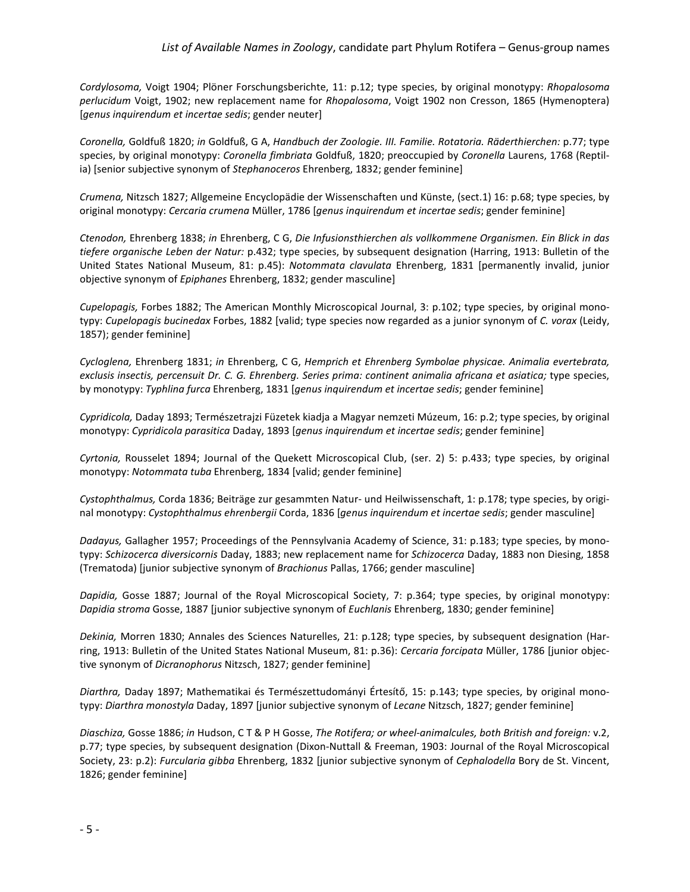*Cordylosoma,* Voigt 1904; Plöner Forschungsberichte, 11: p.12; type species, by original monotypy: *Rhopalosoma perlucidum* Voigt, 1902; new replacement name for *Rhopalosoma*, Voigt 1902 non Cresson, 1865 (Hymenoptera) [*genus inquirendum et incertae sedis*; gender neuter]

*Coronella,* Goldfuß 1820; *in* Goldfuß, G A, *Handbuch der Zoologie. III. Familie. Rotatoria. Räderthierchen:* p.77; type species, by original monotypy: *Coronella fimbriata* Goldfuß, 1820; preoccupied by *Coronella* Laurens, 1768 (Reptilia) [senior subjective synonym of *Stephanoceros* Ehrenberg, 1832; gender feminine]

*Crumena,* Nitzsch 1827; Allgemeine Encyclopädie der Wissenschaften und Künste, (sect.1) 16: p.68; type species, by original monotypy: *Cercaria crumena* Müller, 1786 [*genus inquirendum et incertae sedis*; gender feminine]

*Ctenodon,* Ehrenberg 1838; *in* Ehrenberg, C G, *Die Infusionsthierchen als vollkommene Organismen. Ein Blick in das tiefere organische Leben der Natur:* p.432; type species, by subsequent designation (Harring, 1913: Bulletin of the United States National Museum, 81: p.45): *Notommata clavulata* Ehrenberg, 1831 [permanently invalid, junior objective synonym of *Epiphanes* Ehrenberg, 1832; gender masculine]

*Cupelopagis,* Forbes 1882; The American Monthly Microscopical Journal, 3: p.102; type species, by original monotypy: *Cupelopagis bucinedax* Forbes, 1882 [valid; type species now regarded as a junior synonym of *C. vorax* (Leidy, 1857); gender feminine]

*Cycloglena,* Ehrenberg 1831; *in* Ehrenberg, C G, *Hemprich et Ehrenberg Symbolae physicae. Animalia evertebrata, exclusis insectis, percensuit Dr. C. G. Ehrenberg. Series prima: continent animalia africana et asiatica;* type species, by monotypy: *Typhlina furca* Ehrenberg, 1831 [*genus inquirendum et incertae sedis*; gender feminine]

*Cypridicola,* Daday 1893; Természetrajzi Füzetek kiadja a Magyar nemzeti Múzeum, 16: p.2; type species, by original monotypy: *Cypridicola parasitica* Daday, 1893 [*genus inquirendum et incertae sedis*; gender feminine]

*Cyrtonia,* Rousselet 1894; Journal of the Quekett Microscopical Club, (ser. 2) 5: p.433; type species, by original monotypy: *Notommata tuba* Ehrenberg, 1834 [valid; gender feminine]

*Cystophthalmus,* Corda 1836; Beiträge zur gesammten Natur- und Heilwissenschaft, 1: p.178; type species, by original monotypy: *Cystophthalmus ehrenbergii* Corda, 1836 [*genus inquirendum et incertae sedis*; gender masculine]

*Dadayus,* Gallagher 1957; Proceedings of the Pennsylvania Academy of Science, 31: p.183; type species, by monotypy: *Schizocerca diversicornis* Daday, 1883; new replacement name for *Schizocerca* Daday, 1883 non Diesing, 1858 (Trematoda) [junior subjective synonym of *Brachionus* Pallas, 1766; gender masculine]

*Dapidia,* Gosse 1887; Journal of the Royal Microscopical Society, 7: p.364; type species, by original monotypy: *Dapidia stroma* Gosse, 1887 [junior subjective synonym of *Euchlanis* Ehrenberg, 1830; gender feminine]

*Dekinia,* Morren 1830; Annales des Sciences Naturelles, 21: p.128; type species, by subsequent designation (Harring, 1913: Bulletin of the United States National Museum, 81: p.36): *Cercaria forcipata* Müller, 1786 [junior objective synonym of *Dicranophorus* Nitzsch, 1827; gender feminine]

*Diarthra,* Daday 1897; Mathematikai és Természettudományi Értesítő, 15: p.143; type species, by original monotypy: *Diarthra monostyla* Daday, 1897 [junior subjective synonym of *Lecane* Nitzsch, 1827; gender feminine]

*Diaschiza,* Gosse 1886; *in* Hudson, C T & P H Gosse, *The Rotifera; or wheel-animalcules, both British and foreign:* v.2, p.77; type species, by subsequent designation (Dixon-Nuttall & Freeman, 1903: Journal of the Royal Microscopical Society, 23: p.2): *Furcularia gibba* Ehrenberg, 1832 [junior subjective synonym of *Cephalodella* Bory de St. Vincent, 1826; gender feminine]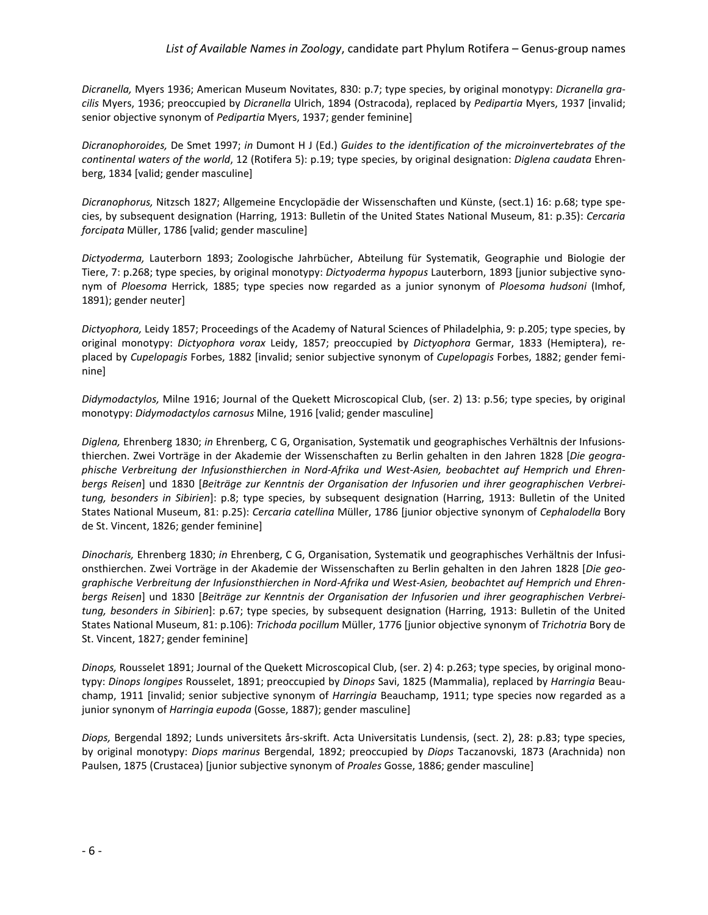*Dicranella,* Myers 1936; American Museum Novitates, 830: p.7; type species, by original monotypy: *Dicranella gracilis* Myers, 1936; preoccupied by *Dicranella* Ulrich, 1894 (Ostracoda), replaced by *Pedipartia* Myers, 1937 [invalid; senior objective synonym of *Pedipartia* Myers, 1937; gender feminine]

*Dicranophoroides,* De Smet 1997; *in* Dumont H J (Ed.) *Guides to the identification of the microinvertebrates of the continental waters of the world*, 12 (Rotifera 5): p.19; type species, by original designation: *Diglena caudata* Ehrenberg, 1834 [valid; gender masculine]

*Dicranophorus,* Nitzsch 1827; Allgemeine Encyclopädie der Wissenschaften und Künste, (sect.1) 16: p.68; type species, by subsequent designation (Harring, 1913: Bulletin of the United States National Museum, 81: p.35): *Cercaria forcipata* Müller, 1786 [valid; gender masculine]

*Dictyoderma,* Lauterborn 1893; Zoologische Jahrbücher, Abteilung für Systematik, Geographie und Biologie der Tiere, 7: p.268; type species, by original monotypy: *Dictyoderma hypopus* Lauterborn, 1893 [junior subjective synonym of *Ploesoma* Herrick, 1885; type species now regarded as a junior synonym of *Ploesoma hudsoni* (Imhof, 1891); gender neuter]

*Dictyophora,* Leidy 1857; Proceedings of the Academy of Natural Sciences of Philadelphia, 9: p.205; type species, by original monotypy: *Dictyophora vorax* Leidy, 1857; preoccupied by *Dictyophora* Germar, 1833 (Hemiptera), replaced by *Cupelopagis* Forbes, 1882 [invalid; senior subjective synonym of *Cupelopagis* Forbes, 1882; gender feminine]

*Didymodactylos,* Milne 1916; Journal of the Quekett Microscopical Club, (ser. 2) 13: p.56; type species, by original monotypy: *Didymodactylos carnosus* Milne, 1916 [valid; gender masculine]

*Diglena,* Ehrenberg 1830; *in* Ehrenberg, C G, Organisation, Systematik und geographisches Verhältnis der Infusionsthierchen. Zwei Vorträge in der Akademie der Wissenschaften zu Berlin gehalten in den Jahren 1828 [*Die geographische Verbreitung der Infusionsthierchen in Nord-Afrika und West-Asien, beobachtet auf Hemprich und Ehrenbergs Reisen*] und 1830 [*Beiträge zur Kenntnis der Organisation der Infusorien und ihrer geographischen Verbreitung, besonders in Sibirien*]: p.8; type species, by subsequent designation (Harring, 1913: Bulletin of the United States National Museum, 81: p.25): *Cercaria catellina* Müller, 1786 [junior objective synonym of *Cephalodella* Bory de St. Vincent, 1826; gender feminine]

*Dinocharis,* Ehrenberg 1830; *in* Ehrenberg, C G, Organisation, Systematik und geographisches Verhältnis der Infusionsthierchen. Zwei Vorträge in der Akademie der Wissenschaften zu Berlin gehalten in den Jahren 1828 [*Die geographische Verbreitung der Infusionsthierchen in Nord-Afrika und West-Asien, beobachtet auf Hemprich und Ehrenbergs Reisen*] und 1830 [*Beiträge zur Kenntnis der Organisation der Infusorien und ihrer geographischen Verbreitung, besonders in Sibirien*]: p.67; type species, by subsequent designation (Harring, 1913: Bulletin of the United States National Museum, 81: p.106): *Trichoda pocillum* Müller, 1776 [junior objective synonym of *Trichotria* Bory de St. Vincent, 1827; gender feminine]

*Dinops,* Rousselet 1891; Journal of the Quekett Microscopical Club, (ser. 2) 4: p.263; type species, by original monotypy: *Dinops longipes* Rousselet, 1891; preoccupied by *Dinops* Savi, 1825 (Mammalia), replaced by *Harringia* Beauchamp, 1911 [invalid; senior subjective synonym of *Harringia* Beauchamp, 1911; type species now regarded as a junior synonym of *Harringia eupoda* (Gosse, 1887); gender masculine]

*Diops,* Bergendal 1892; Lunds universitets års-skrift. Acta Universitatis Lundensis, (sect. 2), 28: p.83; type species, by original monotypy: *Diops marinus* Bergendal, 1892; preoccupied by *Diops* Taczanovski, 1873 (Arachnida) non Paulsen, 1875 (Crustacea) [junior subjective synonym of *Proales* Gosse, 1886; gender masculine]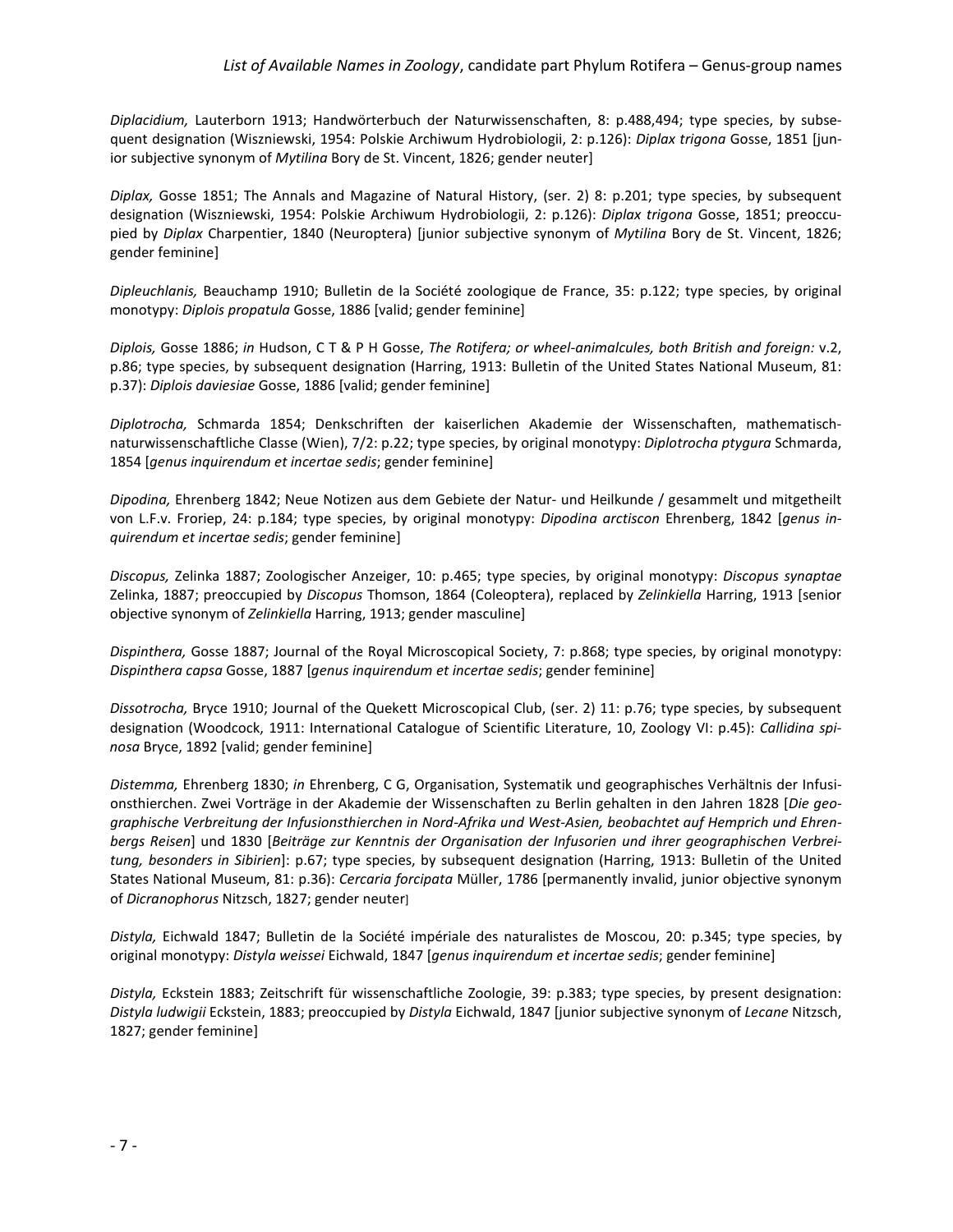*Diplacidium,* Lauterborn 1913; Handwörterbuch der Naturwissenschaften, 8: p.488,494; type species, by subsequent designation (Wiszniewski, 1954: Polskie Archiwum Hydrobiologii, 2: p.126): *Diplax trigona* Gosse, 1851 [junior subjective synonym of *Mytilina* Bory de St. Vincent, 1826; gender neuter]

*Diplax,* Gosse 1851; The Annals and Magazine of Natural History, (ser. 2) 8: p.201; type species, by subsequent designation (Wiszniewski, 1954: Polskie Archiwum Hydrobiologii, 2: p.126): *Diplax trigona* Gosse, 1851; preoccupied by *Diplax* Charpentier, 1840 (Neuroptera) [junior subjective synonym of *Mytilina* Bory de St. Vincent, 1826; gender feminine]

*Dipleuchlanis,* Beauchamp 1910; Bulletin de la Société zoologique de France, 35: p.122; type species, by original monotypy: *Diplois propatula* Gosse, 1886 [valid; gender feminine]

*Diplois,* Gosse 1886; *in* Hudson, C T & P H Gosse, *The Rotifera; or wheel-animalcules, both British and foreign:* v.2, p.86; type species, by subsequent designation (Harring, 1913: Bulletin of the United States National Museum, 81: p.37): *Diplois daviesiae* Gosse, 1886 [valid; gender feminine]

*Diplotrocha,* Schmarda 1854; Denkschriften der kaiserlichen Akademie der Wissenschaften, mathematisch-naturwissenschaftliche Classe (Wien), 7/2: p.22; type species, by original monotypy: *Diplotrocha ptygura* Schmarda, 1854 [*genus inquirendum et incertae sedis*; gender feminine]

*Dipodina,* Ehrenberg 1842; Neue Notizen aus dem Gebiete der Natur- und Heilkunde / gesammelt und mitgetheilt von L.F.v. Froriep, 24: p.184; type species, by original monotypy: *Dipodina arctiscon* Ehrenberg, 1842 [*genus inquirendum et incertae sedis*; gender feminine]

*Discopus,* Zelinka 1887; Zoologischer Anzeiger, 10: p.465; type species, by original monotypy: *Discopus synaptae* Zelinka, 1887; preoccupied by *Discopus* Thomson, 1864 (Coleoptera), replaced by *Zelinkiella* Harring, 1913 [senior objective synonym of *Zelinkiella* Harring, 1913; gender masculine]

*Dispinthera,* Gosse 1887; Journal of the Royal Microscopical Society, 7: p.868; type species, by original monotypy: *Dispinthera capsa* Gosse, 1887 [*genus inquirendum et incertae sedis*; gender feminine]

*Dissotrocha,* Bryce 1910; Journal of the Quekett Microscopical Club, (ser. 2) 11: p.76; type species, by subsequent designation (Woodcock, 1911: International Catalogue of Scientific Literature, 10, Zoology VI: p.45): *Callidina spinosa* Bryce, 1892 [valid; gender feminine]

*Distemma,* Ehrenberg 1830; *in* Ehrenberg, C G, Organisation, Systematik und geographisches Verhältnis der Infusionsthierchen. Zwei Vorträge in der Akademie der Wissenschaften zu Berlin gehalten in den Jahren 1828 [*Die geographische Verbreitung der Infusionsthierchen in Nord-Afrika und West-Asien, beobachtet auf Hemprich und Ehrenbergs Reisen*] und 1830 [*Beiträge zur Kenntnis der Organisation der Infusorien und ihrer geographischen Verbreitung, besonders in Sibirien*]: p.67; type species, by subsequent designation (Harring, 1913: Bulletin of the United States National Museum, 81: p.36): *Cercaria forcipata* Müller, 1786 [permanently invalid, junior objective synonym of *Dicranophorus* Nitzsch, 1827; gender neuter]

*Distyla,* Eichwald 1847; Bulletin de la Société impériale des naturalistes de Moscou, 20: p.345; type species, by original monotypy: *Distyla weissei* Eichwald, 1847 [*genus inquirendum et incertae sedis*; gender feminine]

*Distyla,* Eckstein 1883; Zeitschrift für wissenschaftliche Zoologie, 39: p.383; type species, by present designation: *Distyla ludwigii* Eckstein, 1883; preoccupied by *Distyla* Eichwald, 1847 [junior subjective synonym of *Lecane* Nitzsch, 1827; gender feminine]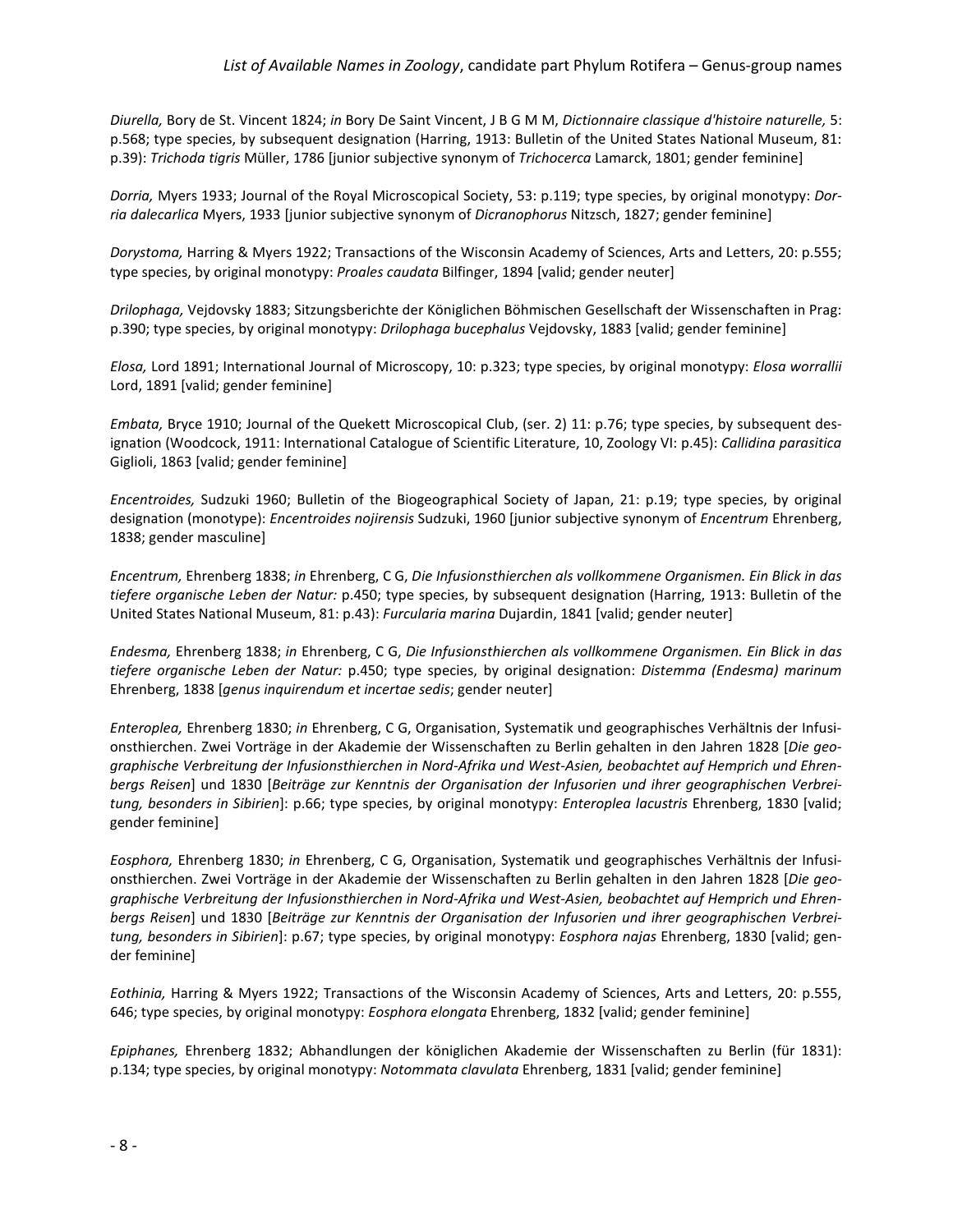*Diurella,* Bory de St. Vincent 1824; *in* Bory De Saint Vincent, J B G M M, *Dictionnaire classique d'histoire naturelle,* 5: p.568; type species, by subsequent designation (Harring, 1913: Bulletin of the United States National Museum, 81: p.39): *Trichoda tigris* Müller, 1786 [junior subjective synonym of *Trichocerca* Lamarck, 1801; gender feminine]

*Dorria,* Myers 1933; Journal of the Royal Microscopical Society, 53: p.119; type species, by original monotypy: *Dorria dalecarlica* Myers, 1933 [junior subjective synonym of *Dicranophorus* Nitzsch, 1827; gender feminine]

*Dorystoma,* Harring & Myers 1922; Transactions of the Wisconsin Academy of Sciences, Arts and Letters, 20: p.555; type species, by original monotypy: *Proales caudata* Bilfinger, 1894 [valid; gender neuter]

*Drilophaga,* Vejdovsky 1883; Sitzungsberichte der Königlichen Böhmischen Gesellschaft der Wissenschaften in Prag: p.390; type species, by original monotypy: *Drilophaga bucephalus* Vejdovsky, 1883 [valid; gender feminine]

*Elosa,* Lord 1891; International Journal of Microscopy, 10: p.323; type species, by original monotypy: *Elosa worrallii* Lord, 1891 [valid; gender feminine]

*Embata,* Bryce 1910; Journal of the Quekett Microscopical Club, (ser. 2) 11: p.76; type species, by subsequent designation (Woodcock, 1911: International Catalogue of Scientific Literature, 10, Zoology VI: p.45): *Callidina parasitica* Giglioli, 1863 [valid; gender feminine]

*Encentroides,* Sudzuki 1960; Bulletin of the Biogeographical Society of Japan, 21: p.19; type species, by original designation (monotype): *Encentroides nojirensis* Sudzuki, 1960 [junior subjective synonym of *Encentrum* Ehrenberg, 1838; gender masculine]

*Encentrum,* Ehrenberg 1838; *in* Ehrenberg, C G, *Die Infusionsthierchen als vollkommene Organismen. Ein Blick in das tiefere organische Leben der Natur:* p.450; type species, by subsequent designation (Harring, 1913: Bulletin of the United States National Museum, 81: p.43): *Furcularia marina* Dujardin, 1841 [valid; gender neuter]

*Endesma,* Ehrenberg 1838; *in* Ehrenberg, C G, *Die Infusionsthierchen als vollkommene Organismen. Ein Blick in das tiefere organische Leben der Natur:* p.450; type species, by original designation: *Distemma (Endesma) marinum* Ehrenberg, 1838 [*genus inquirendum et incertae sedis*; gender neuter]

*Enteroplea,* Ehrenberg 1830; *in* Ehrenberg, C G, Organisation, Systematik und geographisches Verhältnis der Infusionsthierchen. Zwei Vorträge in der Akademie der Wissenschaften zu Berlin gehalten in den Jahren 1828 [*Die geographische Verbreitung der Infusionsthierchen in Nord-Afrika und West-Asien, beobachtet auf Hemprich und Ehrenbergs Reisen*] und 1830 [*Beiträge zur Kenntnis der Organisation der Infusorien und ihrer geographischen Verbreitung, besonders in Sibirien*]: p.66; type species, by original monotypy: *Enteroplea lacustris* Ehrenberg, 1830 [valid; gender feminine]

*Eosphora,* Ehrenberg 1830; *in* Ehrenberg, C G, Organisation, Systematik und geographisches Verhältnis der Infusionsthierchen. Zwei Vorträge in der Akademie der Wissenschaften zu Berlin gehalten in den Jahren 1828 [*Die geographische Verbreitung der Infusionsthierchen in Nord-Afrika und West-Asien, beobachtet auf Hemprich und Ehrenbergs Reisen*] und 1830 [*Beiträge zur Kenntnis der Organisation der Infusorien und ihrer geographischen Verbreitung, besonders in Sibirien*]: p.67; type species, by original monotypy: *Eosphora najas* Ehrenberg, 1830 [valid; gender feminine]

*Eothinia,* Harring & Myers 1922; Transactions of the Wisconsin Academy of Sciences, Arts and Letters, 20: p.555, 646; type species, by original monotypy: *Eosphora elongata* Ehrenberg, 1832 [valid; gender feminine]

*Epiphanes,* Ehrenberg 1832; Abhandlungen der königlichen Akademie der Wissenschaften zu Berlin (für 1831): p.134; type species, by original monotypy: *Notommata clavulata* Ehrenberg, 1831 [valid; gender feminine]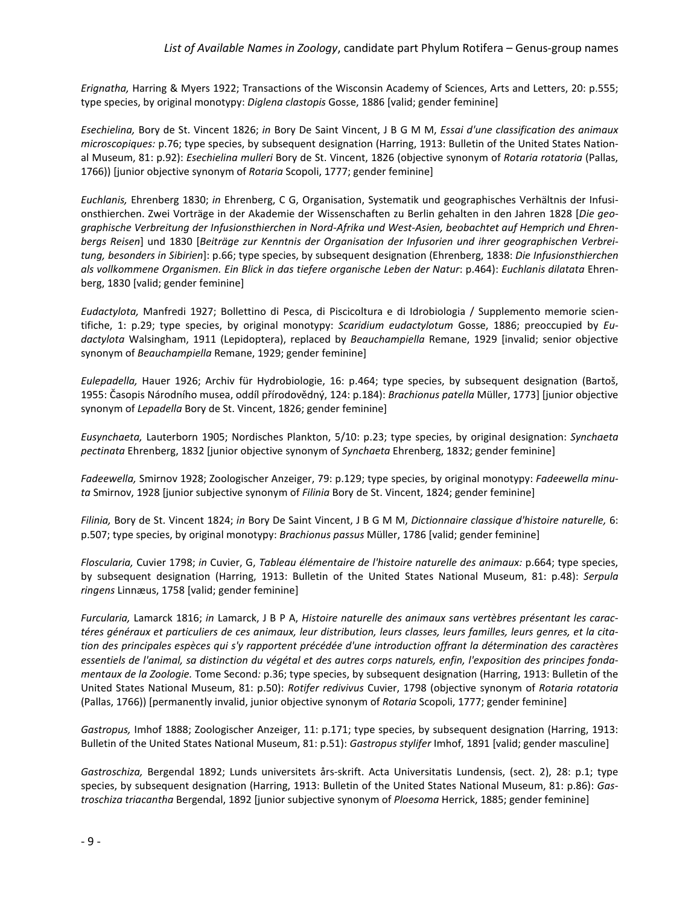*Erignatha,* Harring & Myers 1922; Transactions of the Wisconsin Academy of Sciences, Arts and Letters, 20: p.555; type species, by original monotypy: *Diglena clastopis* Gosse, 1886 [valid; gender feminine]

*Esechielina,* Bory de St. Vincent 1826; *in* Bory De Saint Vincent, J B G M M, *Essai d'une classification des animaux microscopiques:* p.76; type species, by subsequent designation (Harring, 1913: Bulletin of the United States National Museum, 81: p.92): *Esechielina mulleri* Bory de St. Vincent, 1826 (objective synonym of *Rotaria rotatoria* (Pallas, 1766)) [junior objective synonym of *Rotaria* Scopoli, 1777; gender feminine]

*Euchlanis,* Ehrenberg 1830; *in* Ehrenberg, C G, Organisation, Systematik und geographisches Verhältnis der Infusionsthierchen. Zwei Vorträge in der Akademie der Wissenschaften zu Berlin gehalten in den Jahren 1828 [*Die geographische Verbreitung der Infusionsthierchen in Nord-Afrika und West-Asien, beobachtet auf Hemprich und Ehrenbergs Reisen*] und 1830 [*Beiträge zur Kenntnis der Organisation der Infusorien und ihrer geographischen Verbreitung, besonders in Sibirien*]: p.66; type species, by subsequent designation (Ehrenberg, 1838: *Die Infusionsthierchen als vollkommene Organismen. Ein Blick in das tiefere organische Leben der Natur*: p.464): *Euchlanis dilatata* Ehrenberg, 1830 [valid; gender feminine]

*Eudactylota,* Manfredi 1927; Bollettino di Pesca, di Piscicoltura e di Idrobiologia / Supplemento memorie scientifiche, 1: p.29; type species, by original monotypy: *Scaridium eudactylotum* Gosse, 1886; preoccupied by *Eudactylota* Walsingham, 1911 (Lepidoptera), replaced by *Beauchampiella* Remane, 1929 [invalid; senior objective synonym of *Beauchampiella* Remane, 1929; gender feminine]

*Eulepadella,* Hauer 1926; Archiv für Hydrobiologie, 16: p.464; type species, by subsequent designation (Bartoš, 1955: Časopis Národního musea, oddíl přírodovědný, 124: p.184): *Brachionus patella* Müller, 1773] [junior objective synonym of *Lepadella* Bory de St. Vincent, 1826; gender feminine]

*Eusynchaeta,* Lauterborn 1905; Nordisches Plankton, 5/10: p.23; type species, by original designation: *Synchaeta pectinata* Ehrenberg, 1832 [junior objective synonym of *Synchaeta* Ehrenberg, 1832; gender feminine]

*Fadeewella,* Smirnov 1928; Zoologischer Anzeiger, 79: p.129; type species, by original monotypy: *Fadeewella minuta* Smirnov, 1928 [junior subjective synonym of *Filinia* Bory de St. Vincent, 1824; gender feminine]

*Filinia,* Bory de St. Vincent 1824; *in* Bory De Saint Vincent, J B G M M, *Dictionnaire classique d'histoire naturelle,* 6: p.507; type species, by original monotypy: *Brachionus passus* Müller, 1786 [valid; gender feminine]

*Floscularia,* Cuvier 1798; *in* Cuvier, G, *Tableau élémentaire de l'histoire naturelle des animaux:* p.664; type species, by subsequent designation (Harring, 1913: Bulletin of the United States National Museum, 81: p.48): *Serpula ringens* Linnæus, 1758 [valid; gender feminine]

*Furcularia,* Lamarck 1816; *in* Lamarck, J B P A, *Histoire naturelle des animaux sans vertèbres présentant les caractéres généraux et particuliers de ces animaux, leur distribution, leurs classes, leurs familles, leurs genres, et la citation des principales espèces qui s'y rapportent précédée d'une introduction offrant la détermination des caractères essentiels de l'animal, sa distinction du végétal et des autres corps naturels, enfin, l'exposition des principes fondamentaux de la Zoologie.* Tome Second*:* p.36; type species, by subsequent designation (Harring, 1913: Bulletin of the United States National Museum, 81: p.50): *Rotifer redivivus* Cuvier, 1798 (objective synonym of *Rotaria rotatoria* (Pallas, 1766)) [permanently invalid, junior objective synonym of *Rotaria* Scopoli, 1777; gender feminine]

*Gastropus,* Imhof 1888; Zoologischer Anzeiger, 11: p.171; type species, by subsequent designation (Harring, 1913: Bulletin of the United States National Museum, 81: p.51): *Gastropus stylifer* Imhof, 1891 [valid; gender masculine]

*Gastroschiza,* Bergendal 1892; Lunds universitets års-skrift. Acta Universitatis Lundensis, (sect. 2), 28: p.1; type species, by subsequent designation (Harring, 1913: Bulletin of the United States National Museum, 81: p.86): *Gastroschiza triacantha* Bergendal, 1892 [junior subjective synonym of *Ploesoma* Herrick, 1885; gender feminine]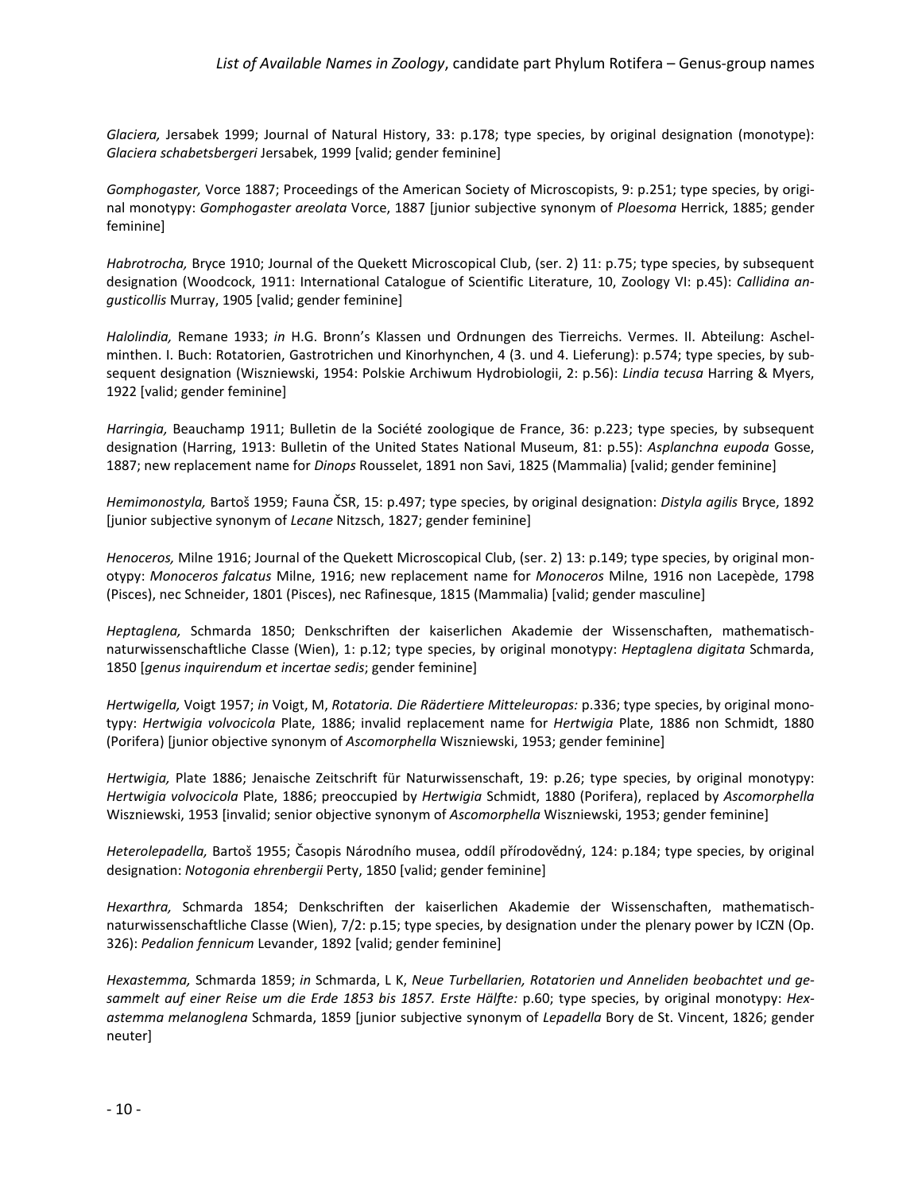*Glaciera,* Jersabek 1999; Journal of Natural History, 33: p.178; type species, by original designation (monotype): *Glaciera schabetsbergeri* Jersabek, 1999 [valid; gender feminine]

*Gomphogaster,* Vorce 1887; Proceedings of the American Society of Microscopists, 9: p.251; type species, by original monotypy: *Gomphogaster areolata* Vorce, 1887 [junior subjective synonym of *Ploesoma* Herrick, 1885; gender feminine]

*Habrotrocha,* Bryce 1910; Journal of the Quekett Microscopical Club, (ser. 2) 11: p.75; type species, by subsequent designation (Woodcock, 1911: International Catalogue of Scientific Literature, 10, Zoology VI: p.45): *Callidina angusticollis* Murray, 1905 [valid; gender feminine]

*Halolindia,* Remane 1933; *in* H.G. Bronn's Klassen und Ordnungen des Tierreichs. Vermes. II. Abteilung: Aschelminthen. I. Buch: Rotatorien, Gastrotrichen und Kinorhynchen, 4 (3. und 4. Lieferung): p.574; type species, by subsequent designation (Wiszniewski, 1954: Polskie Archiwum Hydrobiologii, 2: p.56): *Lindia tecusa* Harring & Myers, 1922 [valid; gender feminine]

*Harringia,* Beauchamp 1911; Bulletin de la Société zoologique de France, 36: p.223; type species, by subsequent designation (Harring, 1913: Bulletin of the United States National Museum, 81: p.55): *Asplanchna eupoda* Gosse, 1887; new replacement name for *Dinops* Rousselet, 1891 non Savi, 1825 (Mammalia) [valid; gender feminine]

*Hemimonostyla,* Bartoš 1959; Fauna ČSR, 15: p.497; type species, by original designation: *Distyla agilis* Bryce, 1892 [junior subjective synonym of *Lecane* Nitzsch, 1827; gender feminine]

*Henoceros,* Milne 1916; Journal of the Quekett Microscopical Club, (ser. 2) 13: p.149; type species, by original monotypy: *Monoceros falcatus* Milne, 1916; new replacement name for *Monoceros* Milne, 1916 non Lacepède, 1798 (Pisces), nec Schneider, 1801 (Pisces), nec Rafinesque, 1815 (Mammalia) [valid; gender masculine]

*Heptaglena,* Schmarda 1850; Denkschriften der kaiserlichen Akademie der Wissenschaften, mathematisch-naturwissenschaftliche Classe (Wien), 1: p.12; type species, by original monotypy: *Heptaglena digitata* Schmarda, 1850 [*genus inquirendum et incertae sedis*; gender feminine]

*Hertwigella,* Voigt 1957; *in* Voigt, M, *Rotatoria. Die Rädertiere Mitteleuropas:* p.336; type species, by original monotypy: *Hertwigia volvocicola* Plate, 1886; invalid replacement name for *Hertwigia* Plate, 1886 non Schmidt, 1880 (Porifera) [junior objective synonym of *Ascomorphella* Wiszniewski, 1953; gender feminine]

*Hertwigia,* Plate 1886; Jenaische Zeitschrift für Naturwissenschaft, 19: p.26; type species, by original monotypy: *Hertwigia volvocicola* Plate, 1886; preoccupied by *Hertwigia* Schmidt, 1880 (Porifera), replaced by *Ascomorphella* Wiszniewski, 1953 [invalid; senior objective synonym of *Ascomorphella* Wiszniewski, 1953; gender feminine]

*Heterolepadella,* Bartoš 1955; Časopis Národního musea, oddíl přírodovědný, 124: p.184; type species, by original designation: *Notogonia ehrenbergii* Perty, 1850 [valid; gender feminine]

*Hexarthra,* Schmarda 1854; Denkschriften der kaiserlichen Akademie der Wissenschaften, mathematisch-naturwissenschaftliche Classe (Wien), 7/2: p.15; type species, by designation under the plenary power by ICZN (Op. 326): *Pedalion fennicum* Levander, 1892 [valid; gender feminine]

*Hexastemma,* Schmarda 1859; *in* Schmarda, L K, *Neue Turbellarien, Rotatorien und Anneliden beobachtet und gesammelt auf einer Reise um die Erde 1853 bis 1857. Erste Hälfte:* p.60; type species, by original monotypy: *Hexastemma melanoglena* Schmarda, 1859 [junior subjective synonym of *Lepadella* Bory de St. Vincent, 1826; gender neuter]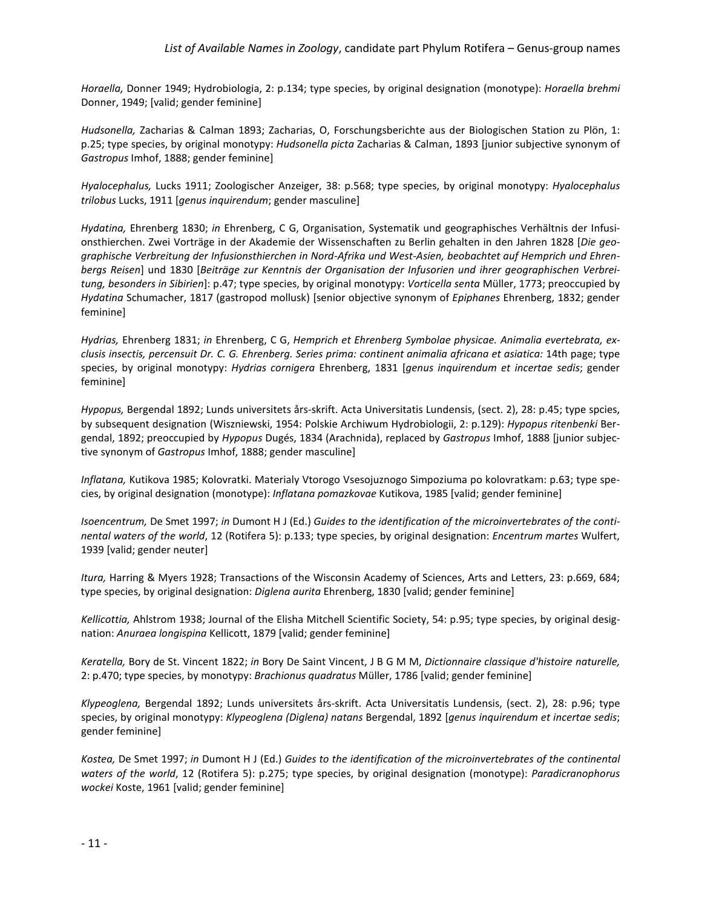*Horaella,* Donner 1949; Hydrobiologia, 2: p.134; type species, by original designation (monotype): *Horaella brehmi* Donner, 1949; [valid; gender feminine]

*Hudsonella,* Zacharias & Calman 1893; Zacharias, O, Forschungsberichte aus der Biologischen Station zu Plön, 1: p.25; type species, by original monotypy: *Hudsonella picta* Zacharias & Calman, 1893 [junior subjective synonym of *Gastropus* Imhof, 1888; gender feminine]

*Hyalocephalus,* Lucks 1911; Zoologischer Anzeiger, 38: p.568; type species, by original monotypy: *Hyalocephalus trilobus* Lucks, 1911 [*genus inquirendum*; gender masculine]

*Hydatina,* Ehrenberg 1830; *in* Ehrenberg, C G, Organisation, Systematik und geographisches Verhältnis der Infusionsthierchen. Zwei Vorträge in der Akademie der Wissenschaften zu Berlin gehalten in den Jahren 1828 [*Die geographische Verbreitung der Infusionsthierchen in Nord-Afrika und West-Asien, beobachtet auf Hemprich und Ehrenbergs Reisen*] und 1830 [*Beiträge zur Kenntnis der Organisation der Infusorien und ihrer geographischen Verbreitung, besonders in Sibirien*]: p.47; type species, by original monotypy: *Vorticella senta* Müller, 1773; preoccupied by *Hydatina* Schumacher, 1817 (gastropod mollusk) [senior objective synonym of *Epiphanes* Ehrenberg, 1832; gender feminine]

*Hydrias,* Ehrenberg 1831; *in* Ehrenberg, C G, *Hemprich et Ehrenberg Symbolae physicae. Animalia evertebrata, exclusis insectis, percensuit Dr. C. G. Ehrenberg. Series prima: continent animalia africana et asiatica:* 14th page; type species, by original monotypy: *Hydrias cornigera* Ehrenberg, 1831 [*genus inquirendum et incertae sedis*; gender feminine]

*Hypopus,* Bergendal 1892; Lunds universitets års-skrift. Acta Universitatis Lundensis, (sect. 2), 28: p.45; type spcies, by subsequent designation (Wiszniewski, 1954: Polskie Archiwum Hydrobiologii, 2: p.129): *Hypopus ritenbenki* Bergendal, 1892; preoccupied by *Hypopus* Dugés, 1834 (Arachnida), replaced by *Gastropus* Imhof, 1888 [junior subjective synonym of *Gastropus* Imhof, 1888; gender masculine]

*Inflatana,* Kutikova 1985; Kolovratki. Materialy Vtorogo Vsesojuznogo Simpoziuma po kolovratkam: p.63; type species, by original designation (monotype): *Inflatana pomazkovae* Kutikova, 1985 [valid; gender feminine]

*Isoencentrum,* De Smet 1997; *in* Dumont H J (Ed.) *Guides to the identification of the microinvertebrates of the continental waters of the world*, 12 (Rotifera 5): p.133; type species, by original designation: *Encentrum martes* Wulfert, 1939 [valid; gender neuter]

*Itura,* Harring & Myers 1928; Transactions of the Wisconsin Academy of Sciences, Arts and Letters, 23: p.669, 684; type species, by original designation: *Diglena aurita* Ehrenberg, 1830 [valid; gender feminine]

*Kellicottia,* Ahlstrom 1938; Journal of the Elisha Mitchell Scientific Society, 54: p.95; type species, by original designation: *Anuraea longispina* Kellicott, 1879 [valid; gender feminine]

*Keratella,* Bory de St. Vincent 1822; *in* Bory De Saint Vincent, J B G M M, *Dictionnaire classique d'histoire naturelle,* 2: p.470; type species, by monotypy: *Brachionus quadratus* Müller, 1786 [valid; gender feminine]

*Klypeoglena,* Bergendal 1892; Lunds universitets års-skrift. Acta Universitatis Lundensis, (sect. 2), 28: p.96; type species, by original monotypy: *Klypeoglena (Diglena) natans* Bergendal, 1892 [*genus inquirendum et incertae sedis*; gender feminine]

*Kostea,* De Smet 1997; *in* Dumont H J (Ed.) *Guides to the identification of the microinvertebrates of the continental waters of the world*, 12 (Rotifera 5): p.275; type species, by original designation (monotype): *Paradicranophorus wockei* Koste, 1961 [valid; gender feminine]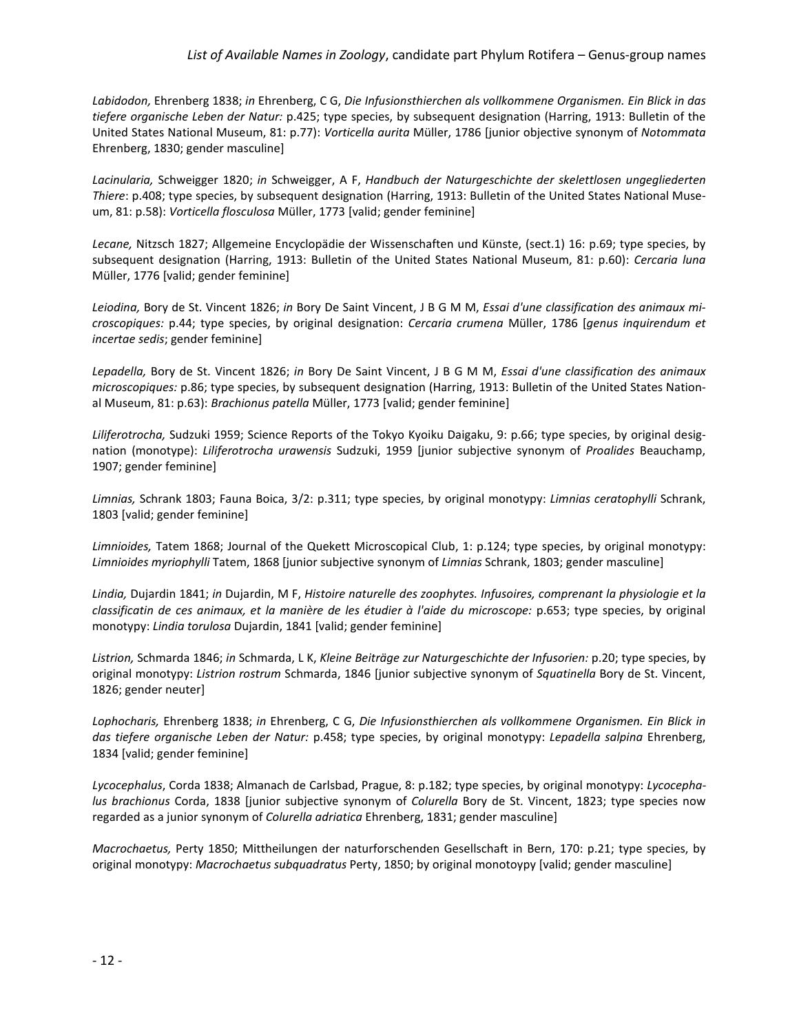*Labidodon,* Ehrenberg 1838; *in* Ehrenberg, C G, *Die Infusionsthierchen als vollkommene Organismen. Ein Blick in das tiefere organische Leben der Natur:* p.425; type species, by subsequent designation (Harring, 1913: Bulletin of the United States National Museum, 81: p.77): *Vorticella aurita* Müller, 1786 [junior objective synonym of *Notommata* Ehrenberg, 1830; gender masculine]

*Lacinularia,* Schweigger 1820; *in* Schweigger, A F, *Handbuch der Naturgeschichte der skelettlosen ungegliederten Thiere*: p.408; type species, by subsequent designation (Harring, 1913: Bulletin of the United States National Museum, 81: p.58): *Vorticella flosculosa* Müller, 1773 [valid; gender feminine]

*Lecane,* Nitzsch 1827; Allgemeine Encyclopädie der Wissenschaften und Künste, (sect.1) 16: p.69; type species, by subsequent designation (Harring, 1913: Bulletin of the United States National Museum, 81: p.60): *Cercaria luna* Müller, 1776 [valid; gender feminine]

*Leiodina,* Bory de St. Vincent 1826; *in* Bory De Saint Vincent, J B G M M, *Essai d'une classification des animaux microscopiques:* p.44; type species, by original designation: *Cercaria crumena* Müller, 1786 [*genus inquirendum et incertae sedis*; gender feminine]

*Lepadella,* Bory de St. Vincent 1826; *in* Bory De Saint Vincent, J B G M M, *Essai d'une classification des animaux microscopiques:* p.86; type species, by subsequent designation (Harring, 1913: Bulletin of the United States National Museum, 81: p.63): *Brachionus patella* Müller, 1773 [valid; gender feminine]

*Liliferotrocha,* Sudzuki 1959; Science Reports of the Tokyo Kyoiku Daigaku, 9: p.66; type species, by original designation (monotype): *Liliferotrocha urawensis* Sudzuki, 1959 [junior subjective synonym of *Proalides* Beauchamp, 1907; gender feminine]

*Limnias,* Schrank 1803; Fauna Boica, 3/2: p.311; type species, by original monotypy: *Limnias ceratophylli* Schrank, 1803 [valid; gender feminine]

*Limnioides,* Tatem 1868; Journal of the Quekett Microscopical Club, 1: p.124; type species, by original monotypy: *Limnioides myriophylli* Tatem, 1868 [junior subjective synonym of *Limnias* Schrank, 1803; gender masculine]

*Lindia,* Dujardin 1841; *in* Dujardin, M F, *Histoire naturelle des zoophytes. Infusoires, comprenant la physiologie et la classificatin de ces animaux, et la manière de les étudier à l'aide du microscope:* p.653; type species, by original monotypy: *Lindia torulosa* Dujardin, 1841 [valid; gender feminine]

*Listrion,* Schmarda 1846; *in* Schmarda, L K, *Kleine Beiträge zur Naturgeschichte der Infusorien:* p.20; type species, by original monotypy: *Listrion rostrum* Schmarda, 1846 [junior subjective synonym of *Squatinella* Bory de St. Vincent, 1826; gender neuter]

*Lophocharis,* Ehrenberg 1838; *in* Ehrenberg, C G, *Die Infusionsthierchen als vollkommene Organismen. Ein Blick in das tiefere organische Leben der Natur:* p.458; type species, by original monotypy: *Lepadella salpina* Ehrenberg, 1834 [valid; gender feminine]

*Lycocephalus*, Corda 1838; Almanach de Carlsbad, Prague, 8: p.182; type species, by original monotypy: *Lycocephalus brachionus* Corda, 1838 [junior subjective synonym of *Colurella* Bory de St. Vincent, 1823; type species now regarded as a junior synonym of *Colurella adriatica* Ehrenberg, 1831; gender masculine]

*Macrochaetus,* Perty 1850; Mittheilungen der naturforschenden Gesellschaft in Bern, 170: p.21; type species, by original monotypy: *Macrochaetus subquadratus* Perty, 1850; by original monotoypy [valid; gender masculine]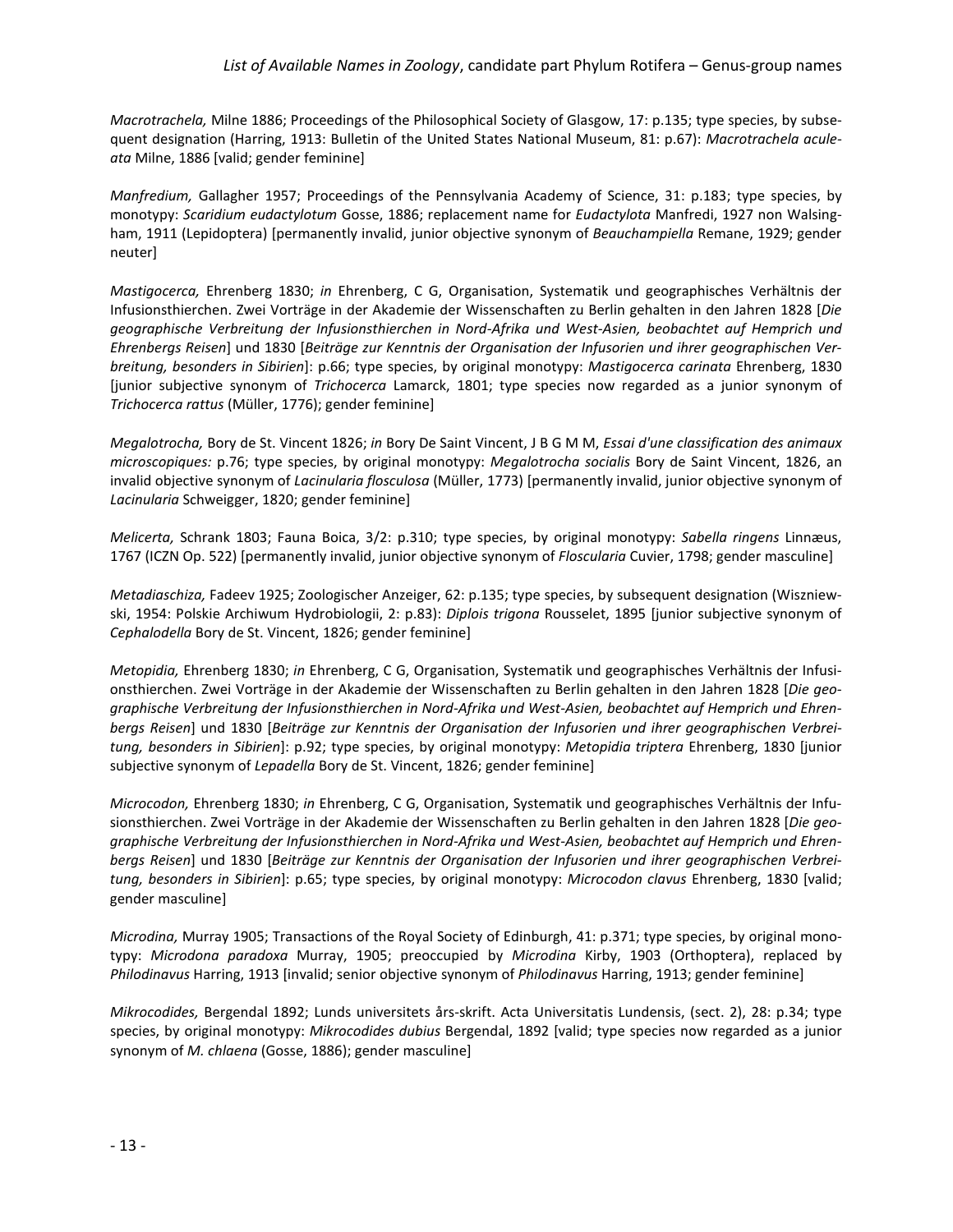*Macrotrachela,* Milne 1886; Proceedings of the Philosophical Society of Glasgow, 17: p.135; type species, by subsequent designation (Harring, 1913: Bulletin of the United States National Museum, 81: p.67): *Macrotrachela aculeata* Milne, 1886 [valid; gender feminine]

*Manfredium,* Gallagher 1957; Proceedings of the Pennsylvania Academy of Science, 31: p.183; type species, by monotypy: *Scaridium eudactylotum* Gosse, 1886; replacement name for *Eudactylota* Manfredi, 1927 non Walsingham, 1911 (Lepidoptera) [permanently invalid, junior objective synonym of *Beauchampiella* Remane, 1929; gender neuter]

*Mastigocerca,* Ehrenberg 1830; *in* Ehrenberg, C G, Organisation, Systematik und geographisches Verhältnis der Infusionsthierchen. Zwei Vorträge in der Akademie der Wissenschaften zu Berlin gehalten in den Jahren 1828 [*Die geographische Verbreitung der Infusionsthierchen in Nord-Afrika und West-Asien, beobachtet auf Hemprich und Ehrenbergs Reisen*] und 1830 [*Beiträge zur Kenntnis der Organisation der Infusorien und ihrer geographischen Verbreitung, besonders in Sibirien*]: p.66; type species, by original monotypy: *Mastigocerca carinata* Ehrenberg, 1830 [junior subjective synonym of *Trichocerca* Lamarck, 1801; type species now regarded as a junior synonym of *Trichocerca rattus* (Müller, 1776); gender feminine]

*Megalotrocha,* Bory de St. Vincent 1826; *in* Bory De Saint Vincent, J B G M M, *Essai d'une classification des animaux microscopiques:* p.76; type species, by original monotypy: *Megalotrocha socialis* Bory de Saint Vincent, 1826, an invalid objective synonym of *Lacinularia flosculosa* (Müller, 1773) [permanently invalid, junior objective synonym of *Lacinularia* Schweigger, 1820; gender feminine]

*Melicerta,* Schrank 1803; Fauna Boica, 3/2: p.310; type species, by original monotypy: *Sabella ringens* Linnæus, 1767 (ICZN Op. 522) [permanently invalid, junior objective synonym of *Floscularia* Cuvier, 1798; gender masculine]

*Metadiaschiza,* Fadeev 1925; Zoologischer Anzeiger, 62: p.135; type species, by subsequent designation (Wiszniewski, 1954: Polskie Archiwum Hydrobiologii, 2: p.83): *Diplois trigona* Rousselet, 1895 [junior subjective synonym of *Cephalodella* Bory de St. Vincent, 1826; gender feminine]

*Metopidia,* Ehrenberg 1830; *in* Ehrenberg, C G, Organisation, Systematik und geographisches Verhältnis der Infusionsthierchen. Zwei Vorträge in der Akademie der Wissenschaften zu Berlin gehalten in den Jahren 1828 [*Die geographische Verbreitung der Infusionsthierchen in Nord-Afrika und West-Asien, beobachtet auf Hemprich und Ehrenbergs Reisen*] und 1830 [*Beiträge zur Kenntnis der Organisation der Infusorien und ihrer geographischen Verbreitung, besonders in Sibirien*]: p.92; type species, by original monotypy: *Metopidia triptera* Ehrenberg, 1830 [junior subjective synonym of *Lepadella* Bory de St. Vincent, 1826; gender feminine]

*Microcodon,* Ehrenberg 1830; *in* Ehrenberg, C G, Organisation, Systematik und geographisches Verhältnis der Infusionsthierchen. Zwei Vorträge in der Akademie der Wissenschaften zu Berlin gehalten in den Jahren 1828 [*Die geographische Verbreitung der Infusionsthierchen in Nord-Afrika und West-Asien, beobachtet auf Hemprich und Ehrenbergs Reisen*] und 1830 [*Beiträge zur Kenntnis der Organisation der Infusorien und ihrer geographischen Verbreitung, besonders in Sibirien*]: p.65; type species, by original monotypy: *Microcodon clavus* Ehrenberg, 1830 [valid; gender masculine]

*Microdina,* Murray 1905; Transactions of the Royal Society of Edinburgh, 41: p.371; type species, by original monotypy: *Microdona paradoxa* Murray, 1905; preoccupied by *Microdina* Kirby, 1903 (Orthoptera), replaced by *Philodinavus* Harring, 1913 [invalid; senior objective synonym of *Philodinavus* Harring, 1913; gender feminine]

*Mikrocodides,* Bergendal 1892; Lunds universitets års-skrift. Acta Universitatis Lundensis, (sect. 2), 28: p.34; type species, by original monotypy: *Mikrocodides dubius* Bergendal, 1892 [valid; type species now regarded as a junior synonym of *M. chlaena* (Gosse, 1886); gender masculine]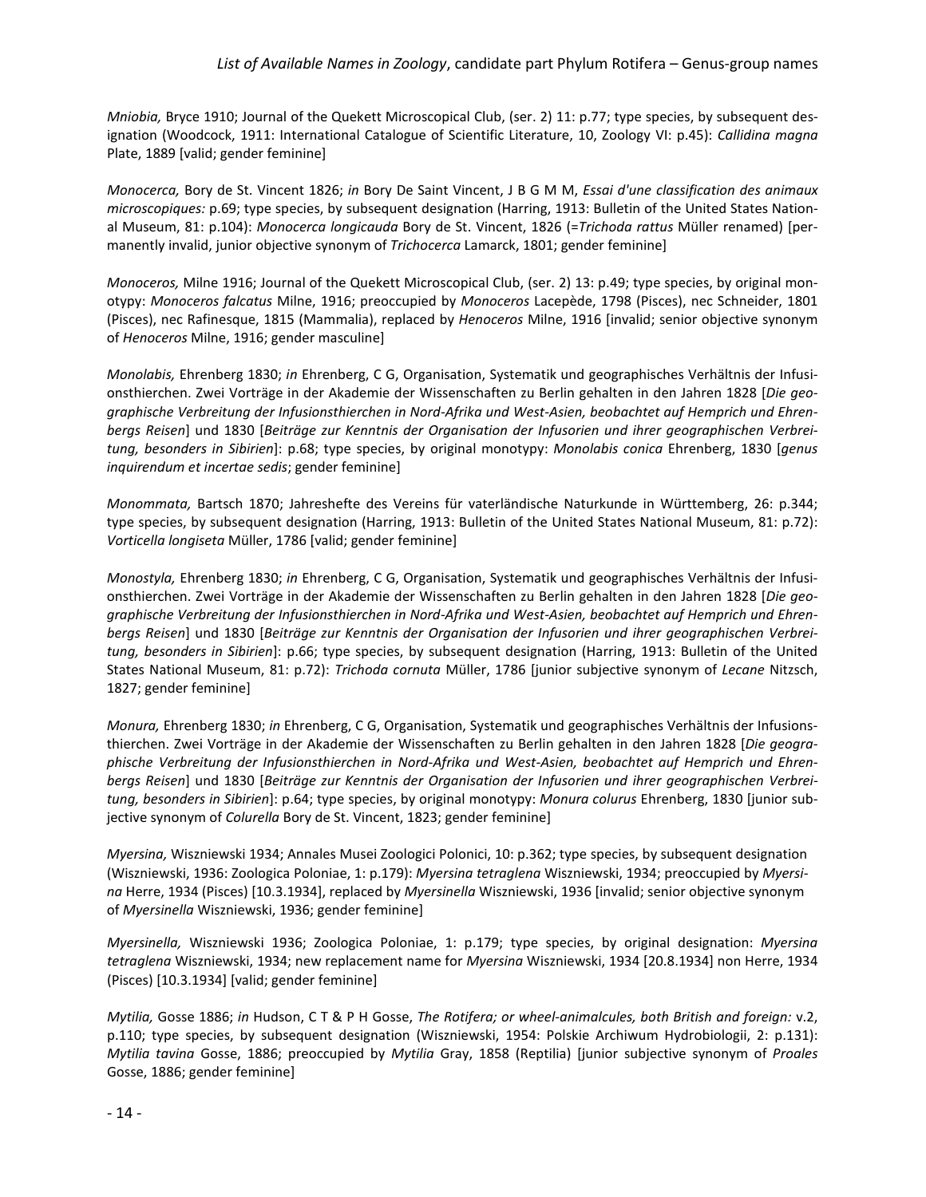*Mniobia,* Bryce 1910; Journal of the Quekett Microscopical Club, (ser. 2) 11: p.77; type species, by subsequent designation (Woodcock, 1911: International Catalogue of Scientific Literature, 10, Zoology VI: p.45): *Callidina magna* Plate, 1889 [valid; gender feminine]

*Monocerca,* Bory de St. Vincent 1826; *in* Bory De Saint Vincent, J B G M M, *Essai d'une classification des animaux microscopiques:* p.69; type species, by subsequent designation (Harring, 1913: Bulletin of the United States National Museum, 81: p.104): *Monocerca longicauda* Bory de St. Vincent, 1826 (=*Trichoda rattus* Müller renamed) [permanently invalid, junior objective synonym of *Trichocerca* Lamarck, 1801; gender feminine]

*Monoceros,* Milne 1916; Journal of the Quekett Microscopical Club, (ser. 2) 13: p.49; type species, by original monotypy: *Monoceros falcatus* Milne, 1916; preoccupied by *Monoceros* Lacepède, 1798 (Pisces), nec Schneider, 1801 (Pisces), nec Rafinesque, 1815 (Mammalia), replaced by *Henoceros* Milne, 1916 [invalid; senior objective synonym of *Henoceros* Milne, 1916; gender masculine]

*Monolabis,* Ehrenberg 1830; *in* Ehrenberg, C G, Organisation, Systematik und geographisches Verhältnis der Infusionsthierchen. Zwei Vorträge in der Akademie der Wissenschaften zu Berlin gehalten in den Jahren 1828 [*Die geographische Verbreitung der Infusionsthierchen in Nord-Afrika und West-Asien, beobachtet auf Hemprich und Ehrenbergs Reisen*] und 1830 [*Beiträge zur Kenntnis der Organisation der Infusorien und ihrer geographischen Verbreitung, besonders in Sibirien*]: p.68; type species, by original monotypy: *Monolabis conica* Ehrenberg, 1830 [*genus inquirendum et incertae sedis*; gender feminine]

*Monommata,* Bartsch 1870; Jahreshefte des Vereins für vaterländische Naturkunde in Württemberg, 26: p.344; type species, by subsequent designation (Harring, 1913: Bulletin of the United States National Museum, 81: p.72): *Vorticella longiseta* Müller, 1786 [valid; gender feminine]

*Monostyla,* Ehrenberg 1830; *in* Ehrenberg, C G, Organisation, Systematik und geographisches Verhältnis der Infusionsthierchen. Zwei Vorträge in der Akademie der Wissenschaften zu Berlin gehalten in den Jahren 1828 [*Die geographische Verbreitung der Infusionsthierchen in Nord-Afrika und West-Asien, beobachtet auf Hemprich und Ehrenbergs Reisen*] und 1830 [*Beiträge zur Kenntnis der Organisation der Infusorien und ihrer geographischen Verbreitung, besonders in Sibirien*]: p.66; type species, by subsequent designation (Harring, 1913: Bulletin of the United States National Museum, 81: p.72): *Trichoda cornuta* Müller, 1786 [junior subjective synonym of *Lecane* Nitzsch, 1827; gender feminine]

*Monura,* Ehrenberg 1830; *in* Ehrenberg, C G, Organisation, Systematik und geographisches Verhältnis der Infusionsthierchen. Zwei Vorträge in der Akademie der Wissenschaften zu Berlin gehalten in den Jahren 1828 [*Die geographische Verbreitung der Infusionsthierchen in Nord-Afrika und West-Asien, beobachtet auf Hemprich und Ehrenbergs Reisen*] und 1830 [*Beiträge zur Kenntnis der Organisation der Infusorien und ihrer geographischen Verbreitung, besonders in Sibirien*]: p.64; type species, by original monotypy: *Monura colurus* Ehrenberg, 1830 [junior subjective synonym of *Colurella* Bory de St. Vincent, 1823; gender feminine]

*Myersina,* Wiszniewski 1934; Annales Musei Zoologici Polonici, 10: p.362; type species, by subsequent designation (Wiszniewski, 1936: Zoologica Poloniae, 1: p.179): *Myersina tetraglena* Wiszniewski, 1934; preoccupied by *Myersina* Herre, 1934 (Pisces) [10.3.1934], replaced by *Myersinella* Wiszniewski, 1936 [invalid; senior objective synonym of *Myersinella* Wiszniewski, 1936; gender feminine]

*Myersinella,* Wiszniewski 1936; Zoologica Poloniae, 1: p.179; type species, by original designation: *Myersina tetraglena* Wiszniewski, 1934; new replacement name for *Myersina* Wiszniewski, 1934 [20.8.1934] non Herre, 1934 (Pisces) [10.3.1934] [valid; gender feminine]

*Mytilia,* Gosse 1886; *in* Hudson, C T & P H Gosse, *The Rotifera; or wheel-animalcules, both British and foreign:* v.2, p.110; type species, by subsequent designation (Wiszniewski, 1954: Polskie Archiwum Hydrobiologii, 2: p.131): *Mytilia tavina* Gosse, 1886; preoccupied by *Mytilia* Gray, 1858 (Reptilia) [junior subjective synonym of *Proales* Gosse, 1886; gender feminine]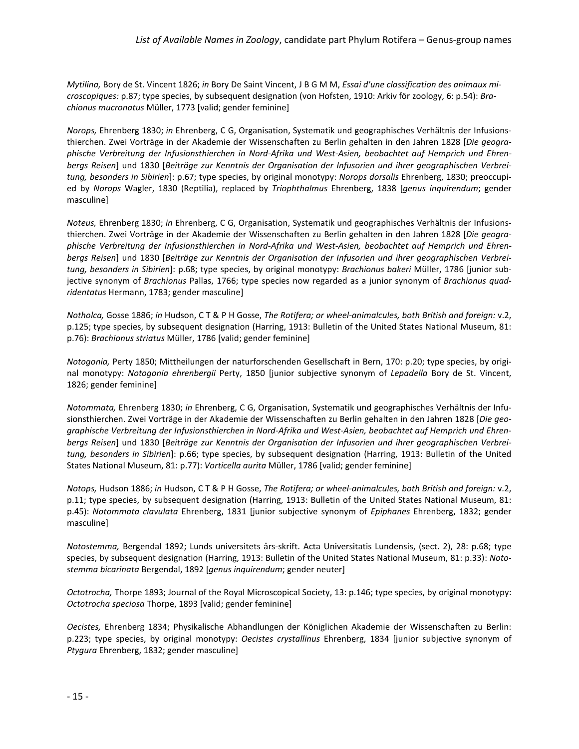*Mytilina,* Bory de St. Vincent 1826; *in* Bory De Saint Vincent, J B G M M, *Essai d'une classification des animaux microscopiques:* p.87; type species, by subsequent designation (von Hofsten, 1910: Arkiv för zoology, 6: p.54): *Brachionus mucronatus* Müller, 1773 [valid; gender feminine]

*Norops,* Ehrenberg 1830; *in* Ehrenberg, C G, Organisation, Systematik und geographisches Verhältnis der Infusionsthierchen. Zwei Vorträge in der Akademie der Wissenschaften zu Berlin gehalten in den Jahren 1828 [*Die geographische Verbreitung der Infusionsthierchen in Nord-Afrika und West-Asien, beobachtet auf Hemprich und Ehrenbergs Reisen*] und 1830 [*Beiträge zur Kenntnis der Organisation der Infusorien und ihrer geographischen Verbreitung, besonders in Sibirien*]: p.67; type species, by original monotypy: *Norops dorsalis* Ehrenberg, 1830; preoccupied by *Norops* Wagler, 1830 (Reptilia), replaced by *Triophthalmus* Ehrenberg, 1838 [*genus inquirendum*; gender masculine]

*Noteus,* Ehrenberg 1830; *in* Ehrenberg, C G, Organisation, Systematik und geographisches Verhältnis der Infusionsthierchen. Zwei Vorträge in der Akademie der Wissenschaften zu Berlin gehalten in den Jahren 1828 [*Die geographische Verbreitung der Infusionsthierchen in Nord-Afrika und West-Asien, beobachtet auf Hemprich und Ehrenbergs Reisen*] und 1830 [*Beiträge zur Kenntnis der Organisation der Infusorien und ihrer geographischen Verbreitung, besonders in Sibirien*]: p.68; type species, by original monotypy: *Brachionus bakeri* Müller, 1786 [junior subjective synonym of *Brachionus* Pallas, 1766; type species now regarded as a junior synonym of *Brachionus quadridentatus* Hermann, 1783; gender masculine]

*Notholca,* Gosse 1886; *in* Hudson, C T & P H Gosse, *The Rotifera; or wheel-animalcules, both British and foreign:* v.2, p.125; type species, by subsequent designation (Harring, 1913: Bulletin of the United States National Museum, 81: p.76): *Brachionus striatus* Müller, 1786 [valid; gender feminine]

*Notogonia,* Perty 1850; Mittheilungen der naturforschenden Gesellschaft in Bern, 170: p.20; type species, by original monotypy: *Notogonia ehrenbergii* Perty, 1850 [junior subjective synonym of *Lepadella* Bory de St. Vincent, 1826; gender feminine]

*Notommata,* Ehrenberg 1830; *in* Ehrenberg, C G, Organisation, Systematik und geographisches Verhältnis der Infusionsthierchen. Zwei Vorträge in der Akademie der Wissenschaften zu Berlin gehalten in den Jahren 1828 [*Die geographische Verbreitung der Infusionsthierchen in Nord-Afrika und West-Asien, beobachtet auf Hemprich und Ehrenbergs Reisen*] und 1830 [*Beiträge zur Kenntnis der Organisation der Infusorien und ihrer geographischen Verbreitung, besonders in Sibirien*]: p.66; type species, by subsequent designation (Harring, 1913: Bulletin of the United States National Museum, 81: p.77): *Vorticella aurita* Müller, 1786 [valid; gender feminine]

*Notops,* Hudson 1886; *in* Hudson, C T & P H Gosse, *The Rotifera; or wheel-animalcules, both British and foreign:* v.2, p.11; type species, by subsequent designation (Harring, 1913: Bulletin of the United States National Museum, 81: p.45): *Notommata clavulata* Ehrenberg, 1831 [junior subjective synonym of *Epiphanes* Ehrenberg, 1832; gender masculine]

*Notostemma,* Bergendal 1892; Lunds universitets års-skrift. Acta Universitatis Lundensis, (sect. 2), 28: p.68; type species, by subsequent designation (Harring, 1913: Bulletin of the United States National Museum, 81: p.33): *Notostemma bicarinata* Bergendal, 1892 [*genus inquirendum*; gender neuter]

*Octotrocha,* Thorpe 1893; Journal of the Royal Microscopical Society, 13: p.146; type species, by original monotypy: *Octotrocha speciosa* Thorpe, 1893 [valid; gender feminine]

*Oecistes,* Ehrenberg 1834; Physikalische Abhandlungen der Königlichen Akademie der Wissenschaften zu Berlin: p.223; type species, by original monotypy: *Oecistes crystallinus* Ehrenberg, 1834 [junior subjective synonym of *Ptygura* Ehrenberg, 1832; gender masculine]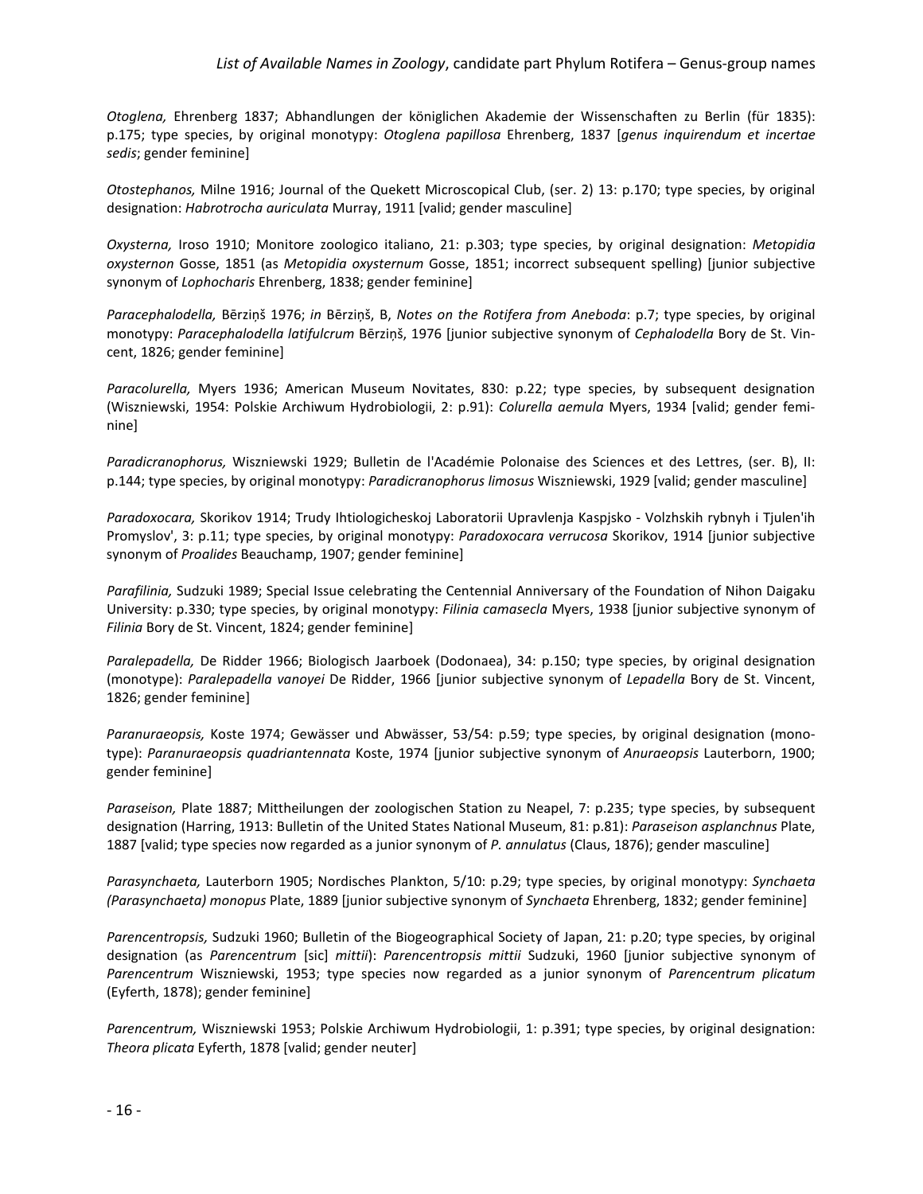*Otoglena,* Ehrenberg 1837; Abhandlungen der königlichen Akademie der Wissenschaften zu Berlin (für 1835): p.175; type species, by original monotypy: *Otoglena papillosa* Ehrenberg, 1837 [*genus inquirendum et incertae sedis*; gender feminine]

*Otostephanos,* Milne 1916; Journal of the Quekett Microscopical Club, (ser. 2) 13: p.170; type species, by original designation: *Habrotrocha auriculata* Murray, 1911 [valid; gender masculine]

*Oxysterna,* Iroso 1910; Monitore zoologico italiano, 21: p.303; type species, by original designation: *Metopidia oxysternon* Gosse, 1851 (as *Metopidia oxysternum* Gosse, 1851; incorrect subsequent spelling) [junior subjective synonym of *Lophocharis* Ehrenberg, 1838; gender feminine]

*Paracephalodella,* Bērziņš 1976; *in* Bērziņš, B, *Notes on the Rotifera from Aneboda*: p.7; type species, by original monotypy: *Paracephalodella latifulcrum* Bērziņš, 1976 [junior subjective synonym of *Cephalodella* Bory de St. Vincent, 1826; gender feminine]

*Paracolurella,* Myers 1936; American Museum Novitates, 830: p.22; type species, by subsequent designation (Wiszniewski, 1954: Polskie Archiwum Hydrobiologii, 2: p.91): *Colurella aemula* Myers, 1934 [valid; gender feminine]

*Paradicranophorus,* Wiszniewski 1929; Bulletin de l'Académie Polonaise des Sciences et des Lettres, (ser. B), II: p.144; type species, by original monotypy: *Paradicranophorus limosus* Wiszniewski, 1929 [valid; gender masculine]

*Paradoxocara,* Skorikov 1914; Trudy Ihtiologicheskoj Laboratorii Upravlenja Kaspjsko - Volzhskih rybnyh i Tjulen'ih Promyslov', 3: p.11; type species, by original monotypy: *Paradoxocara verrucosa* Skorikov, 1914 [junior subjective synonym of *Proalides* Beauchamp, 1907; gender feminine]

*Parafilinia,* Sudzuki 1989; Special Issue celebrating the Centennial Anniversary of the Foundation of Nihon Daigaku University: p.330; type species, by original monotypy: *Filinia camasecla* Myers, 1938 [junior subjective synonym of *Filinia* Bory de St. Vincent, 1824; gender feminine]

*Paralepadella,* De Ridder 1966; Biologisch Jaarboek (Dodonaea), 34: p.150; type species, by original designation (monotype): *Paralepadella vanoyei* De Ridder, 1966 [junior subjective synonym of *Lepadella* Bory de St. Vincent, 1826; gender feminine]

*Paranuraeopsis,* Koste 1974; Gewässer und Abwässer, 53/54: p.59; type species, by original designation (monotype): *Paranuraeopsis quadriantennata* Koste, 1974 [junior subjective synonym of *Anuraeopsis* Lauterborn, 1900; gender feminine]

*Paraseison,* Plate 1887; Mittheilungen der zoologischen Station zu Neapel, 7: p.235; type species, by subsequent designation (Harring, 1913: Bulletin of the United States National Museum, 81: p.81): *Paraseison asplanchnus* Plate, 1887 [valid; type species now regarded as a junior synonym of *P. annulatus* (Claus, 1876); gender masculine]

*Parasynchaeta,* Lauterborn 1905; Nordisches Plankton, 5/10: p.29; type species, by original monotypy: *Synchaeta (Parasynchaeta) monopus* Plate, 1889 [junior subjective synonym of *Synchaeta* Ehrenberg, 1832; gender feminine]

*Parencentropsis,* Sudzuki 1960; Bulletin of the Biogeographical Society of Japan, 21: p.20; type species, by original designation (as *Parencentrum* [sic] *mittii*): *Parencentropsis mittii* Sudzuki, 1960 [junior subjective synonym of *Parencentrum* Wiszniewski, 1953; type species now regarded as a junior synonym of *Parencentrum plicatum* (Eyferth, 1878); gender feminine]

*Parencentrum,* Wiszniewski 1953; Polskie Archiwum Hydrobiologii, 1: p.391; type species, by original designation: *Theora plicata* Eyferth, 1878 [valid; gender neuter]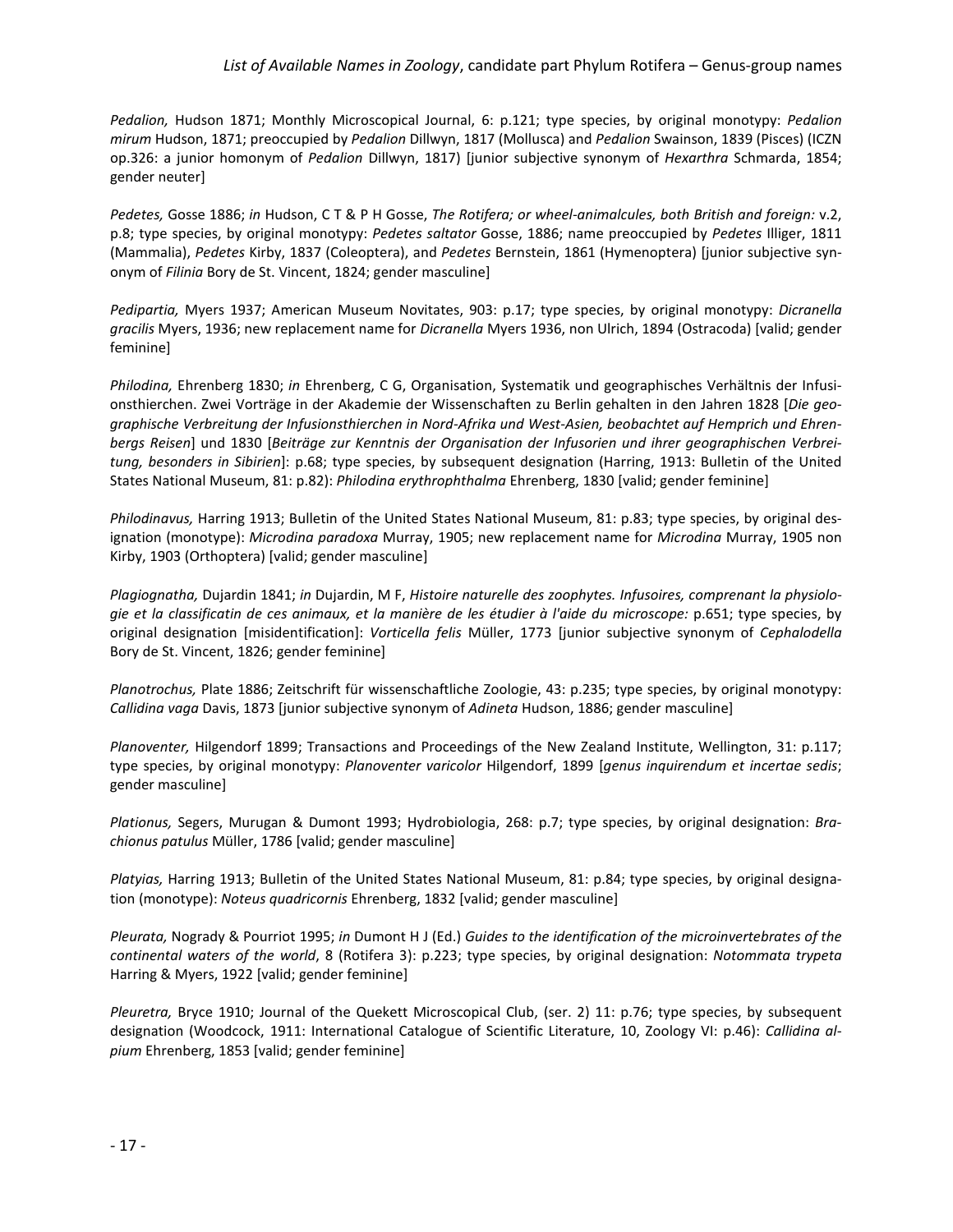*Pedalion,* Hudson 1871; Monthly Microscopical Journal, 6: p.121; type species, by original monotypy: *Pedalion mirum* Hudson, 1871; preoccupied by *Pedalion* Dillwyn, 1817 (Mollusca) and *Pedalion* Swainson, 1839 (Pisces) (ICZN op.326: a junior homonym of *Pedalion* Dillwyn, 1817) [junior subjective synonym of *Hexarthra* Schmarda, 1854; gender neuter]

*Pedetes,* Gosse 1886; *in* Hudson, C T & P H Gosse, *The Rotifera; or wheel-animalcules, both British and foreign:* v.2, p.8; type species, by original monotypy: *Pedetes saltator* Gosse, 1886; name preoccupied by *Pedetes* Illiger, 1811 (Mammalia), *Pedetes* Kirby, 1837 (Coleoptera), and *Pedetes* Bernstein, 1861 (Hymenoptera) [junior subjective synonym of *Filinia* Bory de St. Vincent, 1824; gender masculine]

*Pedipartia,* Myers 1937; American Museum Novitates, 903: p.17; type species, by original monotypy: *Dicranella gracilis* Myers, 1936; new replacement name for *Dicranella* Myers 1936, non Ulrich, 1894 (Ostracoda) [valid; gender feminine]

*Philodina,* Ehrenberg 1830; *in* Ehrenberg, C G, Organisation, Systematik und geographisches Verhältnis der Infusionsthierchen. Zwei Vorträge in der Akademie der Wissenschaften zu Berlin gehalten in den Jahren 1828 [*Die geographische Verbreitung der Infusionsthierchen in Nord-Afrika und West-Asien, beobachtet auf Hemprich und Ehrenbergs Reisen*] und 1830 [*Beiträge zur Kenntnis der Organisation der Infusorien und ihrer geographischen Verbreitung, besonders in Sibirien*]: p.68; type species, by subsequent designation (Harring, 1913: Bulletin of the United States National Museum, 81: p.82): *Philodina erythrophthalma* Ehrenberg, 1830 [valid; gender feminine]

*Philodinavus,* Harring 1913; Bulletin of the United States National Museum, 81: p.83; type species, by original designation (monotype): *Microdina paradoxa* Murray, 1905; new replacement name for *Microdina* Murray, 1905 non Kirby, 1903 (Orthoptera) [valid; gender masculine]

*Plagiognatha,* Dujardin 1841; *in* Dujardin, M F, *Histoire naturelle des zoophytes. Infusoires, comprenant la physiologie et la classificatin de ces animaux, et la manière de les étudier à l'aide du microscope:* p.651; type species, by original designation [misidentification]: *Vorticella felis* Müller, 1773 [junior subjective synonym of *Cephalodella* Bory de St. Vincent, 1826; gender feminine]

*Planotrochus,* Plate 1886; Zeitschrift für wissenschaftliche Zoologie, 43: p.235; type species, by original monotypy: *Callidina vaga* Davis, 1873 [junior subjective synonym of *Adineta* Hudson, 1886; gender masculine]

*Planoventer,* Hilgendorf 1899; Transactions and Proceedings of the New Zealand Institute, Wellington, 31: p.117; type species, by original monotypy: *Planoventer varicolor* Hilgendorf, 1899 [*genus inquirendum et incertae sedis*; gender masculine]

*Plationus,* Segers, Murugan & Dumont 1993; Hydrobiologia, 268: p.7; type species, by original designation: *Brachionus patulus* Müller, 1786 [valid; gender masculine]

*Platyias,* Harring 1913; Bulletin of the United States National Museum, 81: p.84; type species, by original designation (monotype): *Noteus quadricornis* Ehrenberg, 1832 [valid; gender masculine]

*Pleurata,* Nogrady & Pourriot 1995; *in* Dumont H J (Ed.) *Guides to the identification of the microinvertebrates of the continental waters of the world*, 8 (Rotifera 3): p.223; type species, by original designation: *Notommata trypeta* Harring & Myers, 1922 [valid; gender feminine]

*Pleuretra,* Bryce 1910; Journal of the Quekett Microscopical Club, (ser. 2) 11: p.76; type species, by subsequent designation (Woodcock, 1911: International Catalogue of Scientific Literature, 10, Zoology VI: p.46): *Callidina alpium* Ehrenberg, 1853 [valid; gender feminine]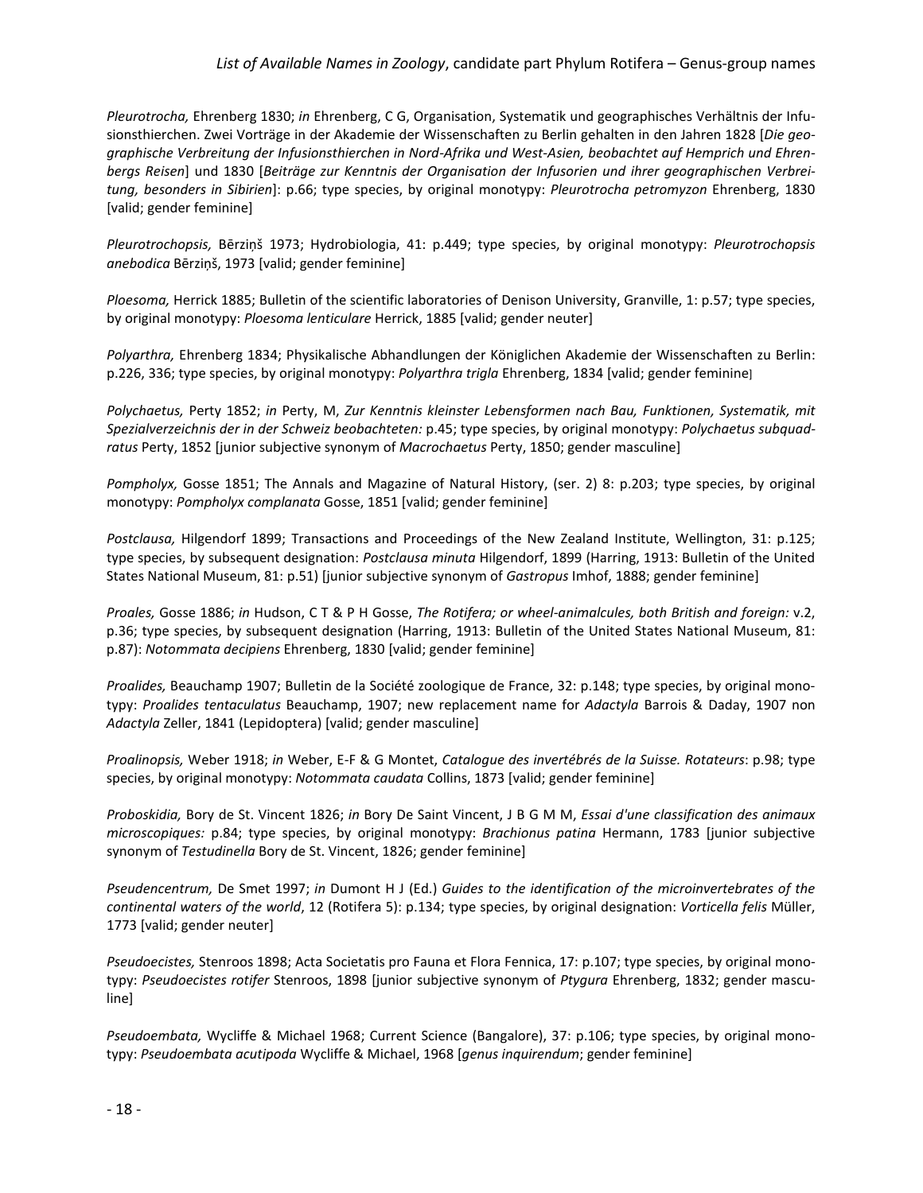*Pleurotrocha,* Ehrenberg 1830; *in* Ehrenberg, C G, Organisation, Systematik und geographisches Verhältnis der Infusionsthierchen. Zwei Vorträge in der Akademie der Wissenschaften zu Berlin gehalten in den Jahren 1828 [*Die geographische Verbreitung der Infusionsthierchen in Nord-Afrika und West-Asien, beobachtet auf Hemprich und Ehrenbergs Reisen*] und 1830 [*Beiträge zur Kenntnis der Organisation der Infusorien und ihrer geographischen Verbreitung, besonders in Sibirien*]: p.66; type species, by original monotypy: *Pleurotrocha petromyzon* Ehrenberg, 1830 [valid; gender feminine]

*Pleurotrochopsis,* Bērziņš 1973; Hydrobiologia, 41: p.449; type species, by original monotypy: *Pleurotrochopsis anebodica* Bērziņš, 1973 [valid; gender feminine]

*Ploesoma,* Herrick 1885; Bulletin of the scientific laboratories of Denison University, Granville, 1: p.57; type species, by original monotypy: *Ploesoma lenticulare* Herrick, 1885 [valid; gender neuter]

*Polyarthra,* Ehrenberg 1834; Physikalische Abhandlungen der Königlichen Akademie der Wissenschaften zu Berlin: p.226, 336; type species, by original monotypy: *Polyarthra trigla* Ehrenberg, 1834 [valid; gender feminine]

*Polychaetus,* Perty 1852; *in* Perty, M, *Zur Kenntnis kleinster Lebensformen nach Bau, Funktionen, Systematik, mit Spezialverzeichnis der in der Schweiz beobachteten:* p.45; type species, by original monotypy: *Polychaetus subquadratus* Perty, 1852 [junior subjective synonym of *Macrochaetus* Perty, 1850; gender masculine]

*Pompholyx,* Gosse 1851; The Annals and Magazine of Natural History, (ser. 2) 8: p.203; type species, by original monotypy: *Pompholyx complanata* Gosse, 1851 [valid; gender feminine]

*Postclausa,* Hilgendorf 1899; Transactions and Proceedings of the New Zealand Institute, Wellington, 31: p.125; type species, by subsequent designation: *Postclausa minuta* Hilgendorf, 1899 (Harring, 1913: Bulletin of the United States National Museum, 81: p.51) [junior subjective synonym of *Gastropus* Imhof, 1888; gender feminine]

*Proales,* Gosse 1886; *in* Hudson, C T & P H Gosse, *The Rotifera; or wheel-animalcules, both British and foreign:* v.2, p.36; type species, by subsequent designation (Harring, 1913: Bulletin of the United States National Museum, 81: p.87): *Notommata decipiens* Ehrenberg, 1830 [valid; gender feminine]

*Proalides,* Beauchamp 1907; Bulletin de la Société zoologique de France, 32: p.148; type species, by original monotypy: *Proalides tentaculatus* Beauchamp, 1907; new replacement name for *Adactyla* Barrois & Daday, 1907 non *Adactyla* Zeller, 1841 (Lepidoptera) [valid; gender masculine]

*Proalinopsis,* Weber 1918; *in* Weber, E-F & G Montet, *Catalogue des invertébrés de la Suisse. Rotateurs*: p.98; type species, by original monotypy: *Notommata caudata* Collins, 1873 [valid; gender feminine]

*Proboskidia,* Bory de St. Vincent 1826; *in* Bory De Saint Vincent, J B G M M, *Essai d'une classification des animaux microscopiques:* p.84; type species, by original monotypy: *Brachionus patina* Hermann, 1783 [junior subjective synonym of *Testudinella* Bory de St. Vincent, 1826; gender feminine]

*Pseudencentrum,* De Smet 1997; *in* Dumont H J (Ed.) *Guides to the identification of the microinvertebrates of the continental waters of the world*, 12 (Rotifera 5): p.134; type species, by original designation: *Vorticella felis* Müller, 1773 [valid; gender neuter]

*Pseudoecistes,* Stenroos 1898; Acta Societatis pro Fauna et Flora Fennica, 17: p.107; type species, by original monotypy: *Pseudoecistes rotifer* Stenroos, 1898 [junior subjective synonym of *Ptygura* Ehrenberg, 1832; gender masculine]

*Pseudoembata,* Wycliffe & Michael 1968; Current Science (Bangalore), 37: p.106; type species, by original monotypy: *Pseudoembata acutipoda* Wycliffe & Michael, 1968 [*genus inquirendum*; gender feminine]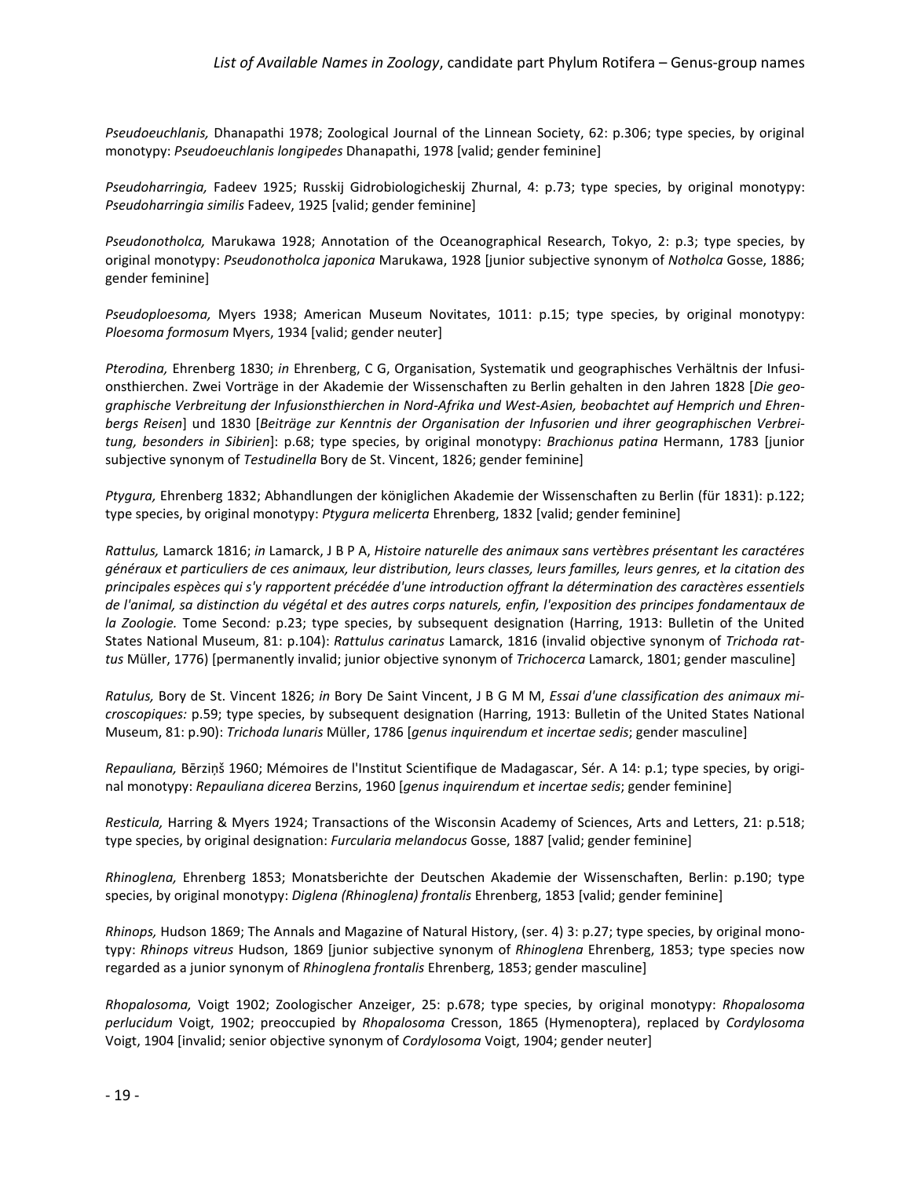*Pseudoeuchlanis,* Dhanapathi 1978; Zoological Journal of the Linnean Society, 62: p.306; type species, by original monotypy: *Pseudoeuchlanis longipedes* Dhanapathi, 1978 [valid; gender feminine]

*Pseudoharringia,* Fadeev 1925; Russkij Gidrobiologicheskij Zhurnal, 4: p.73; type species, by original monotypy: *Pseudoharringia similis* Fadeev, 1925 [valid; gender feminine]

*Pseudonotholca,* Marukawa 1928; Annotation of the Oceanographical Research, Tokyo, 2: p.3; type species, by original monotypy: *Pseudonotholca japonica* Marukawa, 1928 [junior subjective synonym of *Notholca* Gosse, 1886; gender feminine]

*Pseudoploesoma,* Myers 1938; American Museum Novitates, 1011: p.15; type species, by original monotypy: *Ploesoma formosum* Myers, 1934 [valid; gender neuter]

*Pterodina,* Ehrenberg 1830; *in* Ehrenberg, C G, Organisation, Systematik und geographisches Verhältnis der Infusionsthierchen. Zwei Vorträge in der Akademie der Wissenschaften zu Berlin gehalten in den Jahren 1828 [*Die geographische Verbreitung der Infusionsthierchen in Nord-Afrika und West-Asien, beobachtet auf Hemprich und Ehrenbergs Reisen*] und 1830 [*Beiträge zur Kenntnis der Organisation der Infusorien und ihrer geographischen Verbreitung, besonders in Sibirien*]: p.68; type species, by original monotypy: *Brachionus patina* Hermann, 1783 [junior subjective synonym of *Testudinella* Bory de St. Vincent, 1826; gender feminine]

*Ptygura,* Ehrenberg 1832; Abhandlungen der königlichen Akademie der Wissenschaften zu Berlin (für 1831): p.122; type species, by original monotypy: *Ptygura melicerta* Ehrenberg, 1832 [valid; gender feminine]

*Rattulus,* Lamarck 1816; *in* Lamarck, J B P A, *Histoire naturelle des animaux sans vertèbres présentant les caractéres généraux et particuliers de ces animaux, leur distribution, leurs classes, leurs familles, leurs genres, et la citation des principales espèces qui s'y rapportent précédée d'une introduction offrant la détermination des caractères essentiels de l'animal, sa distinction du végétal et des autres corps naturels, enfin, l'exposition des principes fondamentaux de la Zoologie.* Tome Second*:* p.23; type species, by subsequent designation (Harring, 1913: Bulletin of the United States National Museum, 81: p.104): *Rattulus carinatus* Lamarck, 1816 (invalid objective synonym of *Trichoda rattus* Müller, 1776) [permanently invalid; junior objective synonym of *Trichocerca* Lamarck, 1801; gender masculine]

*Ratulus,* Bory de St. Vincent 1826; *in* Bory De Saint Vincent, J B G M M, *Essai d'une classification des animaux microscopiques:* p.59; type species, by subsequent designation (Harring, 1913: Bulletin of the United States National Museum, 81: p.90): *Trichoda lunaris* Müller, 1786 [*genus inquirendum et incertae sedis*; gender masculine]

*Repauliana,* Bērziņš 1960; Mémoires de l'Institut Scientifique de Madagascar, Sér. A 14: p.1; type species, by original monotypy: *Repauliana dicerea* Berzins, 1960 [*genus inquirendum et incertae sedis*; gender feminine]

*Resticula,* Harring & Myers 1924; Transactions of the Wisconsin Academy of Sciences, Arts and Letters, 21: p.518; type species, by original designation: *Furcularia melandocus* Gosse, 1887 [valid; gender feminine]

*Rhinoglena,* Ehrenberg 1853; Monatsberichte der Deutschen Akademie der Wissenschaften, Berlin: p.190; type species, by original monotypy: *Diglena (Rhinoglena) frontalis* Ehrenberg, 1853 [valid; gender feminine]

*Rhinops,* Hudson 1869; The Annals and Magazine of Natural History, (ser. 4) 3: p.27; type species, by original monotypy: *Rhinops vitreus* Hudson, 1869 [junior subjective synonym of *Rhinoglena* Ehrenberg, 1853; type species now regarded as a junior synonym of *Rhinoglena frontalis* Ehrenberg, 1853; gender masculine]

*Rhopalosoma,* Voigt 1902; Zoologischer Anzeiger, 25: p.678; type species, by original monotypy: *Rhopalosoma perlucidum* Voigt, 1902; preoccupied by *Rhopalosoma* Cresson, 1865 (Hymenoptera), replaced by *Cordylosoma* Voigt, 1904 [invalid; senior objective synonym of *Cordylosoma* Voigt, 1904; gender neuter]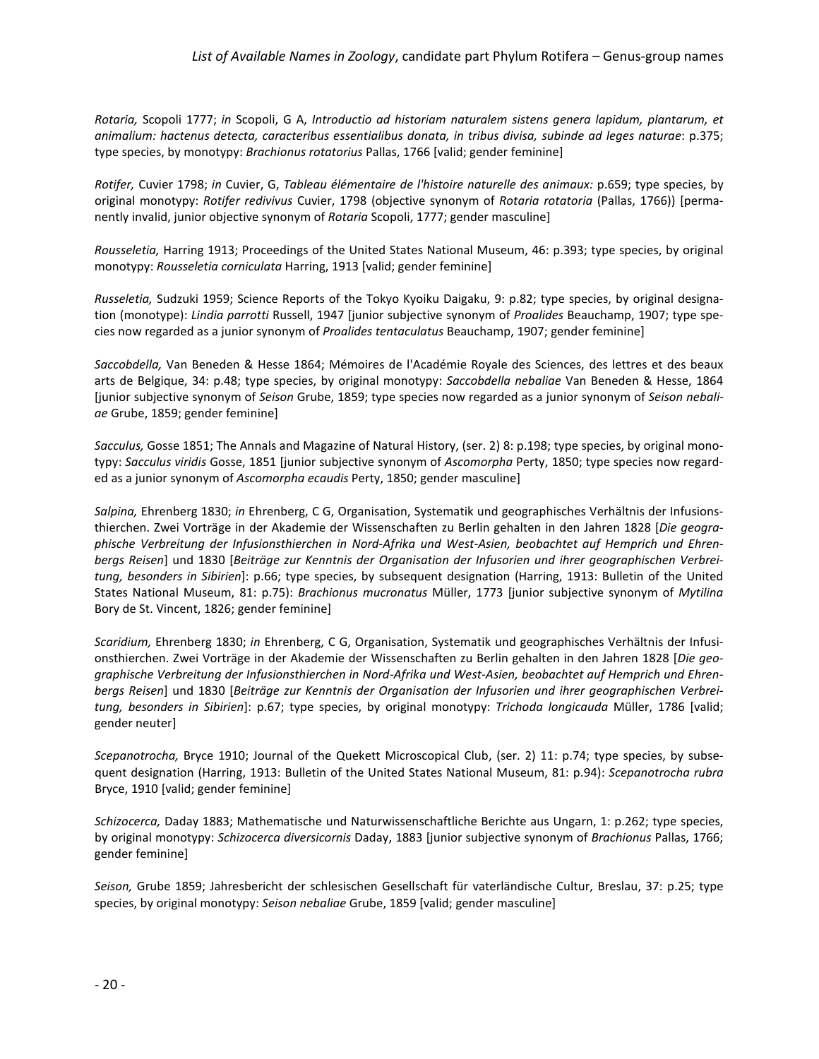*Rotaria,* Scopoli 1777; *in* Scopoli, G A, *Introductio ad historiam naturalem sistens genera lapidum, plantarum, et animalium: hactenus detecta, caracteribus essentialibus donata, in tribus divisa, subinde ad leges naturae*: p.375; type species, by monotypy: *Brachionus rotatorius* Pallas, 1766 [valid; gender feminine]

*Rotifer,* Cuvier 1798; *in* Cuvier, G, *Tableau élémentaire de l'histoire naturelle des animaux:* p.659; type species, by original monotypy: *Rotifer redivivus* Cuvier, 1798 (objective synonym of *Rotaria rotatoria* (Pallas, 1766)) [permanently invalid, junior objective synonym of *Rotaria* Scopoli, 1777; gender masculine]

*Rousseletia,* Harring 1913; Proceedings of the United States National Museum, 46: p.393; type species, by original monotypy: *Rousseletia corniculata* Harring, 1913 [valid; gender feminine]

*Russeletia,* Sudzuki 1959; Science Reports of the Tokyo Kyoiku Daigaku, 9: p.82; type species, by original designation (monotype): *Lindia parrotti* Russell, 1947 [junior subjective synonym of *Proalides* Beauchamp, 1907; type species now regarded as a junior synonym of *Proalides tentaculatus* Beauchamp, 1907; gender feminine]

*Saccobdella,* Van Beneden & Hesse 1864; Mémoires de l'Académie Royale des Sciences, des lettres et des beaux arts de Belgique, 34: p.48; type species, by original monotypy: *Saccobdella nebaliae* Van Beneden & Hesse, 1864 [junior subjective synonym of *Seison* Grube, 1859; type species now regarded as a junior synonym of *Seison nebaliae* Grube, 1859; gender feminine]

*Sacculus,* Gosse 1851; The Annals and Magazine of Natural History, (ser. 2) 8: p.198; type species, by original monotypy: *Sacculus viridis* Gosse, 1851 [junior subjective synonym of *Ascomorpha* Perty, 1850; type species now regarded as a junior synonym of *Ascomorpha ecaudis* Perty, 1850; gender masculine]

*Salpina,* Ehrenberg 1830; *in* Ehrenberg, C G, Organisation, Systematik und geographisches Verhältnis der Infusionsthierchen. Zwei Vorträge in der Akademie der Wissenschaften zu Berlin gehalten in den Jahren 1828 [*Die geographische Verbreitung der Infusionsthierchen in Nord-Afrika und West-Asien, beobachtet auf Hemprich und Ehrenbergs Reisen*] und 1830 [*Beiträge zur Kenntnis der Organisation der Infusorien und ihrer geographischen Verbreitung, besonders in Sibirien*]: p.66; type species, by subsequent designation (Harring, 1913: Bulletin of the United States National Museum, 81: p.75): *Brachionus mucronatus* Müller, 1773 [junior subjective synonym of *Mytilina* Bory de St. Vincent, 1826; gender feminine]

*Scaridium,* Ehrenberg 1830; *in* Ehrenberg, C G, Organisation, Systematik und geographisches Verhältnis der Infusionsthierchen. Zwei Vorträge in der Akademie der Wissenschaften zu Berlin gehalten in den Jahren 1828 [*Die geographische Verbreitung der Infusionsthierchen in Nord-Afrika und West-Asien, beobachtet auf Hemprich und Ehrenbergs Reisen*] und 1830 [*Beiträge zur Kenntnis der Organisation der Infusorien und ihrer geographischen Verbreitung, besonders in Sibirien*]: p.67; type species, by original monotypy: *Trichoda longicauda* Müller, 1786 [valid; gender neuter]

*Scepanotrocha,* Bryce 1910; Journal of the Quekett Microscopical Club, (ser. 2) 11: p.74; type species, by subsequent designation (Harring, 1913: Bulletin of the United States National Museum, 81: p.94): *Scepanotrocha rubra* Bryce, 1910 [valid; gender feminine]

*Schizocerca,* Daday 1883; Mathematische und Naturwissenschaftliche Berichte aus Ungarn, 1: p.262; type species, by original monotypy: *Schizocerca diversicornis* Daday, 1883 [junior subjective synonym of *Brachionus* Pallas, 1766; gender feminine]

*Seison,* Grube 1859; Jahresbericht der schlesischen Gesellschaft für vaterländische Cultur, Breslau, 37: p.25; type species, by original monotypy: *Seison nebaliae* Grube, 1859 [valid; gender masculine]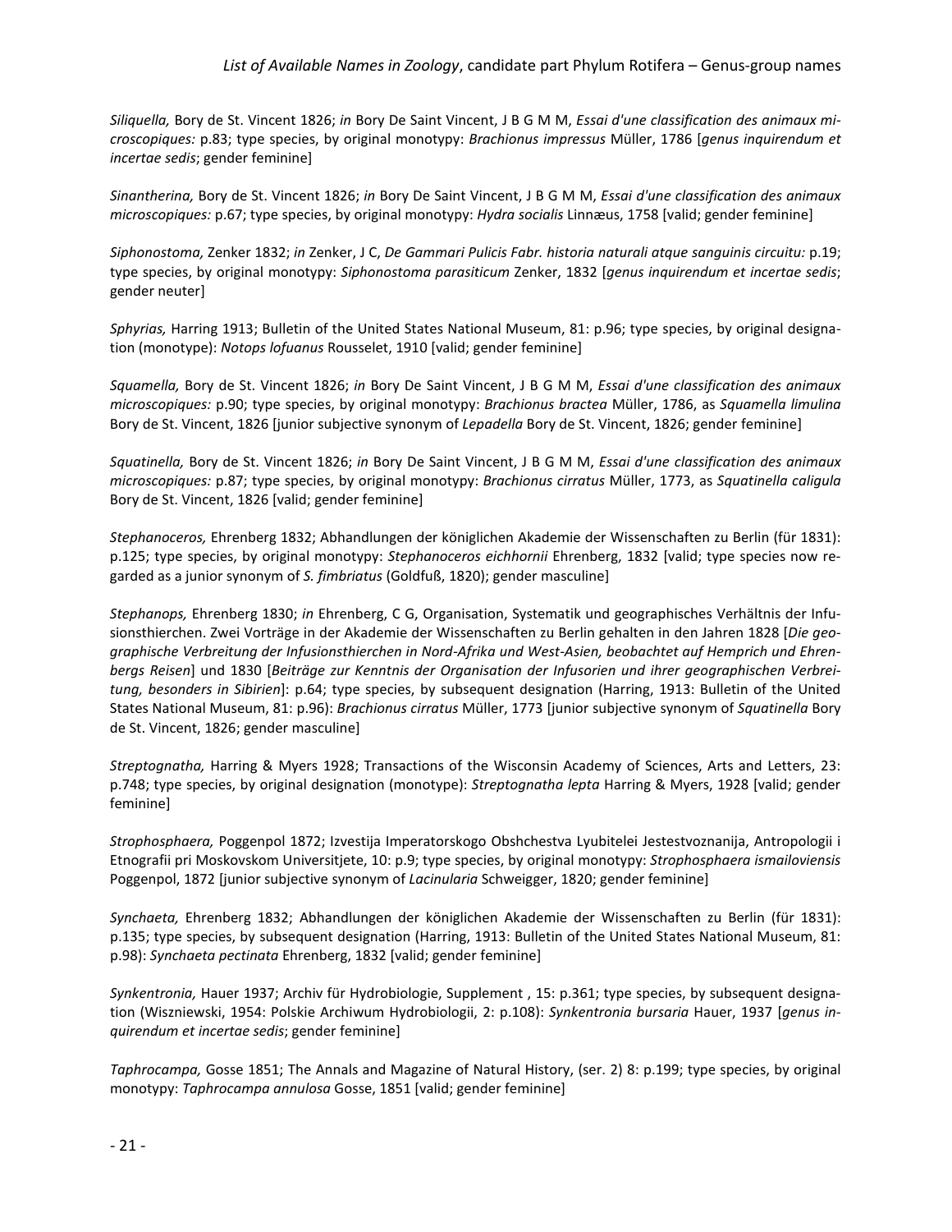*Siliquella,* Bory de St. Vincent 1826; *in* Bory De Saint Vincent, J B G M M, *Essai d'une classification des animaux microscopiques:* p.83; type species, by original monotypy: *Brachionus impressus* Müller, 1786 [*genus inquirendum et incertae sedis*; gender feminine]

*Sinantherina,* Bory de St. Vincent 1826; *in* Bory De Saint Vincent, J B G M M, *Essai d'une classification des animaux microscopiques:* p.67; type species, by original monotypy: *Hydra socialis* Linnæus, 1758 [valid; gender feminine]

*Siphonostoma,* Zenker 1832; *in* Zenker, J C, *De Gammari Pulicis Fabr. historia naturali atque sanguinis circuitu:* p.19; type species, by original monotypy: *Siphonostoma parasiticum* Zenker, 1832 [*genus inquirendum et incertae sedis*; gender neuter]

*Sphyrias,* Harring 1913; Bulletin of the United States National Museum, 81: p.96; type species, by original designation (monotype): *Notops lofuanus* Rousselet, 1910 [valid; gender feminine]

*Squamella,* Bory de St. Vincent 1826; *in* Bory De Saint Vincent, J B G M M, *Essai d'une classification des animaux microscopiques:* p.90; type species, by original monotypy: *Brachionus bractea* Müller, 1786, as *Squamella limulina* Bory de St. Vincent, 1826 [junior subjective synonym of *Lepadella* Bory de St. Vincent, 1826; gender feminine]

*Squatinella,* Bory de St. Vincent 1826; *in* Bory De Saint Vincent, J B G M M, *Essai d'une classification des animaux microscopiques:* p.87; type species, by original monotypy: *Brachionus cirratus* Müller, 1773, as *Squatinella caligula* Bory de St. Vincent, 1826 [valid; gender feminine]

*Stephanoceros,* Ehrenberg 1832; Abhandlungen der königlichen Akademie der Wissenschaften zu Berlin (für 1831): p.125; type species, by original monotypy: *Stephanoceros eichhornii* Ehrenberg, 1832 [valid; type species now regarded as a junior synonym of *S. fimbriatus* (Goldfuß, 1820); gender masculine]

*Stephanops,* Ehrenberg 1830; *in* Ehrenberg, C G, Organisation, Systematik und geographisches Verhältnis der Infusionsthierchen. Zwei Vorträge in der Akademie der Wissenschaften zu Berlin gehalten in den Jahren 1828 [*Die geographische Verbreitung der Infusionsthierchen in Nord-Afrika und West-Asien, beobachtet auf Hemprich und Ehrenbergs Reisen*] und 1830 [*Beiträge zur Kenntnis der Organisation der Infusorien und ihrer geographischen Verbreitung, besonders in Sibirien*]: p.64; type species, by subsequent designation (Harring, 1913: Bulletin of the United States National Museum, 81: p.96): *Brachionus cirratus* Müller, 1773 [junior subjective synonym of *Squatinella* Bory de St. Vincent, 1826; gender masculine]

*Streptognatha,* Harring & Myers 1928; Transactions of the Wisconsin Academy of Sciences, Arts and Letters, 23: p.748; type species, by original designation (monotype): *Streptognatha lepta* Harring & Myers, 1928 [valid; gender feminine]

*Strophosphaera,* Poggenpol 1872; Izvestija Imperatorskogo Obshchestva Lyubitelei Jestestvoznanija, Antropologii i Etnografii pri Moskovskom Universitjete, 10: p.9; type species, by original monotypy: *Strophosphaera ismailoviensis* Poggenpol, 1872 [junior subjective synonym of *Lacinularia* Schweigger, 1820; gender feminine]

*Synchaeta,* Ehrenberg 1832; Abhandlungen der königlichen Akademie der Wissenschaften zu Berlin (für 1831): p.135; type species, by subsequent designation (Harring, 1913: Bulletin of the United States National Museum, 81: p.98): *Synchaeta pectinata* Ehrenberg, 1832 [valid; gender feminine]

*Synkentronia,* Hauer 1937; Archiv für Hydrobiologie, Supplement , 15: p.361; type species, by subsequent designation (Wiszniewski, 1954: Polskie Archiwum Hydrobiologii, 2: p.108): *Synkentronia bursaria* Hauer, 1937 [*genus inquirendum et incertae sedis*; gender feminine]

*Taphrocampa,* Gosse 1851; The Annals and Magazine of Natural History, (ser. 2) 8: p.199; type species, by original monotypy: *Taphrocampa annulosa* Gosse, 1851 [valid; gender feminine]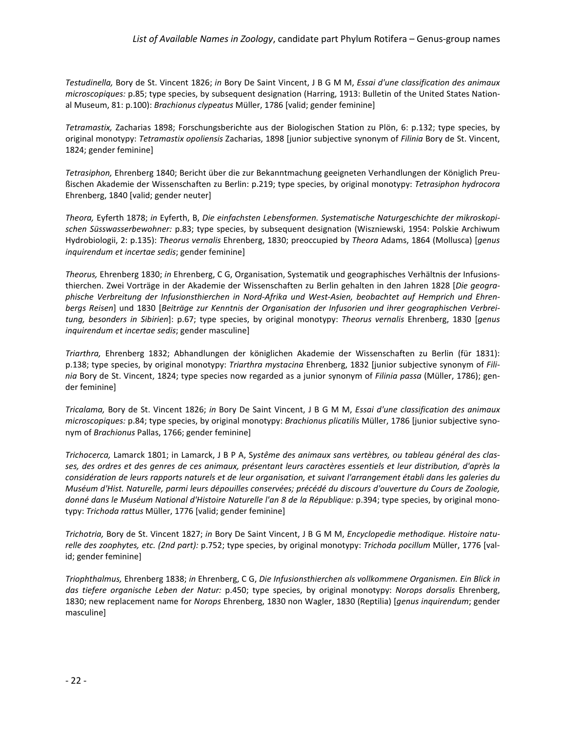*Testudinella,* Bory de St. Vincent 1826; *in* Bory De Saint Vincent, J B G M M, *Essai d'une classification des animaux microscopiques:* p.85; type species, by subsequent designation (Harring, 1913: Bulletin of the United States National Museum, 81: p.100): *Brachionus clypeatus* Müller, 1786 [valid; gender feminine]

*Tetramastix,* Zacharias 1898; Forschungsberichte aus der Biologischen Station zu Plön, 6: p.132; type species, by original monotypy: *Tetramastix opoliensis* Zacharias, 1898 [junior subjective synonym of *Filinia* Bory de St. Vincent, 1824; gender feminine]

*Tetrasiphon,* Ehrenberg 1840; Bericht über die zur Bekanntmachung geeigneten Verhandlungen der Königlich Preußischen Akademie der Wissenschaften zu Berlin: p.219; type species, by original monotypy: *Tetrasiphon hydrocora* Ehrenberg, 1840 [valid; gender neuter]

*Theora,* Eyferth 1878; *in* Eyferth, B, *Die einfachsten Lebensformen. Systematische Naturgeschichte der mikroskopischen Süsswasserbewohner:* p.83; type species, by subsequent designation (Wiszniewski, 1954: Polskie Archiwum Hydrobiologii, 2: p.135): *Theorus vernalis* Ehrenberg, 1830; preoccupied by *Theora* Adams, 1864 (Mollusca) [*genus inquirendum et incertae sedis*; gender feminine]

*Theorus,* Ehrenberg 1830; *in* Ehrenberg, C G, Organisation, Systematik und geographisches Verhältnis der Infusionsthierchen. Zwei Vorträge in der Akademie der Wissenschaften zu Berlin gehalten in den Jahren 1828 [*Die geographische Verbreitung der Infusionsthierchen in Nord-Afrika und West-Asien, beobachtet auf Hemprich und Ehrenbergs Reisen*] und 1830 [*Beiträge zur Kenntnis der Organisation der Infusorien und ihrer geographischen Verbreitung, besonders in Sibirien*]: p.67; type species, by original monotypy: *Theorus vernalis* Ehrenberg, 1830 [*genus inquirendum et incertae sedis*; gender masculine]

*Triarthra,* Ehrenberg 1832; Abhandlungen der königlichen Akademie der Wissenschaften zu Berlin (für 1831): p.138; type species, by original monotypy: *Triarthra mystacina* Ehrenberg, 1832 [junior subjective synonym of *Filinia* Bory de St. Vincent, 1824; type species now regarded as a junior synonym of *Filinia passa* (Müller, 1786); gender feminine]

*Tricalama,* Bory de St. Vincent 1826; *in* Bory De Saint Vincent, J B G M M, *Essai d'une classification des animaux microscopiques:* p.84; type species, by original monotypy: *Brachionus plicatilis* Müller, 1786 [junior subjective synonym of *Brachionus* Pallas, 1766; gender feminine]

*Trichocerca,* Lamarck 1801; in Lamarck, J B P A, S*ystème des animaux sans vertèbres, ou tableau général des classes, des ordres et des genres de ces animaux, présentant leurs caractères essentiels et leur distribution, d'après la considération de leurs rapports naturels et de leur organisation, et suivant l'arrangement établi dans les galeries du Muséum d'Hist. Naturelle, parmi leurs dépouilles conservées; précédé du discours d'ouverture du Cours de Zoologie, donné dans le Muséum National d'Histoire Naturelle l'an 8 de la République:* p.394; type species, by original monotypy: *Trichoda rattus* Müller, 1776 [valid; gender feminine]

*Trichotria,* Bory de St. Vincent 1827; *in* Bory De Saint Vincent, J B G M M, *Encyclopedie methodique. Histoire naturelle des zoophytes, etc. (2nd part):* p.752; type species, by original monotypy: *Trichoda pocillum* Müller, 1776 [valid; gender feminine]

*Triophthalmus,* Ehrenberg 1838; *in* Ehrenberg, C G, *Die Infusionsthierchen als vollkommene Organismen. Ein Blick in das tiefere organische Leben der Natur:* p.450; type species, by original monotypy: *Norops dorsalis* Ehrenberg, 1830; new replacement name for *Norops* Ehrenberg, 1830 non Wagler, 1830 (Reptilia) [*genus inquirendum*; gender masculine]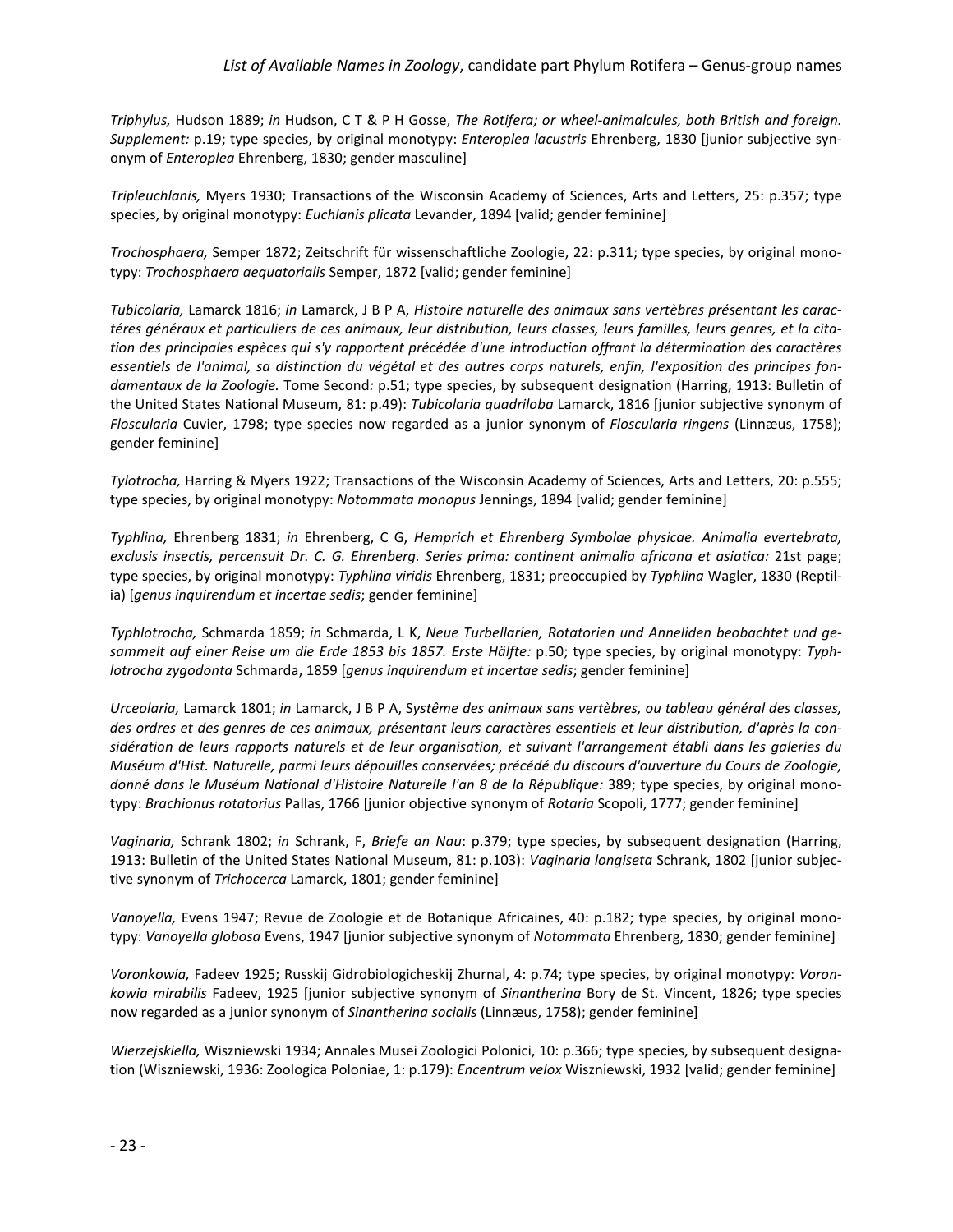*Triphylus,* Hudson 1889; *in* Hudson, C T & P H Gosse, *The Rotifera; or wheel-animalcules, both British and foreign. Supplement:* p.19; type species, by original monotypy: *Enteroplea lacustris* Ehrenberg, 1830 [junior subjective synonym of *Enteroplea* Ehrenberg, 1830; gender masculine]

*Tripleuchlanis,* Myers 1930; Transactions of the Wisconsin Academy of Sciences, Arts and Letters, 25: p.357; type species, by original monotypy: *Euchlanis plicata* Levander, 1894 [valid; gender feminine]

*Trochosphaera,* Semper 1872; Zeitschrift für wissenschaftliche Zoologie, 22: p.311; type species, by original monotypy: *Trochosphaera aequatorialis* Semper, 1872 [valid; gender feminine]

*Tubicolaria,* Lamarck 1816; *in* Lamarck, J B P A, *Histoire naturelle des animaux sans vertèbres présentant les caractéres généraux et particuliers de ces animaux, leur distribution, leurs classes, leurs familles, leurs genres, et la citation des principales espèces qui s'y rapportent précédée d'une introduction offrant la détermination des caractères essentiels de l'animal, sa distinction du végétal et des autres corps naturels, enfin, l'exposition des principes fondamentaux de la Zoologie.* Tome Second*:* p.51; type species, by subsequent designation (Harring, 1913: Bulletin of the United States National Museum, 81: p.49): *Tubicolaria quadriloba* Lamarck, 1816 [junior subjective synonym of *Floscularia* Cuvier, 1798; type species now regarded as a junior synonym of *Floscularia ringens* (Linnæus, 1758); gender feminine]

*Tylotrocha,* Harring & Myers 1922; Transactions of the Wisconsin Academy of Sciences, Arts and Letters, 20: p.555; type species, by original monotypy: *Notommata monopus* Jennings, 1894 [valid; gender feminine]

*Typhlina,* Ehrenberg 1831; *in* Ehrenberg, C G, *Hemprich et Ehrenberg Symbolae physicae. Animalia evertebrata, exclusis insectis, percensuit Dr. C. G. Ehrenberg. Series prima: continent animalia africana et asiatica:* 21st page; type species, by original monotypy: *Typhlina viridis* Ehrenberg, 1831; preoccupied by *Typhlina* Wagler, 1830 (Reptilia) [*genus inquirendum et incertae sedis*; gender feminine]

*Typhlotrocha,* Schmarda 1859; *in* Schmarda, L K, *Neue Turbellarien, Rotatorien und Anneliden beobachtet und gesammelt auf einer Reise um die Erde 1853 bis 1857. Erste Hälfte:* p.50; type species, by original monotypy: *Typhlotrocha zygodonta* Schmarda, 1859 [*genus inquirendum et incertae sedis*; gender feminine]

*Urceolaria,* Lamarck 1801; *in* Lamarck, J B P A, S*ystême des animaux sans vertèbres, ou tableau général des classes, des ordres et des genres de ces animaux, présentant leurs caractères essentiels et leur distribution, d'après la considération de leurs rapports naturels et de leur organisation, et suivant l'arrangement établi dans les galeries du Muséum d'Hist. Naturelle, parmi leurs dépouilles conservées; précédé du discours d'ouverture du Cours de Zoologie, donné dans le Muséum National d'Histoire Naturelle l'an 8 de la République:* 389; type species, by original monotypy: *Brachionus rotatorius* Pallas, 1766 [junior objective synonym of *Rotaria* Scopoli, 1777; gender feminine]

*Vaginaria,* Schrank 1802; *in* Schrank, F, *Briefe an Nau*: p.379; type species, by subsequent designation (Harring, 1913: Bulletin of the United States National Museum, 81: p.103): *Vaginaria longiseta* Schrank, 1802 [junior subjective synonym of *Trichocerca* Lamarck, 1801; gender feminine]

*Vanoyella,* Evens 1947; Revue de Zoologie et de Botanique Africaines, 40: p.182; type species, by original monotypy: *Vanoyella globosa* Evens, 1947 [junior subjective synonym of *Notommata* Ehrenberg, 1830; gender feminine]

*Voronkowia,* Fadeev 1925; Russkij Gidrobiologicheskij Zhurnal, 4: p.74; type species, by original monotypy: *Voronkowia mirabilis* Fadeev, 1925 [junior subjective synonym of *Sinantherina* Bory de St. Vincent, 1826; type species now regarded as a junior synonym of *Sinantherina socialis* (Linnæus, 1758); gender feminine]

*Wierzejskiella,* Wiszniewski 1934; Annales Musei Zoologici Polonici, 10: p.366; type species, by subsequent designation (Wiszniewski, 1936: Zoologica Poloniae, 1: p.179): *Encentrum velox* Wiszniewski, 1932 [valid; gender feminine]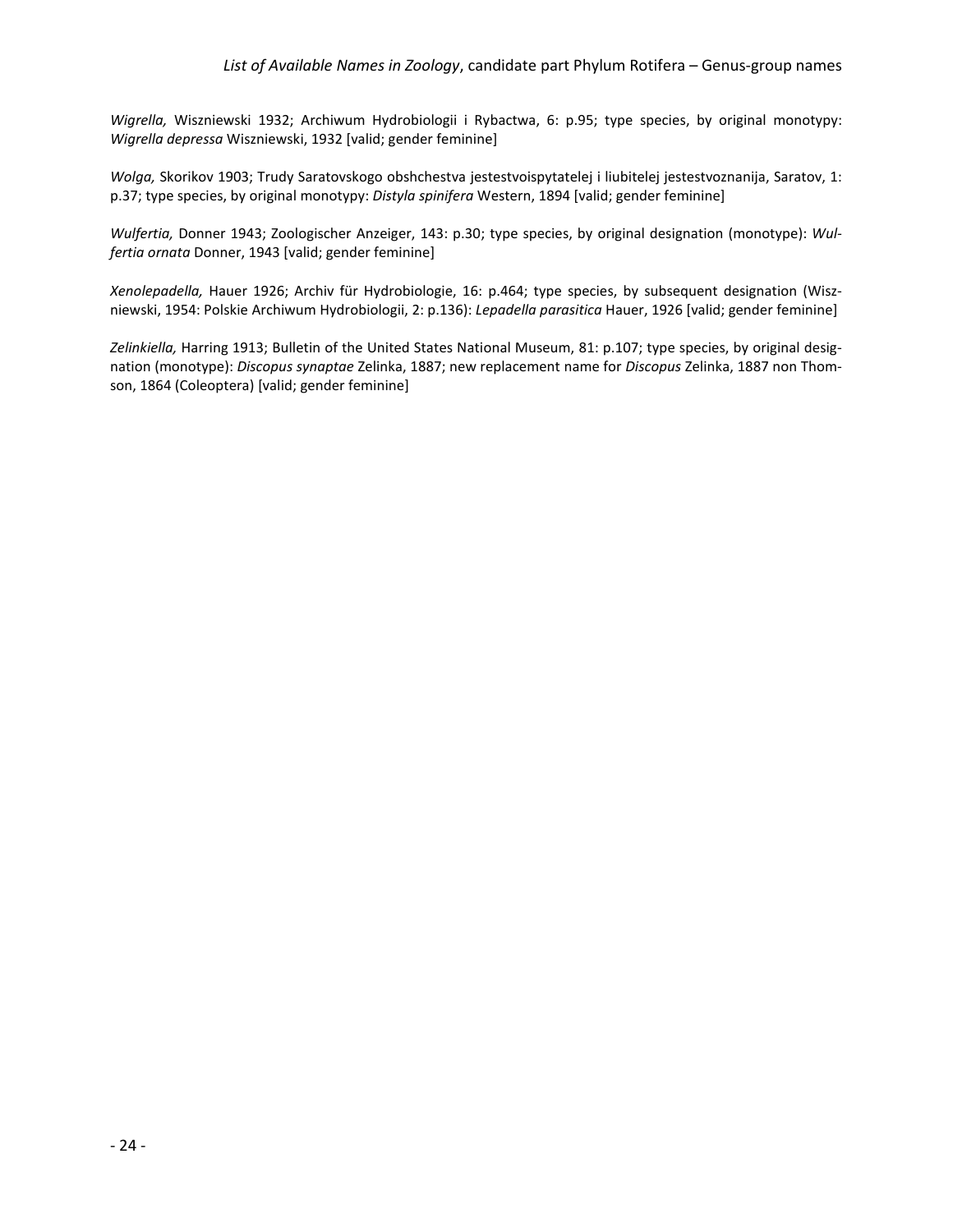*Wigrella,* Wiszniewski 1932; Archiwum Hydrobiologii i Rybactwa, 6: p.95; type species, by original monotypy: *Wigrella depressa* Wiszniewski, 1932 [valid; gender feminine]

*Wolga,* Skorikov 1903; Trudy Saratovskogo obshchestva jestestvoispytatelej i liubitelej jestestvoznanija, Saratov, 1: p.37; type species, by original monotypy: *Distyla spinifera* Western, 1894 [valid; gender feminine]

*Wulfertia,* Donner 1943; Zoologischer Anzeiger, 143: p.30; type species, by original designation (monotype): *Wulfertia ornata* Donner, 1943 [valid; gender feminine]

*Xenolepadella,* Hauer 1926; Archiv für Hydrobiologie, 16: p.464; type species, by subsequent designation (Wiszniewski, 1954: Polskie Archiwum Hydrobiologii, 2: p.136): *Lepadella parasitica* Hauer, 1926 [valid; gender feminine]

*Zelinkiella,* Harring 1913; Bulletin of the United States National Museum, 81: p.107; type species, by original designation (monotype): *Discopus synaptae* Zelinka, 1887; new replacement name for *Discopus* Zelinka, 1887 non Thomson, 1864 (Coleoptera) [valid; gender feminine]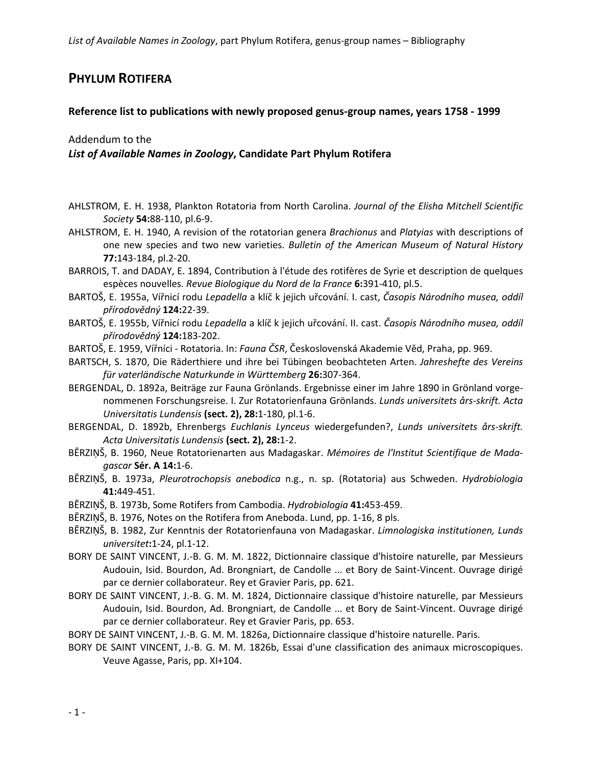## PHYLUM ROTIFERA

**Reference list to publications with newly proposed genus-group names, years 1758 - 1999**

Addendum to the
***List of Available Names in Zoology*, Candidate Part Phylum Rotifera**

AHLSTROM, E. H. 1938, Plankton Rotatoria from North Carolina. *Journal of the Elisha Mitchell Scientific Society* **54:**88-110, pl.6-9.

AHLSTROM, E. H. 1940, A revision of the rotatorian genera *Brachionus* and *Platyias* with descriptions of one new species and two new varieties. *Bulletin of the American Museum of Natural History* **77:**143-184, pl.2-20.

BARROIS, T. and DADAY, E. 1894, Contribution à l'étude des rotifères de Syrie et description de quelques espèces nouvelles. *Revue Biologique du Nord de la France* **6:**391-410, pl.5.

BARTOŠ, E. 1955a, Vířnicí rodu *Lepadella* a klíč k jejich určování. I. cast, *Časopis Národního musea, oddíl přírodovědný* **124:**22-39.

BARTOŠ, E. 1955b, Vířnicí rodu *Lepadella* a klíč k jejich určování. II. cast. *Časopis Národního musea, oddíl přírodovědný* **124:**183-202.

BARTOŠ, E. 1959, Vířníci - Rotatoria. In: *Fauna ČSR*, Československá Akademie Věd, Praha, pp. 969.

BARTSCH, S. 1870, Die Räderthiere und ihre bei Tübingen beobachteten Arten. *Jahreshefte des Vereins für vaterländische Naturkunde in Württemberg* **26:**307-364.

BERGENDAL, D. 1892a, Beiträge zur Fauna Grönlands. Ergebnisse einer im Jahre 1890 in Grönland vorgenommenen Forschungsreise. I. Zur Rotatorienfauna Grönlands. *Lunds universitets års-skrift. Acta Universitatis Lundensis* **(sect. 2), 28:**1-180, pl.1-6.

BERGENDAL, D. 1892b, Ehrenbergs *Euchlanis Lynceus* wiedergefunden?, *Lunds universitets års-skrift. Acta Universitatis Lundensis* **(sect. 2), 28:**1-2.

BĒRZIŅŠ, B. 1960, Neue Rotatorienarten aus Madagaskar. *Mémoires de l'Institut Scientifique de Madagascar* **Sér. A 14:**1-6.

BĒRZIŅŠ, B. 1973a, *Pleurotrochopsis anebodica* n.g., n. sp. (Rotatoria) aus Schweden. *Hydrobiologia* **41:**449-451.

BĒRZIŅŠ, B. 1973b, Some Rotifers from Cambodia. *Hydrobiologia* **41:**453-459.

BĒRZIŅŠ, B. 1976, Notes on the Rotifera from Aneboda. Lund, pp. 1-16, 8 pls.

BĒRZIŅŠ, B. 1982, Zur Kenntnis der Rotatorienfauna von Madagaskar. *Limnologiska institutionen, Lunds universitet***:**1-24, pl.1-12.

BORY DE SAINT VINCENT, J.-B. G. M. M. 1822, Dictionnaire classique d'histoire naturelle, par Messieurs Audouin, Isid. Bourdon, Ad. Brongniart, de Candolle ... et Bory de Saint-Vincent. Ouvrage dirigé par ce dernier collaborateur. Rey et Gravier Paris, pp. 621.

BORY DE SAINT VINCENT, J.-B. G. M. M. 1824, Dictionnaire classique d'histoire naturelle, par Messieurs Audouin, Isid. Bourdon, Ad. Brongniart, de Candolle ... et Bory de Saint-Vincent. Ouvrage dirigé par ce dernier collaborateur. Rey et Gravier Paris, pp. 653.

BORY DE SAINT VINCENT, J.-B. G. M. M. 1826a, Dictionnaire classique d'histoire naturelle. Paris.

BORY DE SAINT VINCENT, J.-B. G. M. M. 1826b, Essai d'une classification des animaux microscopiques. Veuve Agasse, Paris, pp. XI+104.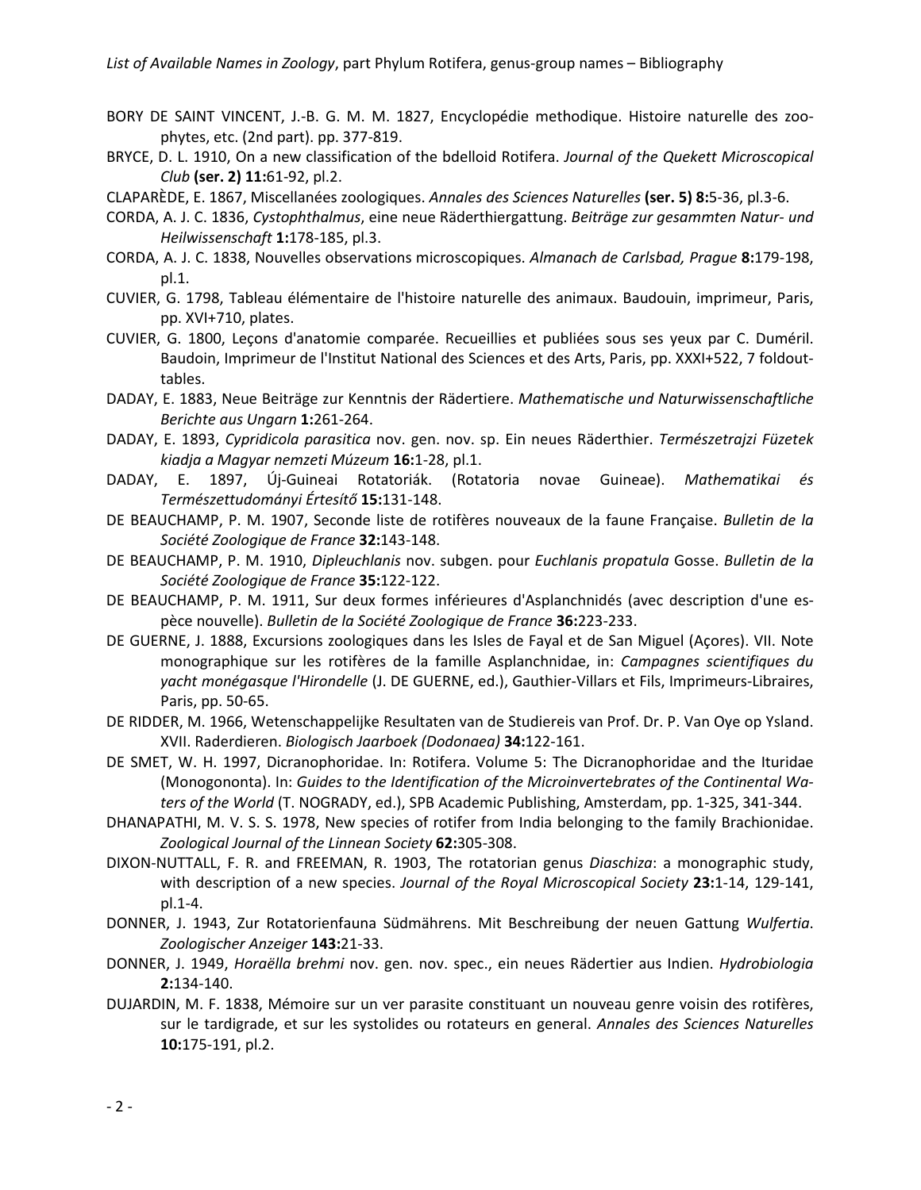BORY DE SAINT VINCENT, J.-B. G. M. M. 1827, Encyclopédie methodique. Histoire naturelle des zoophytes, etc. (2nd part). pp. 377-819.

BRYCE, D. L. 1910, On a new classification of the bdelloid Rotifera. *Journal of the Quekett Microscopical Club* **(ser. 2) 11:**61-92, pl.2.

CLAPARÈDE, E. 1867, Miscellanées zoologiques. *Annales des Sciences Naturelles* **(ser. 5) 8:**5-36, pl.3-6.

CORDA, A. J. C. 1836, *Cystophthalmus*, eine neue Räderthiergattung. *Beiträge zur gesammten Natur- und Heilwissenschaft* **1:**178-185, pl.3.

CORDA, A. J. C. 1838, Nouvelles observations microscopiques. *Almanach de Carlsbad, Prague* **8:**179-198, pl.1.

CUVIER, G. 1798, Tableau élémentaire de l'histoire naturelle des animaux. Baudouin, imprimeur, Paris, pp. XVI+710, plates.

CUVIER, G. 1800, Leçons d'anatomie comparée. Recueillies et publiées sous ses yeux par C. Duméril. Baudoin, Imprimeur de l'Institut National des Sciences et des Arts, Paris, pp. XXXI+522, 7 foldout-tables.

DADAY, E. 1883, Neue Beiträge zur Kenntnis der Rädertiere. *Mathematische und Naturwissenschaftliche Berichte aus Ungarn* **1:**261-264.

DADAY, E. 1893, *Cypridicola parasitica* nov. gen. nov. sp. Ein neues Räderthier. *Természetrajzi Füzetek kiadja a Magyar nemzeti Múzeum* **16:**1-28, pl.1.

DADAY, E. 1897, Új-Guineai Rotatoriák. (Rotatoria novae Guineae). *Mathematikai és Természettudományi Értesítő* **15:**131-148.

DE BEAUCHAMP, P. M. 1907, Seconde liste de rotifères nouveaux de la faune Française. *Bulletin de la Société Zoologique de France* **32:**143-148.

DE BEAUCHAMP, P. M. 1910, *Dipleuchlanis* nov. subgen. pour *Euchlanis propatula* Gosse. *Bulletin de la Société Zoologique de France* **35:**122-122.

DE BEAUCHAMP, P. M. 1911, Sur deux formes inférieures d'Asplanchnidés (avec description d'une espèce nouvelle). *Bulletin de la Société Zoologique de France* **36:**223-233.

DE GUERNE, J. 1888, Excursions zoologiques dans les Isles de Fayal et de San Miguel (Açores). VII. Note monographique sur les rotifères de la famille Asplanchnidae, in: *Campagnes scientifiques du yacht monégasque l'Hirondelle* (J. DE GUERNE, ed.), Gauthier-Villars et Fils, Imprimeurs-Libraires, Paris, pp. 50-65.

DE RIDDER, M. 1966, Wetenschappelijke Resultaten van de Studiereis van Prof. Dr. P. Van Oye op Ysland. XVII. Raderdieren. *Biologisch Jaarboek (Dodonaea)* **34:**122-161.

DE SMET, W. H. 1997, Dicranophoridae. In: Rotifera. Volume 5: The Dicranophoridae and the Ituridae (Monogononta). In: *Guides to the Identification of the Microinvertebrates of the Continental Waters of the World* (T. NOGRADY, ed.), SPB Academic Publishing, Amsterdam, pp. 1-325, 341-344.

DHANAPATHI, M. V. S. S. 1978, New species of rotifer from India belonging to the family Brachionidae. *Zoological Journal of the Linnean Society* **62:**305-308.

DIXON-NUTTALL, F. R. and FREEMAN, R. 1903, The rotatorian genus *Diaschiza*: a monographic study, with description of a new species. *Journal of the Royal Microscopical Society* **23:**1-14, 129-141, pl.1-4.

DONNER, J. 1943, Zur Rotatorienfauna Südmährens. Mit Beschreibung der neuen Gattung *Wulfertia*. *Zoologischer Anzeiger* **143:**21-33.

DONNER, J. 1949, *Horaëlla brehmi* nov. gen. nov. spec., ein neues Rädertier aus Indien. *Hydrobiologia* **2:**134-140.

DUJARDIN, M. F. 1838, Mémoire sur un ver parasite constituant un nouveau genre voisin des rotifères, sur le tardigrade, et sur les systolides ou rotateurs en general. *Annales des Sciences Naturelles* **10:**175-191, pl.2.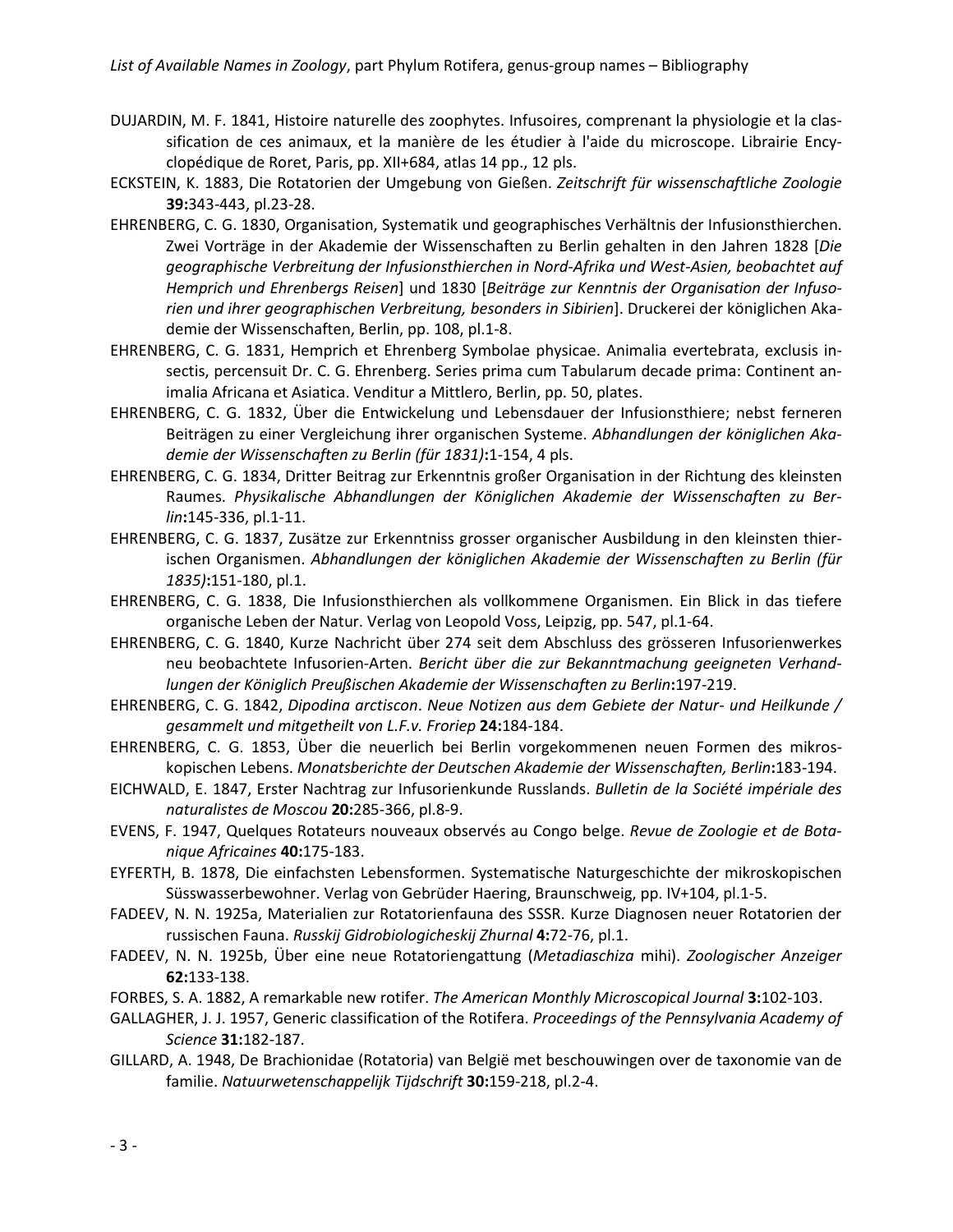DUJARDIN, M. F. 1841, Histoire naturelle des zoophytes. Infusoires, comprenant la physiologie et la classification de ces animaux, et la manière de les étudier à l'aide du microscope. Librairie Encyclopédique de Roret, Paris, pp. XII+684, atlas 14 pp., 12 pls.

ECKSTEIN, K. 1883, Die Rotatorien der Umgebung von Gießen. *Zeitschrift für wissenschaftliche Zoologie* **39:**343-443, pl.23-28.

EHRENBERG, C. G. 1830, Organisation, Systematik und geographisches Verhältnis der Infusionsthierchen. Zwei Vorträge in der Akademie der Wissenschaften zu Berlin gehalten in den Jahren 1828 [*Die geographische Verbreitung der Infusionsthierchen in Nord-Afrika und West-Asien, beobachtet auf Hemprich und Ehrenbergs Reisen*] und 1830 [*Beiträge zur Kenntnis der Organisation der Infusorien und ihrer geographischen Verbreitung, besonders in Sibirien*]. Druckerei der königlichen Akademie der Wissenschaften, Berlin, pp. 108, pl.1-8.

EHRENBERG, C. G. 1831, Hemprich et Ehrenberg Symbolae physicae. Animalia evertebrata, exclusis insectis, percensuit Dr. C. G. Ehrenberg. Series prima cum Tabularum decade prima: Continent animalia Africana et Asiatica. Venditur a Mittlero, Berlin, pp. 50, plates.

EHRENBERG, C. G. 1832, Über die Entwickelung und Lebensdauer der Infusionsthiere; nebst ferneren Beiträgen zu einer Vergleichung ihrer organischen Systeme. *Abhandlungen der königlichen Akademie der Wissenschaften zu Berlin (für 1831)***:**1-154, 4 pls.

EHRENBERG, C. G. 1834, Dritter Beitrag zur Erkenntnis großer Organisation in der Richtung des kleinsten Raumes. *Physikalische Abhandlungen der Königlichen Akademie der Wissenschaften zu Berlin***:**145-336, pl.1-11.

EHRENBERG, C. G. 1837, Zusätze zur Erkenntniss grosser organischer Ausbildung in den kleinsten thierischen Organismen. *Abhandlungen der königlichen Akademie der Wissenschaften zu Berlin (für 1835)***:**151-180, pl.1.

EHRENBERG, C. G. 1838, Die Infusionsthierchen als vollkommene Organismen. Ein Blick in das tiefere organische Leben der Natur. Verlag von Leopold Voss, Leipzig, pp. 547, pl.1-64.

EHRENBERG, C. G. 1840, Kurze Nachricht über 274 seit dem Abschluss des grösseren Infusorienwerkes neu beobachtete Infusorien-Arten. *Bericht über die zur Bekanntmachung geeigneten Verhandlungen der Königlich Preußischen Akademie der Wissenschaften zu Berlin***:**197-219.

EHRENBERG, C. G. 1842, *Dipodina arctiscon*. *Neue Notizen aus dem Gebiete der Natur- und Heilkunde / gesammelt und mitgetheilt von L.F.v. Froriep* **24:**184-184.

EHRENBERG, C. G. 1853, Über die neuerlich bei Berlin vorgekommenen neuen Formen des mikroskopischen Lebens. *Monatsberichte der Deutschen Akademie der Wissenschaften, Berlin***:**183-194.

EICHWALD, E. 1847, Erster Nachtrag zur Infusorienkunde Russlands. *Bulletin de la Société impériale des naturalistes de Moscou* **20:**285-366, pl.8-9.

EVENS, F. 1947, Quelques Rotateurs nouveaux observés au Congo belge. *Revue de Zoologie et de Botanique Africaines* **40:**175-183.

EYFERTH, B. 1878, Die einfachsten Lebensformen. Systematische Naturgeschichte der mikroskopischen Süsswasserbewohner. Verlag von Gebrüder Haering, Braunschweig, pp. IV+104, pl.1-5.

FADEEV, N. N. 1925a, Materialien zur Rotatorienfauna des SSSR. Kurze Diagnosen neuer Rotatorien der russischen Fauna. *Russkij Gidrobiologicheskij Zhurnal* **4:**72-76, pl.1.

FADEEV, N. N. 1925b, Über eine neue Rotatoriengattung (*Metadiaschiza* mihi). *Zoologischer Anzeiger* **62:**133-138.

FORBES, S. A. 1882, A remarkable new rotifer. *The American Monthly Microscopical Journal* **3:**102-103.

GALLAGHER, J. J. 1957, Generic classification of the Rotifera. *Proceedings of the Pennsylvania Academy of Science* **31:**182-187.

GILLARD, A. 1948, De Brachionidae (Rotatoria) van België met beschouwingen over de taxonomie van de familie. *Natuurwetenschappelijk Tijdschrift* **30:**159-218, pl.2-4.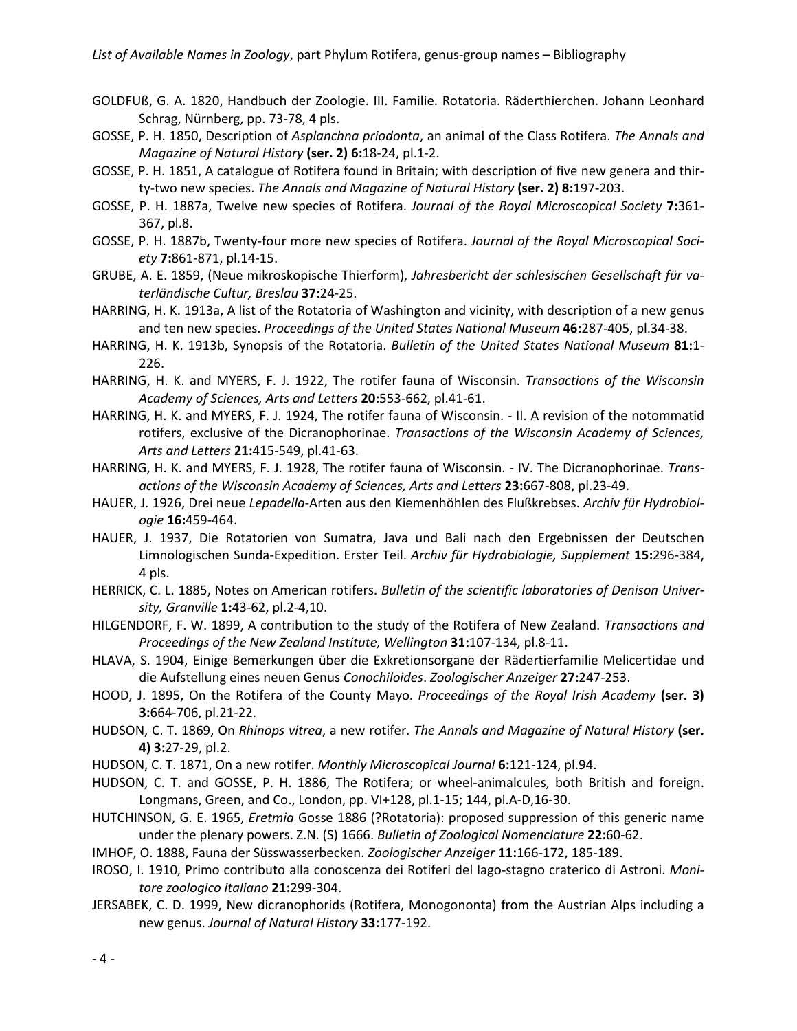GOLDFUß, G. A. 1820, Handbuch der Zoologie. III. Familie. Rotatoria. Räderthierchen. Johann Leonhard Schrag, Nürnberg, pp. 73-78, 4 pls.

GOSSE, P. H. 1850, Description of *Asplanchna priodonta*, an animal of the Class Rotifera. *The Annals and Magazine of Natural History* **(ser. 2) 6:**18-24, pl.1-2.

GOSSE, P. H. 1851, A catalogue of Rotifera found in Britain; with description of five new genera and thirty-two new species. *The Annals and Magazine of Natural History* **(ser. 2) 8:**197-203.

GOSSE, P. H. 1887a, Twelve new species of Rotifera. *Journal of the Royal Microscopical Society* **7:**361-367, pl.8.

GOSSE, P. H. 1887b, Twenty-four more new species of Rotifera. *Journal of the Royal Microscopical Society* **7:**861-871, pl.14-15.

GRUBE, A. E. 1859, (Neue mikroskopische Thierform), *Jahresbericht der schlesischen Gesellschaft für vaterländische Cultur, Breslau* **37:**24-25.

HARRING, H. K. 1913a, A list of the Rotatoria of Washington and vicinity, with description of a new genus and ten new species. *Proceedings of the United States National Museum* **46:**287-405, pl.34-38.

HARRING, H. K. 1913b, Synopsis of the Rotatoria. *Bulletin of the United States National Museum* **81:**1-226.

HARRING, H. K. and MYERS, F. J. 1922, The rotifer fauna of Wisconsin. *Transactions of the Wisconsin Academy of Sciences, Arts and Letters* **20:**553-662, pl.41-61.

HARRING, H. K. and MYERS, F. J. 1924, The rotifer fauna of Wisconsin. - II. A revision of the notommatid rotifers, exclusive of the Dicranophorinae. *Transactions of the Wisconsin Academy of Sciences, Arts and Letters* **21:**415-549, pl.41-63.

HARRING, H. K. and MYERS, F. J. 1928, The rotifer fauna of Wisconsin. - IV. The Dicranophorinae. *Transactions of the Wisconsin Academy of Sciences, Arts and Letters* **23:**667-808, pl.23-49.

HAUER, J. 1926, Drei neue *Lepadella*-Arten aus den Kiemenhöhlen des Flußkrebses. *Archiv für Hydrobiologie* **16:**459-464.

HAUER, J. 1937, Die Rotatorien von Sumatra, Java und Bali nach den Ergebnissen der Deutschen Limnologischen Sunda-Expedition. Erster Teil. *Archiv für Hydrobiologie, Supplement* **15:**296-384, 4 pls.

HERRICK, C. L. 1885, Notes on American rotifers. *Bulletin of the scientific laboratories of Denison University, Granville* **1:**43-62, pl.2-4,10.

HILGENDORF, F. W. 1899, A contribution to the study of the Rotifera of New Zealand. *Transactions and Proceedings of the New Zealand Institute, Wellington* **31:**107-134, pl.8-11.

HLAVA, S. 1904, Einige Bemerkungen über die Exkretionsorgane der Rädertierfamilie Melicertidae und die Aufstellung eines neuen Genus *Conochiloides*. *Zoologischer Anzeiger* **27:**247-253.

HOOD, J. 1895, On the Rotifera of the County Mayo. *Proceedings of the Royal Irish Academy* **(ser. 3) 3:**664-706, pl.21-22.

HUDSON, C. T. 1869, On *Rhinops vitrea*, a new rotifer. *The Annals and Magazine of Natural History* **(ser. 4) 3:**27-29, pl.2.

HUDSON, C. T. 1871, On a new rotifer. *Monthly Microscopical Journal* **6:**121-124, pl.94.

HUDSON, C. T. and GOSSE, P. H. 1886, The Rotifera; or wheel-animalcules, both British and foreign. Longmans, Green, and Co., London, pp. VI+128, pl.1-15; 144, pl.A-D,16-30.

HUTCHINSON, G. E. 1965, *Eretmia* Gosse 1886 (?Rotatoria): proposed suppression of this generic name under the plenary powers. Z.N. (S) 1666. *Bulletin of Zoological Nomenclature* **22:**60-62.

IMHOF, O. 1888, Fauna der Süsswasserbecken. *Zoologischer Anzeiger* **11:**166-172, 185-189.

IROSO, I. 1910, Primo contributo alla conoscenza dei Rotiferi del lago-stagno craterico di Astroni. *Monitore zoologico italiano* **21:**299-304.

JERSABEK, C. D. 1999, New dicranophorids (Rotifera, Monogononta) from the Austrian Alps including a new genus. *Journal of Natural History* **33:**177-192.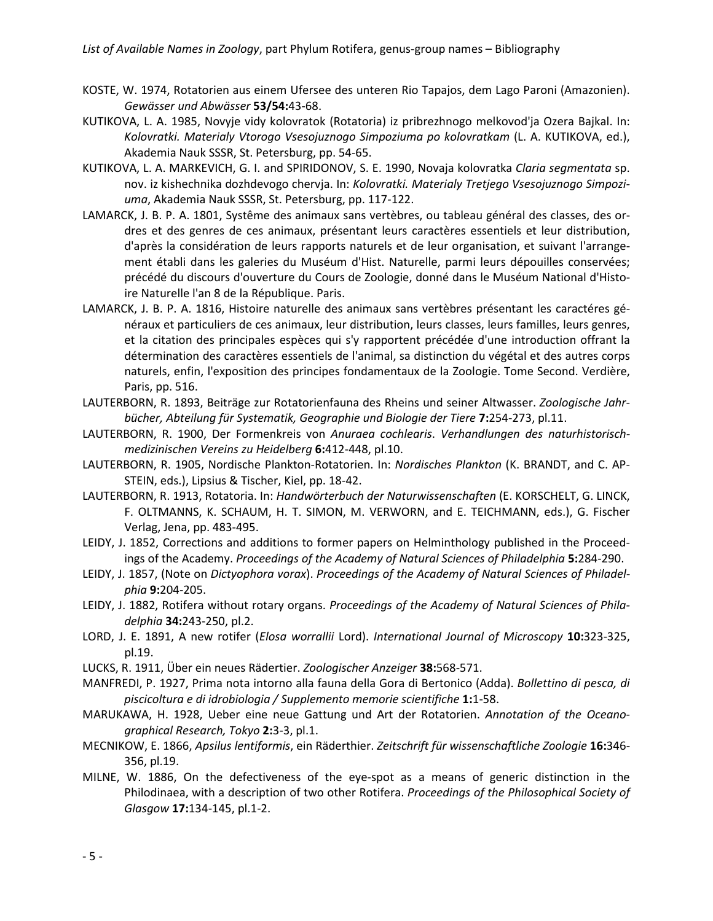KOSTE, W. 1974, Rotatorien aus einem Ufersee des unteren Rio Tapajos, dem Lago Paroni (Amazonien). *Gewässer und Abwässer* **53/54:**43-68.

KUTIKOVA, L. A. 1985, Novyje vidy kolovratok (Rotatoria) iz pribrezhnogo melkovod'ja Ozera Bajkal. In: *Kolovratki. Materialy Vtorogo Vsesojuznogo Simpoziuma po kolovratkam* (L. A. KUTIKOVA, ed.), Akademia Nauk SSSR, St. Petersburg, pp. 54-65.

KUTIKOVA, L. A. MARKEVICH, G. I. and SPIRIDONOV, S. E. 1990, Novaja kolovratka *Claria segmentata* sp. nov. iz kishechnika dozhdevogo chervja. In: *Kolovratki. Materialy Tretjego Vsesojuznogo Simpoziuma*, Akademia Nauk SSSR, St. Petersburg, pp. 117-122.

LAMARCK, J. B. P. A. 1801, Système des animaux sans vertèbres, ou tableau général des classes, des ordres et des genres de ces animaux, présentant leurs caractères essentiels et leur distribution, d'après la considération de leurs rapports naturels et de leur organisation, et suivant l'arrangement établi dans les galeries du Muséum d'Hist. Naturelle, parmi leurs dépouilles conservées; précédé du discours d'ouverture du Cours de Zoologie, donné dans le Muséum National d'Histoire Naturelle l'an 8 de la République. Paris.

LAMARCK, J. B. P. A. 1816, Histoire naturelle des animaux sans vertèbres présentant les caractéres généraux et particuliers de ces animaux, leur distribution, leurs classes, leurs familles, leurs genres, et la citation des principales espèces qui s'y rapportent précédée d'une introduction offrant la détermination des caractères essentiels de l'animal, sa distinction du végétal et des autres corps naturels, enfin, l'exposition des principes fondamentaux de la Zoologie. Tome Second. Verdière, Paris, pp. 516.

LAUTERBORN, R. 1893, Beiträge zur Rotatorienfauna des Rheins und seiner Altwasser. *Zoologische Jahrbücher, Abteilung für Systematik, Geographie und Biologie der Tiere* **7:**254-273, pl.11.

LAUTERBORN, R. 1900, Der Formenkreis von *Anuraea cochlearis*. *Verhandlungen des naturhistorisch-medizinischen Vereins zu Heidelberg* **6:**412-448, pl.10.

LAUTERBORN, R. 1905, Nordische Plankton-Rotatorien. In: *Nordisches Plankton* (K. BRANDT, and C. APSTEIN, eds.), Lipsius & Tischer, Kiel, pp. 18-42.

LAUTERBORN, R. 1913, Rotatoria. In: *Handwörterbuch der Naturwissenschaften* (E. KORSCHELT, G. LINCK, F. OLTMANNS, K. SCHAUM, H. T. SIMON, M. VERWORN, and E. TEICHMANN, eds.), G. Fischer Verlag, Jena, pp. 483-495.

LEIDY, J. 1852, Corrections and additions to former papers on Helminthology published in the Proceedings of the Academy. *Proceedings of the Academy of Natural Sciences of Philadelphia* **5:**284-290.

LEIDY, J. 1857, (Note on *Dictyophora vorax*). *Proceedings of the Academy of Natural Sciences of Philadelphia* **9:**204-205.

LEIDY, J. 1882, Rotifera without rotary organs. *Proceedings of the Academy of Natural Sciences of Philadelphia* **34:**243-250, pl.2.

LORD, J. E. 1891, A new rotifer (*Elosa worrallii* Lord). *International Journal of Microscopy* **10:**323-325, pl.19.

LUCKS, R. 1911, Über ein neues Rädertier. *Zoologischer Anzeiger* **38:**568-571.

MANFREDI, P. 1927, Prima nota intorno alla fauna della Gora di Bertonico (Adda). *Bollettino di pesca, di piscicoltura e di idrobiologia / Supplemento memorie scientifiche* **1:**1-58.

MARUKAWA, H. 1928, Ueber eine neue Gattung und Art der Rotatorien. *Annotation of the Oceanographical Research, Tokyo* **2:**3-3, pl.1.

MECNIKOW, E. 1866, *Apsilus lentiformis*, ein Räderthier. *Zeitschrift für wissenschaftliche Zoologie* **16:**346-356, pl.19.

MILNE, W. 1886, On the defectiveness of the eye-spot as a means of generic distinction in the Philodinaea, with a description of two other Rotifera. *Proceedings of the Philosophical Society of Glasgow* **17:**134-145, pl.1-2.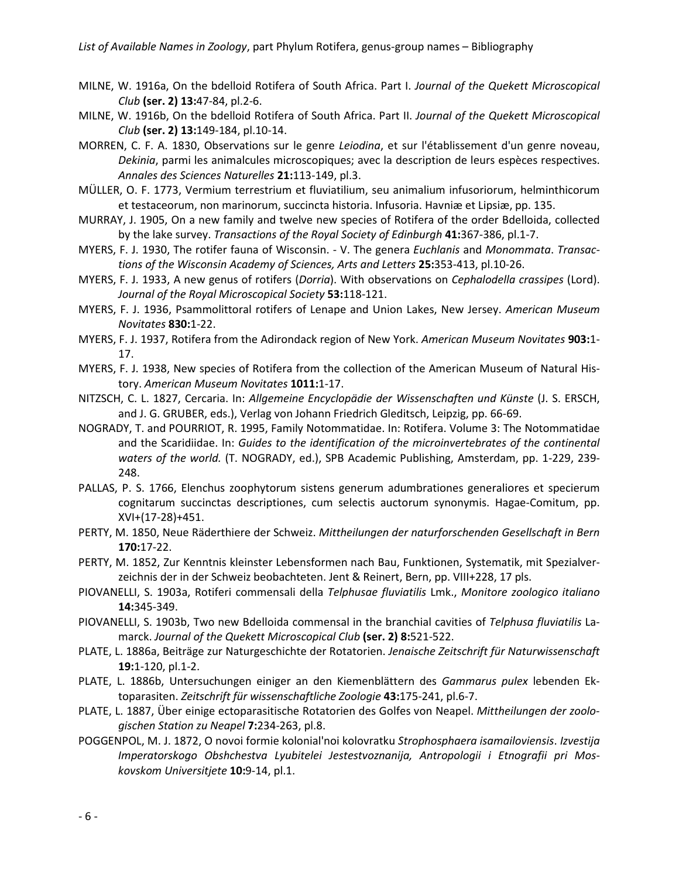MILNE, W. 1916a, On the bdelloid Rotifera of South Africa. Part I. *Journal of the Quekett Microscopical Club* **(ser. 2) 13:**47-84, pl.2-6.

MILNE, W. 1916b, On the bdelloid Rotifera of South Africa. Part II. *Journal of the Quekett Microscopical Club* **(ser. 2) 13:**149-184, pl.10-14.

MORREN, C. F. A. 1830, Observations sur le genre *Leiodina*, et sur l'établissement d'un genre noveau, *Dekinia*, parmi les animalcules microscopiques; avec la description de leurs espèces respectives. *Annales des Sciences Naturelles* **21:**113-149, pl.3.

MÜLLER, O. F. 1773, Vermium terrestrium et fluviatilium, seu animalium infusoriorum, helminthicorum et testaceorum, non marinorum, succincta historia. Infusoria. Havniæ et Lipsiæ, pp. 135.

MURRAY, J. 1905, On a new family and twelve new species of Rotifera of the order Bdelloida, collected by the lake survey. *Transactions of the Royal Society of Edinburgh* **41:**367-386, pl.1-7.

MYERS, F. J. 1930, The rotifer fauna of Wisconsin. - V. The genera *Euchlanis* and *Monommata*. *Transactions of the Wisconsin Academy of Sciences, Arts and Letters* **25:**353-413, pl.10-26.

MYERS, F. J. 1933, A new genus of rotifers (*Dorria*). With observations on *Cephalodella crassipes* (Lord). *Journal of the Royal Microscopical Society* **53:**118-121.

MYERS, F. J. 1936, Psammolittoral rotifers of Lenape and Union Lakes, New Jersey. *American Museum Novitates* **830:**1-22.

MYERS, F. J. 1937, Rotifera from the Adirondack region of New York. *American Museum Novitates* **903:**1-17.

MYERS, F. J. 1938, New species of Rotifera from the collection of the American Museum of Natural History. *American Museum Novitates* **1011:**1-17.

NITZSCH, C. L. 1827, Cercaria. In: *Allgemeine Encyclopädie der Wissenschaften und Künste* (J. S. ERSCH, and J. G. GRUBER, eds.), Verlag von Johann Friedrich Gleditsch, Leipzig, pp. 66-69.

NOGRADY, T. and POURRIOT, R. 1995, Family Notommatidae. In: Rotifera. Volume 3: The Notommatidae and the Scaridiidae. In: *Guides to the identification of the microinvertebrates of the continental waters of the world.* (T. NOGRADY, ed.), SPB Academic Publishing, Amsterdam, pp. 1-229, 239-248.

PALLAS, P. S. 1766, Elenchus zoophytorum sistens generum adumbrationes generaliores et specierum cognitarum succinctas descriptiones, cum selectis auctorum synonymis. Hagae-Comitum, pp. XVI+(17-28)+451.

PERTY, M. 1850, Neue Räderthiere der Schweiz. *Mittheilungen der naturforschenden Gesellschaft in Bern* **170:**17-22.

PERTY, M. 1852, Zur Kenntnis kleinster Lebensformen nach Bau, Funktionen, Systematik, mit Spezialverzeichnis der in der Schweiz beobachteten. Jent & Reinert, Bern, pp. VIII+228, 17 pls.

PIOVANELLI, S. 1903a, Rotiferi commensali della *Telphusae fluviatilis* Lmk., *Monitore zoologico italiano* **14:**345-349.

PIOVANELLI, S. 1903b, Two new Bdelloida commensal in the branchial cavities of *Telphusa fluviatilis* Lamarck. *Journal of the Quekett Microscopical Club* **(ser. 2) 8:**521-522.

PLATE, L. 1886a, Beiträge zur Naturgeschichte der Rotatorien. *Jenaische Zeitschrift für Naturwissenschaft* **19:**1-120, pl.1-2.

PLATE, L. 1886b, Untersuchungen einiger an den Kiemenblättern des *Gammarus pulex* lebenden Ektoparasiten. *Zeitschrift für wissenschaftliche Zoologie* **43:**175-241, pl.6-7.

PLATE, L. 1887, Über einige ectoparasitische Rotatorien des Golfes von Neapel. *Mittheilungen der zoologischen Station zu Neapel* **7:**234-263, pl.8.

POGGENPOL, M. J. 1872, O novoi formie kolonial'noi kolovratku *Strophosphaera isamailoviensis*. *Izvestija Imperatorskogo Obshchestva Lyubitelei Jestestvoznanija, Antropologii i Etnografii pri Moskovskom Universitjete* **10:**9-14, pl.1.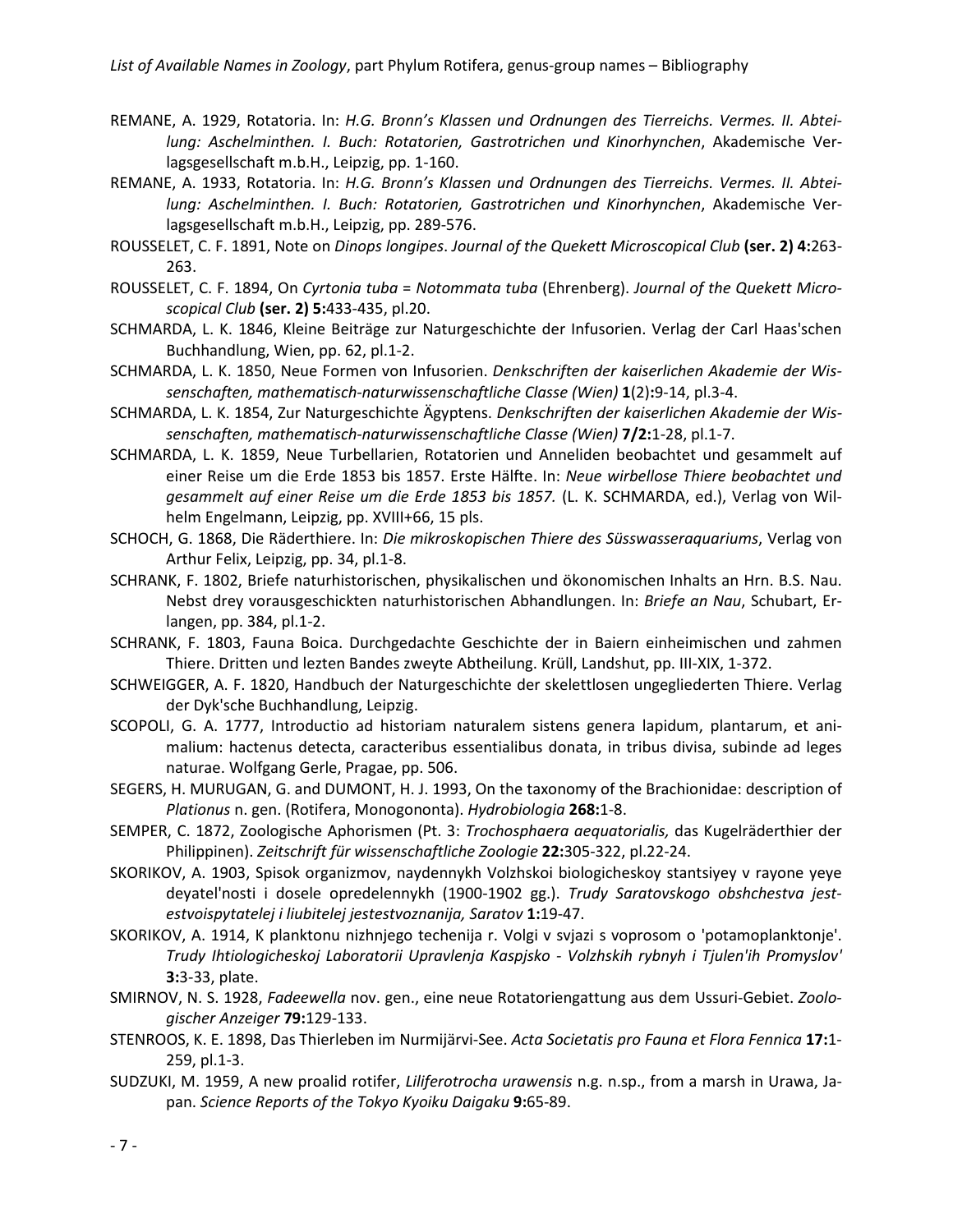REMANE, A. 1929, Rotatoria. In: *H.G. Bronn's Klassen und Ordnungen des Tierreichs. Vermes. II. Abteilung: Aschelminthen. I. Buch: Rotatorien, Gastrotrichen und Kinorhynchen*, Akademische Verlagsgesellschaft m.b.H., Leipzig, pp. 1-160.

REMANE, A. 1933, Rotatoria. In: *H.G. Bronn's Klassen und Ordnungen des Tierreichs. Vermes. II. Abteilung: Aschelminthen. I. Buch: Rotatorien, Gastrotrichen und Kinorhynchen*, Akademische Verlagsgesellschaft m.b.H., Leipzig, pp. 289-576.

ROUSSELET, C. F. 1891, Note on *Dinops longipes*. *Journal of the Quekett Microscopical Club* **(ser. 2) 4:**263-263.

ROUSSELET, C. F. 1894, On *Cyrtonia tuba = Notommata tuba* (Ehrenberg). *Journal of the Quekett Microscopical Club* **(ser. 2) 5:**433-435, pl.20.

SCHMARDA, L. K. 1846, Kleine Beiträge zur Naturgeschichte der Infusorien. Verlag der Carl Haas'schen Buchhandlung, Wien, pp. 62, pl.1-2.

SCHMARDA, L. K. 1850, Neue Formen von Infusorien. *Denkschriften der kaiserlichen Akademie der Wissenschaften, mathematisch-naturwissenschaftliche Classe (Wien)* **1**(2)**:**9-14, pl.3-4.

SCHMARDA, L. K. 1854, Zur Naturgeschichte Ägyptens. *Denkschriften der kaiserlichen Akademie der Wissenschaften, mathematisch-naturwissenschaftliche Classe (Wien)* **7/2:**1-28, pl.1-7.

SCHMARDA, L. K. 1859, Neue Turbellarien, Rotatorien und Anneliden beobachtet und gesammelt auf einer Reise um die Erde 1853 bis 1857. Erste Hälfte. In: *Neue wirbellose Thiere beobachtet und gesammelt auf einer Reise um die Erde 1853 bis 1857.* (L. K. SCHMARDA, ed.), Verlag von Wilhelm Engelmann, Leipzig, pp. XVIII+66, 15 pls.

SCHOCH, G. 1868, Die Räderthiere. In: *Die mikroskopischen Thiere des Süsswasseraquariums*, Verlag von Arthur Felix, Leipzig, pp. 34, pl.1-8.

SCHRANK, F. 1802, Briefe naturhistorischen, physikalischen und ökonomischen Inhalts an Hrn. B.S. Nau. Nebst drey vorausgeschickten naturhistorischen Abhandlungen. In: *Briefe an Nau*, Schubart, Erlangen, pp. 384, pl.1-2.

SCHRANK, F. 1803, Fauna Boica. Durchgedachte Geschichte der in Baiern einheimischen und zahmen Thiere. Dritten und lezten Bandes zweyte Abtheilung. Krüll, Landshut, pp. III-XIX, 1-372.

SCHWEIGGER, A. F. 1820, Handbuch der Naturgeschichte der skelettlosen ungegliederten Thiere. Verlag der Dyk'sche Buchhandlung, Leipzig.

SCOPOLI, G. A. 1777, Introductio ad historiam naturalem sistens genera lapidum, plantarum, et animalium: hactenus detecta, caracteribus essentialibus donata, in tribus divisa, subinde ad leges naturae. Wolfgang Gerle, Pragae, pp. 506.

SEGERS, H. MURUGAN, G. and DUMONT, H. J. 1993, On the taxonomy of the Brachionidae: description of *Plationus* n. gen. (Rotifera, Monogononta). *Hydrobiologia* **268:**1-8.

SEMPER, C. 1872, Zoologische Aphorismen (Pt. 3: *Trochosphaera aequatorialis,* das Kugelräderthier der Philippinen). *Zeitschrift für wissenschaftliche Zoologie* **22:**305-322, pl.22-24.

SKORIKOV, A. 1903, Spisok organizmov, naydennykh Volzhskoi biologicheskoy stantsiyey v rayone yeye deyatel'nosti i dosele opredelennykh (1900-1902 gg.). *Trudy Saratovskogo obshchestva jestestvoispytatelej i liubitelej jestestvoznanija, Saratov* **1:**19-47.

SKORIKOV, A. 1914, K planktonu nizhnjego techenija r. Volgi v svjazi s voprosom o 'potamoplanktonje'. *Trudy Ihtiologicheskoj Laboratorii Upravlenja Kaspjsko - Volzhskih rybnyh i Tjulen'ih Promyslov'* **3:**3-33, plate.

SMIRNOV, N. S. 1928, *Fadeewella* nov. gen., eine neue Rotatoriengattung aus dem Ussuri-Gebiet. *Zoologischer Anzeiger* **79:**129-133.

STENROOS, K. E. 1898, Das Thierleben im Nurmijärvi-See. *Acta Societatis pro Fauna et Flora Fennica* **17:**1-259, pl.1-3.

SUDZUKI, M. 1959, A new proalid rotifer, *Liliferotrocha urawensis* n.g. n.sp., from a marsh in Urawa, Japan. *Science Reports of the Tokyo Kyoiku Daigaku* **9:**65-89.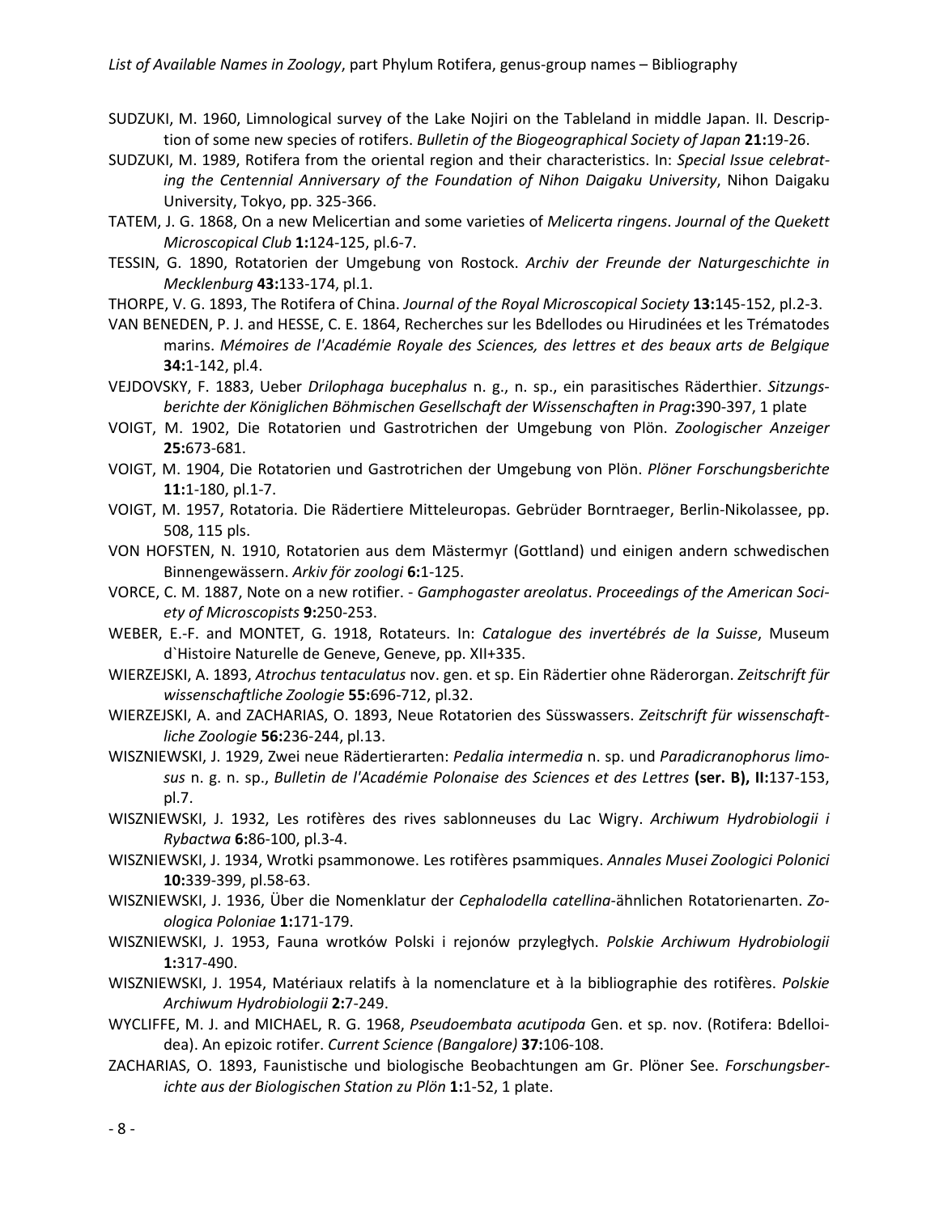SUDZUKI, M. 1960, Limnological survey of the Lake Nojiri on the Tableland in middle Japan. II. Description of some new species of rotifers. *Bulletin of the Biogeographical Society of Japan* **21:**19-26.

SUDZUKI, M. 1989, Rotifera from the oriental region and their characteristics. In: *Special Issue celebrating the Centennial Anniversary of the Foundation of Nihon Daigaku University*, Nihon Daigaku University, Tokyo, pp. 325-366.

TATEM, J. G. 1868, On a new Melicertian and some varieties of *Melicerta ringens*. *Journal of the Quekett Microscopical Club* **1:**124-125, pl.6-7.

TESSIN, G. 1890, Rotatorien der Umgebung von Rostock. *Archiv der Freunde der Naturgeschichte in Mecklenburg* **43:**133-174, pl.1.

THORPE, V. G. 1893, The Rotifera of China. *Journal of the Royal Microscopical Society* **13:**145-152, pl.2-3.

VAN BENEDEN, P. J. and HESSE, C. E. 1864, Recherches sur les Bdellodes ou Hirudinées et les Trématodes marins. *Mémoires de l'Académie Royale des Sciences, des lettres et des beaux arts de Belgique* **34:**1-142, pl.4.

VEJDOVSKY, F. 1883, Ueber *Drilophaga bucephalus* n. g., n. sp., ein parasitisches Räderthier. *Sitzungsberichte der Königlichen Böhmischen Gesellschaft der Wissenschaften in Prag***:**390-397, 1 plate

VOIGT, M. 1902, Die Rotatorien und Gastrotrichen der Umgebung von Plön. *Zoologischer Anzeiger* **25:**673-681.

VOIGT, M. 1904, Die Rotatorien und Gastrotrichen der Umgebung von Plön. *Plöner Forschungsberichte* **11:**1-180, pl.1-7.

VOIGT, M. 1957, Rotatoria. Die Rädertiere Mitteleuropas. Gebrüder Borntraeger, Berlin-Nikolassee, pp. 508, 115 pls.

VON HOFSTEN, N. 1910, Rotatorien aus dem Mästermyr (Gottland) und einigen andern schwedischen Binnengewässern. *Arkiv för zoologi* **6:**1-125.

VORCE, C. M. 1887, Note on a new rotifier. - *Gamphogaster areolatus*. *Proceedings of the American Society of Microscopists* **9:**250-253.

WEBER, E.-F. and MONTET, G. 1918, Rotateurs. In: *Catalogue des invertébrés de la Suisse*, Museum d`Histoire Naturelle de Geneve, Geneve, pp. XII+335.

WIERZEJSKI, A. 1893, *Atrochus tentaculatus* nov. gen. et sp. Ein Rädertier ohne Räderorgan. *Zeitschrift für wissenschaftliche Zoologie* **55:**696-712, pl.32.

WIERZEJSKI, A. and ZACHARIAS, O. 1893, Neue Rotatorien des Süsswassers. *Zeitschrift für wissenschaftliche Zoologie* **56:**236-244, pl.13.

WISZNIEWSKI, J. 1929, Zwei neue Rädertierarten: *Pedalia intermedia* n. sp. und *Paradicranophorus limosus* n. g. n. sp., *Bulletin de l'Académie Polonaise des Sciences et des Lettres* **(ser. B), II:**137-153, pl.7.

WISZNIEWSKI, J. 1932, Les rotifères des rives sablonneuses du Lac Wigry. *Archiwum Hydrobiologii i Rybactwa* **6:**86-100, pl.3-4.

WISZNIEWSKI, J. 1934, Wrotki psammonowe. Les rotifères psammiques. *Annales Musei Zoologici Polonici* **10:**339-399, pl.58-63.

WISZNIEWSKI, J. 1936, Über die Nomenklatur der *Cephalodella catellina*-ähnlichen Rotatorienarten. *Zoologica Poloniae* **1:**171-179.

WISZNIEWSKI, J. 1953, Fauna wrotków Polski i rejonów przyległych. *Polskie Archiwum Hydrobiologii* **1:**317-490.

WISZNIEWSKI, J. 1954, Matériaux relatifs à la nomenclature et à la bibliographie des rotifères. *Polskie Archiwum Hydrobiologii* **2:**7-249.

WYCLIFFE, M. J. and MICHAEL, R. G. 1968, *Pseudoembata acutipoda* Gen. et sp. nov. (Rotifera: Bdelloidea). An epizoic rotifer. *Current Science (Bangalore)* **37:**106-108.

ZACHARIAS, O. 1893, Faunistische und biologische Beobachtungen am Gr. Plöner See. *Forschungsberichte aus der Biologischen Station zu Plön* **1:**1-52, 1 plate.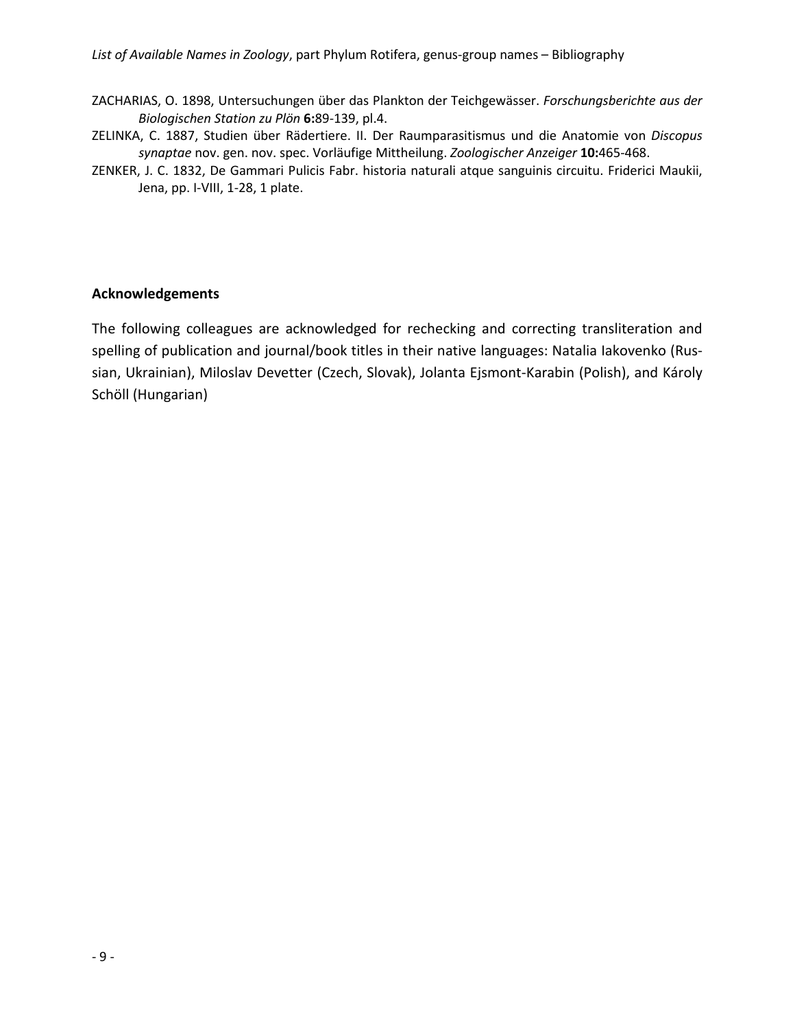ZACHARIAS, O. 1898, Untersuchungen über das Plankton der Teichgewässer. *Forschungsberichte aus der Biologischen Station zu Plön* **6:**89-139, pl.4.

ZELINKA, C. 1887, Studien über Rädertiere. II. Der Raumparasitismus und die Anatomie von *Discopus synaptae* nov. gen. nov. spec. Vorläufige Mittheilung. *Zoologischer Anzeiger* **10:**465-468.

ZENKER, J. C. 1832, De Gammari Pulicis Fabr. historia naturali atque sanguinis circuitu. Friderici Maukii, Jena, pp. I-VIII, 1-28, 1 plate.

## Acknowledgements

The following colleagues are acknowledged for rechecking and correcting transliteration and spelling of publication and journal/book titles in their native languages: Natalia Iakovenko (Russian, Ukrainian), Miloslav Devetter (Czech, Slovak), Jolanta Ejsmont-Karabin (Polish), and Károly Schöll (Hungarian)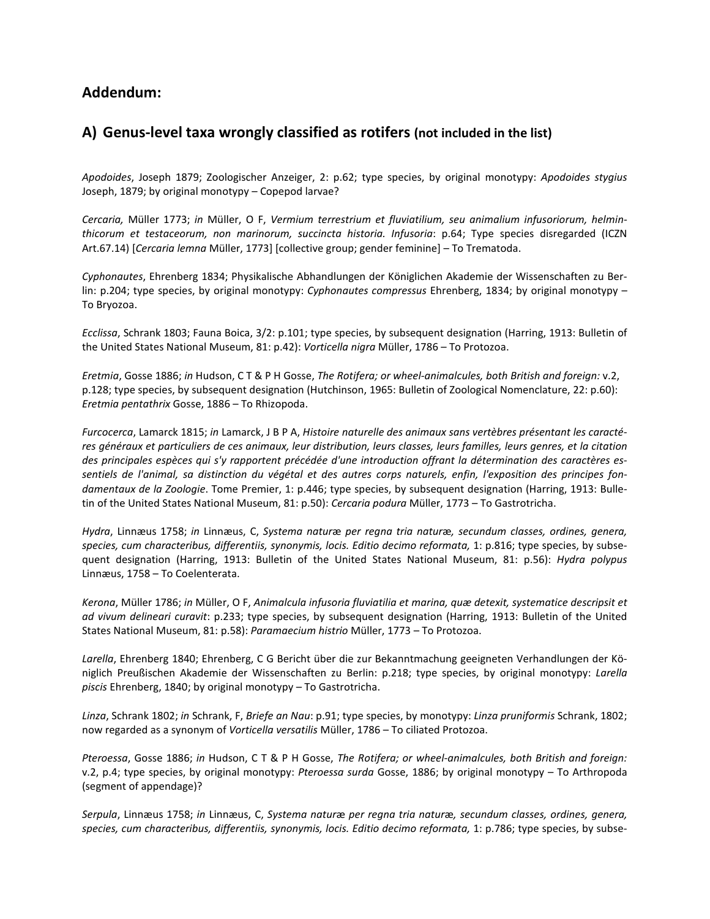## Addendum:

## A) Genus-level taxa wrongly classified as rotifers (not included in the list)

*Apodoides*, Joseph 1879; Zoologischer Anzeiger, 2: p.62; type species, by original monotypy: *Apodoides stygius* Joseph, 1879; by original monotypy – Copepod larvae?

*Cercaria,* Müller 1773; *in* Müller, O F, *Vermium terrestrium et fluviatilium, seu animalium infusoriorum, helminthicorum et testaceorum, non marinorum, succincta historia. Infusoria*: p.64; Type species disregarded (ICZN Art.67.14) [*Cercaria lemna* Müller, 1773] [collective group; gender feminine] – To Trematoda.

*Cyphonautes*, Ehrenberg 1834; Physikalische Abhandlungen der Königlichen Akademie der Wissenschaften zu Berlin: p.204; type species, by original monotypy: *Cyphonautes compressus* Ehrenberg, 1834; by original monotypy – To Bryozoa.

*Ecclissa*, Schrank 1803; Fauna Boica, 3/2: p.101; type species, by subsequent designation (Harring, 1913: Bulletin of the United States National Museum, 81: p.42): *Vorticella nigra* Müller, 1786 – To Protozoa.

*Eretmia*, Gosse 1886; *in* Hudson, C T & P H Gosse, *The Rotifera; or wheel-animalcules, both British and foreign:* v.2, p.128; type species, by subsequent designation (Hutchinson, 1965: Bulletin of Zoological Nomenclature, 22: p.60): *Eretmia pentathrix* Gosse, 1886 – To Rhizopoda.

*Furcocerca*, Lamarck 1815; *in* Lamarck, J B P A, *Histoire naturelle des animaux sans vertèbres présentant les caractéres généraux et particuliers de ces animaux, leur distribution, leurs classes, leurs familles, leurs genres, et la citation des principales espèces qui s'y rapportent précédée d'une introduction offrant la détermination des caractères essentiels de l'animal, sa distinction du végétal et des autres corps naturels, enfin, l'exposition des principes fondamentaux de la Zoologie*. Tome Premier, 1: p.446; type species, by subsequent designation (Harring, 1913: Bulletin of the United States National Museum, 81: p.50): *Cercaria podura* Müller, 1773 – To Gastrotricha.

*Hydra*, Linnæus 1758; *in* Linnæus, C, *Systema naturæ per regna tria naturæ, secundum classes, ordines, genera, species, cum characteribus, differentiis, synonymis, locis. Editio decimo reformata,* 1: p.816; type species, by subsequent designation (Harring, 1913: Bulletin of the United States National Museum, 81: p.56): *Hydra polypus* Linnæus, 1758 – To Coelenterata.

*Kerona*, Müller 1786; *in* Müller, O F, *Animalcula infusoria fluviatilia et marina, quæ detexit, systematice descripsit et ad vivum delineari curavit*: p.233; type species, by subsequent designation (Harring, 1913: Bulletin of the United States National Museum, 81: p.58): *Paramaecium histrio* Müller, 1773 – To Protozoa.

*Larella*, Ehrenberg 1840; Ehrenberg, C G Bericht über die zur Bekanntmachung geeigneten Verhandlungen der Königlich Preußischen Akademie der Wissenschaften zu Berlin: p.218; type species, by original monotypy: *Larella piscis* Ehrenberg, 1840; by original monotypy – To Gastrotricha.

*Linza*, Schrank 1802; *in* Schrank, F, *Briefe an Nau*: p.91; type species, by monotypy: *Linza pruniformis* Schrank, 1802; now regarded as a synonym of *Vorticella versatilis* Müller, 1786 – To ciliated Protozoa.

*Pteroessa*, Gosse 1886; *in* Hudson, C T & P H Gosse, *The Rotifera; or wheel-animalcules, both British and foreign:* v.2, p.4; type species, by original monotypy: *Pteroessa surda* Gosse, 1886; by original monotypy – To Arthropoda (segment of appendage)?

*Serpula*, Linnæus 1758; *in* Linnæus, C, *Systema naturæ per regna tria naturæ, secundum classes, ordines, genera, species, cum characteribus, differentiis, synonymis, locis. Editio decimo reformata,* 1: p.786; type species, by subse-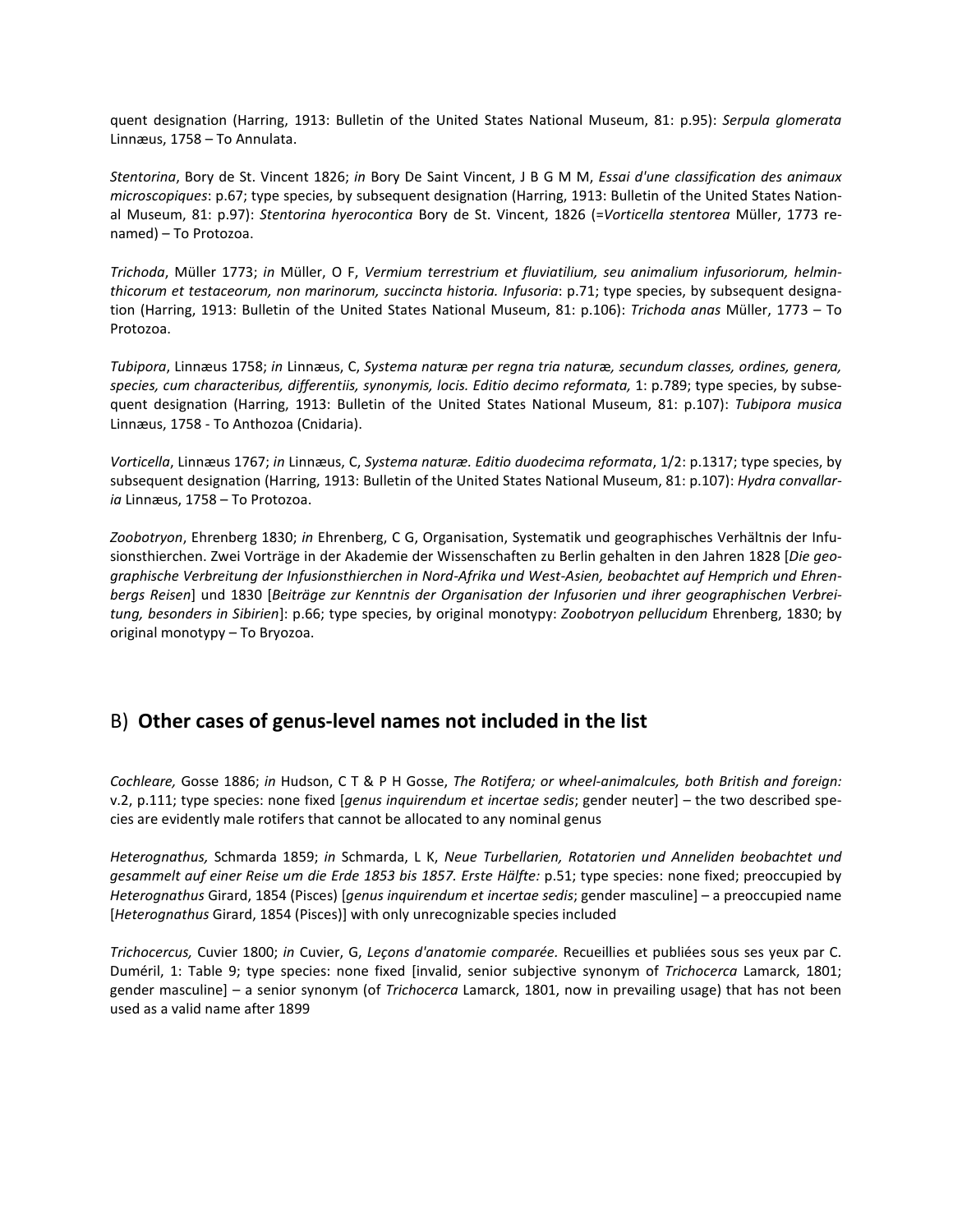quent designation (Harring, 1913: Bulletin of the United States National Museum, 81: p.95): *Serpula glomerata* Linnæus, 1758 – To Annulata.

*Stentorina*, Bory de St. Vincent 1826; *in* Bory De Saint Vincent, J B G M M, *Essai d'une classification des animaux microscopiques*: p.67; type species, by subsequent designation (Harring, 1913: Bulletin of the United States National Museum, 81: p.97): *Stentorina hyerocontica* Bory de St. Vincent, 1826 (=*Vorticella stentorea* Müller, 1773 renamed) – To Protozoa.

*Trichoda*, Müller 1773; *in* Müller, O F, *Vermium terrestrium et fluviatilium, seu animalium infusoriorum, helminthicorum et testaceorum, non marinorum, succincta historia. Infusoria*: p.71; type species, by subsequent designation (Harring, 1913: Bulletin of the United States National Museum, 81: p.106): *Trichoda anas* Müller, 1773 – To Protozoa.

*Tubipora*, Linnæus 1758; *in* Linnæus, C, *Systema naturæ per regna tria naturæ, secundum classes, ordines, genera, species, cum characteribus, differentiis, synonymis, locis. Editio decimo reformata,* 1: p.789; type species, by subsequent designation (Harring, 1913: Bulletin of the United States National Museum, 81: p.107): *Tubipora musica* Linnæus, 1758 - To Anthozoa (Cnidaria).

*Vorticella*, Linnæus 1767; *in* Linnæus, C, *Systema naturæ. Editio duodecima reformata*, 1/2: p.1317; type species, by subsequent designation (Harring, 1913: Bulletin of the United States National Museum, 81: p.107): *Hydra convallaria* Linnæus, 1758 – To Protozoa.

*Zoobotryon*, Ehrenberg 1830; *in* Ehrenberg, C G, Organisation, Systematik und geographisches Verhältnis der Infusionsthierchen. Zwei Vorträge in der Akademie der Wissenschaften zu Berlin gehalten in den Jahren 1828 [*Die geographische Verbreitung der Infusionsthierchen in Nord-Afrika und West-Asien, beobachtet auf Hemprich und Ehrenbergs Reisen*] und 1830 [*Beiträge zur Kenntnis der Organisation der Infusorien und ihrer geographischen Verbreitung, besonders in Sibirien*]: p.66; type species, by original monotypy: *Zoobotryon pellucidum* Ehrenberg, 1830; by original monotypy – To Bryozoa.

## B) **Other cases of genus-level names not included in the list**

*Cochleare,* Gosse 1886; *in* Hudson, C T & P H Gosse, *The Rotifera; or wheel-animalcules, both British and foreign:* v.2, p.111; type species: none fixed [*genus inquirendum et incertae sedis*; gender neuter] – the two described species are evidently male rotifers that cannot be allocated to any nominal genus

*Heterognathus,* Schmarda 1859; *in* Schmarda, L K, *Neue Turbellarien, Rotatorien und Anneliden beobachtet und gesammelt auf einer Reise um die Erde 1853 bis 1857. Erste Hälfte:* p.51; type species: none fixed; preoccupied by *Heterognathus* Girard, 1854 (Pisces) [*genus inquirendum et incertae sedis*; gender masculine] – a preoccupied name [*Heterognathus* Girard, 1854 (Pisces)] with only unrecognizable species included

*Trichocercus,* Cuvier 1800; *in* Cuvier, G, *Leçons d'anatomie comparée.* Recueillies et publiées sous ses yeux par C. Duméril, 1: Table 9; type species: none fixed [invalid, senior subjective synonym of *Trichocerca* Lamarck, 1801; gender masculine] – a senior synonym (of *Trichocerca* Lamarck, 1801, now in prevailing usage) that has not been used as a valid name after 1899